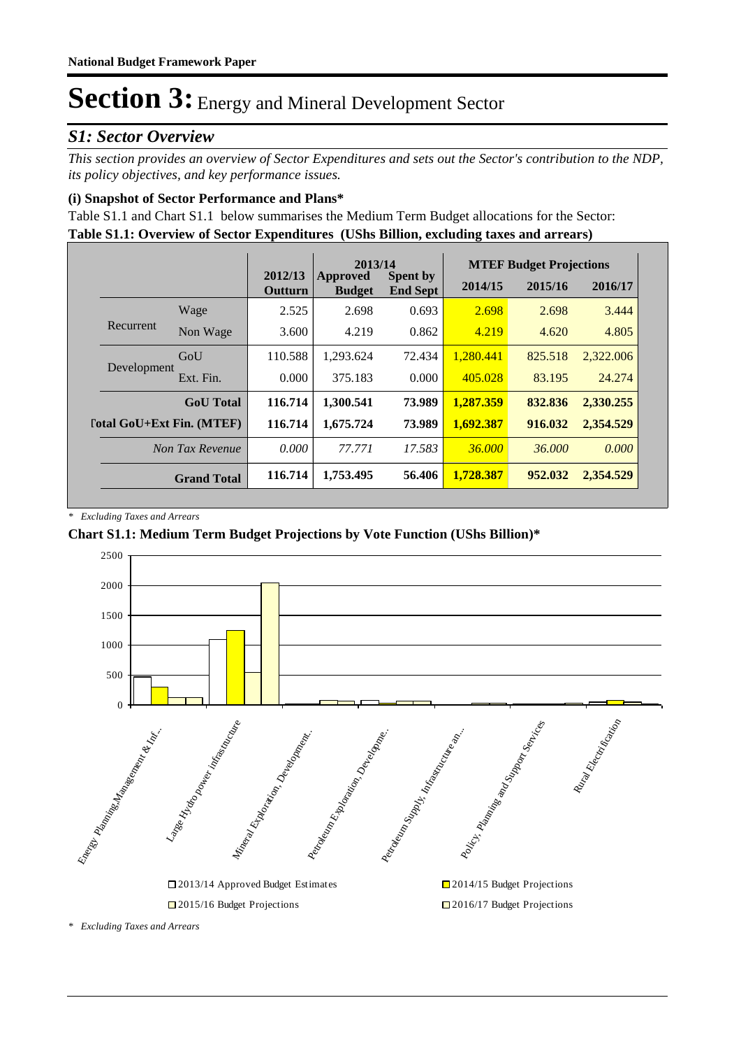National Budget Framework Paper

# Section 3: Energy and Mineral Development Sector

## S1: Sector Overview

*This section provides an overview of Sector Expenditures and sets out the Sector's contribution to the NDP, its policy objectives, and key performance issues.*

### (i) Snapshot of Sector Performance and Plans*

Table S1.1 and Chart S1.1 below summarises the Medium Term Budget allocations for the Sector:

**Table S1.1: Overview of Sector Expenditures (UShs Billion, excluding taxes and arrears)**

| | | 2012/13 | 2013/14 | | MTEF Budget Projections | | |
|---|---|---|---|---|---|---|---|
| | | Outturn | Approved Budget | Spent by End Sept | 2014/15 | 2015/16 | 2016/17 |
| Recurrent | Wage | 2.525 | 2.698 | 0.693 | 2.698 | 2.698 | 3.444 |
| | Non Wage | 3.600 | 4.219 | 0.862 | 4.219 | 4.620 | 4.805 |
| Development | GoU | 110.588 | 1,293.624 | 72.434 | 1,280.441 | 825.518 | 2,322.006 |
| | Ext. Fin. | 0.000 | 375.183 | 0.000 | 405.028 | 83.195 | 24.274 |
| | **GoU Total** | **116.714** | **1,300.541** | **73.989** | **1,287.359** | **832.836** | **2,330.255** |
| | **Total GoU+Ext Fin. (MTEF)** | **116.714** | **1,675.724** | **73.989** | **1,692.387** | **916.032** | **2,354.529** |
| | *Non Tax Revenue* | *0.000* | *77.771* | *17.583* | *36.000* | *36.000* | *0.000* |
| | **Grand Total** | **116.714** | **1,753.495** | **56.406** | **1,728.387** | **952.032** | **2,354.529** |

\* *Excluding Taxes and Arrears*

**Chart S1.1: Medium Term Budget Projections by Vote Function (UShs Billion)***

\* *Excluding Taxes and Arrears*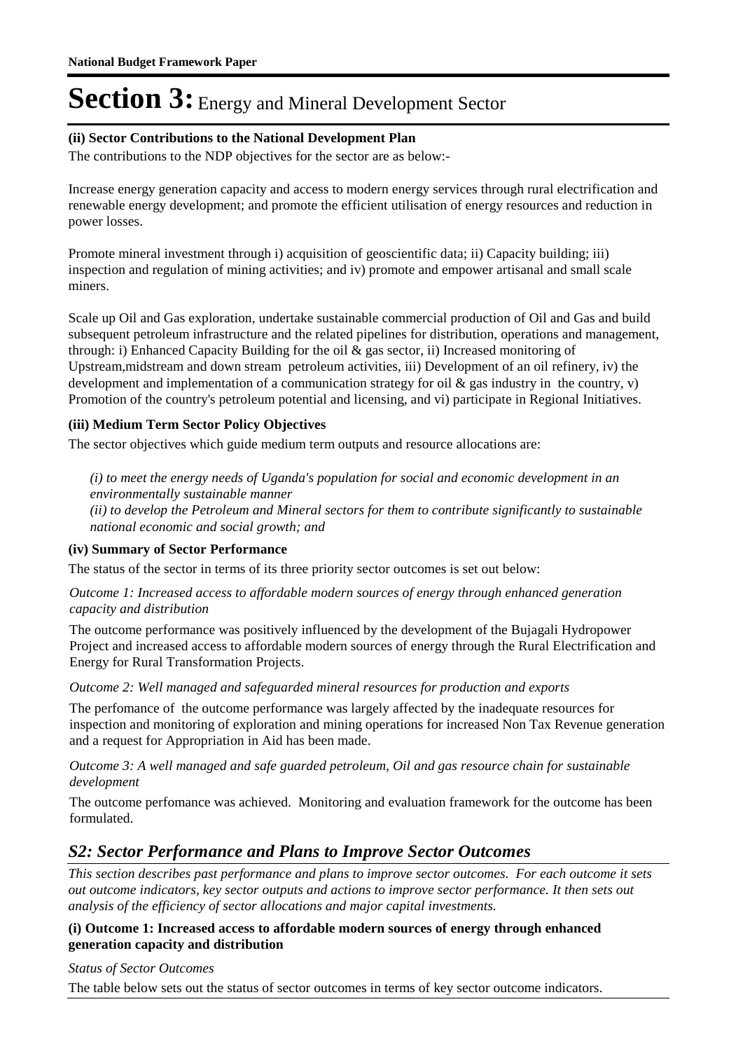# Section 3: Energy and Mineral Development Sector

**(ii) Sector Contributions to the National Development Plan**

The contributions to the NDP objectives for the sector are as below:-

Increase energy generation capacity and access to modern energy services through rural electrification and renewable energy development; and promote the efficient utilisation of energy resources and reduction in power losses.

Promote mineral investment through i) acquisition of geoscientific data; ii) Capacity building; iii) inspection and regulation of mining activities; and iv) promote and empower artisanal and small scale miners.

Scale up Oil and Gas exploration, undertake sustainable commercial production of Oil and Gas and build subsequent petroleum infrastructure and the related pipelines for distribution, operations and management, through: i) Enhanced Capacity Building for the oil & gas sector, ii) Increased monitoring of Upstream,midstream and down stream petroleum activities, iii) Development of an oil refinery, iv) the development and implementation of a communication strategy for oil & gas industry in the country, v) Promotion of the country's petroleum potential and licensing, and vi) participate in Regional Initiatives.

**(iii) Medium Term Sector Policy Objectives**

The sector objectives which guide medium term outputs and resource allocations are:

*(i) to meet the energy needs of Uganda's population for social and economic development in an environmentally sustainable manner*
*(ii) to develop the Petroleum and Mineral sectors for them to contribute significantly to sustainable national economic and social growth; and*

**(iv) Summary of Sector Performance**

The status of the sector in terms of its three priority sector outcomes is set out below:

*Outcome 1: Increased access to affordable modern sources of energy through enhanced generation capacity and distribution*

The outcome performance was positively influenced by the development of the Bujagali Hydropower Project and increased access to affordable modern sources of energy through the Rural Electrification and Energy for Rural Transformation Projects.

*Outcome 2: Well managed and safeguarded mineral resources for production and exports*

The perfomance of the outcome performance was largely affected by the inadequate resources for inspection and monitoring of exploration and mining operations for increased Non Tax Revenue generation and a request for Appropriation in Aid has been made.

*Outcome 3: A well managed and safe guarded petroleum, Oil and gas resource chain for sustainable development*

The outcome perfomance was achieved. Monitoring and evaluation framework for the outcome has been formulated.

## *S2: Sector Performance and Plans to Improve Sector Outcomes*

*This section describes past performance and plans to improve sector outcomes. For each outcome it sets out outcome indicators, key sector outputs and actions to improve sector performance. It then sets out analysis of the efficiency of sector allocations and major capital investments.*

**(i) Outcome 1: Increased access to affordable modern sources of energy through enhanced generation capacity and distribution**

*Status of Sector Outcomes*

The table below sets out the status of sector outcomes in terms of key sector outcome indicators.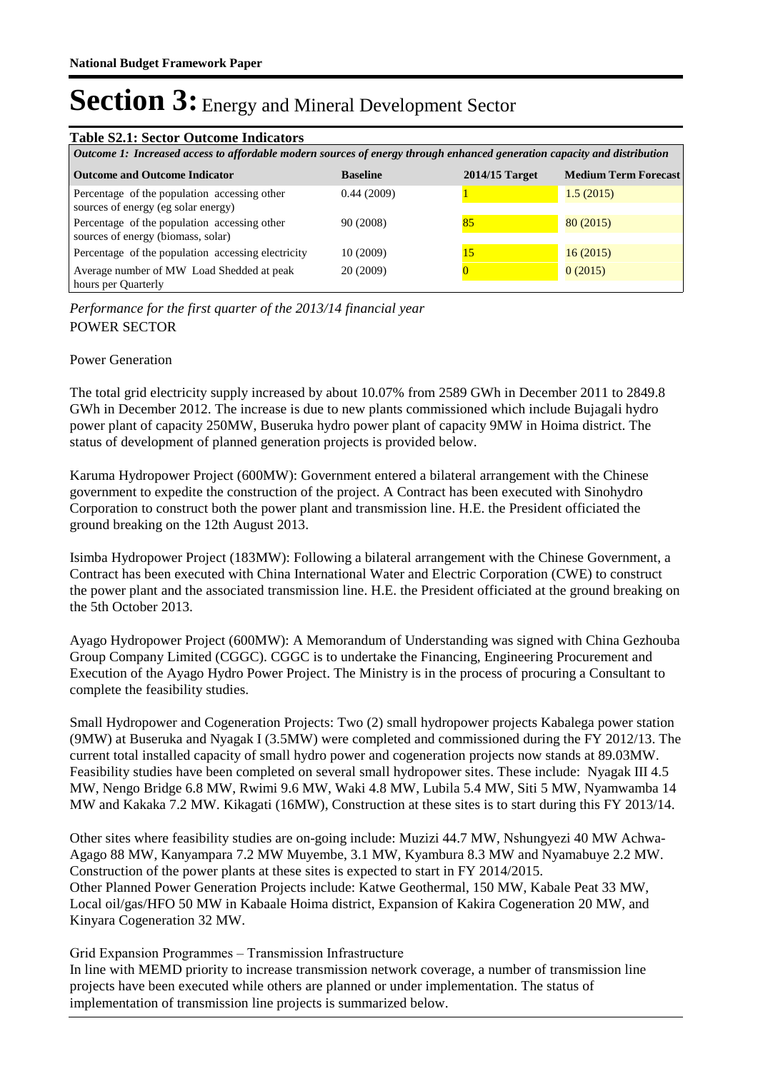# Section 3: Energy and Mineral Development Sector

**Table S2.1: Sector Outcome Indicators**

| *Outcome 1: Increased access to affordable modern sources of energy through enhanced generation capacity and distribution* | | | |
|---|---|---|---|
| **Outcome and Outcome Indicator** | **Baseline** | **2014/15 Target** | **Medium Term Forecast** |
| Percentage of the population accessing other sources of energy (eg solar energy) | 0.44 (2009) | 1 | 1.5 (2015) |
| Percentage of the population accessing other sources of energy (biomass, solar) | 90 (2008) | 85 | 80 (2015) |
| Percentage of the population accessing electricity | 10 (2009) | 15 | 16 (2015) |
| Average number of MW Load Shedded at peak hours per Quarterly | 20 (2009) | 0 | 0 (2015) |

*Performance for the first quarter of the 2013/14 financial year*

POWER SECTOR

Power Generation

The total grid electricity supply increased by about 10.07% from 2589 GWh in December 2011 to 2849.8 GWh in December 2012. The increase is due to new plants commissioned which include Bujagali hydro power plant of capacity 250MW, Buseruka hydro power plant of capacity 9MW in Hoima district. The status of development of planned generation projects is provided below.

Karuma Hydropower Project (600MW): Government entered a bilateral arrangement with the Chinese government to expedite the construction of the project. A Contract has been executed with Sinohydro Corporation to construct both the power plant and transmission line. H.E. the President officiated the ground breaking on the 12th August 2013.

Isimba Hydropower Project (183MW): Following a bilateral arrangement with the Chinese Government, a Contract has been executed with China International Water and Electric Corporation (CWE) to construct the power plant and the associated transmission line. H.E. the President officiated at the ground breaking on the 5th October 2013.

Ayago Hydropower Project (600MW): A Memorandum of Understanding was signed with China Gezhouba Group Company Limited (CGGC). CGGC is to undertake the Financing, Engineering Procurement and Execution of the Ayago Hydro Power Project. The Ministry is in the process of procuring a Consultant to complete the feasibility studies.

Small Hydropower and Cogeneration Projects: Two (2) small hydropower projects Kabalega power station (9MW) at Buseruka and Nyagak I (3.5MW) were completed and commissioned during the FY 2012/13. The current total installed capacity of small hydro power and cogeneration projects now stands at 89.03MW. Feasibility studies have been completed on several small hydropower sites. These include: Nyagak III 4.5 MW, Nengo Bridge 6.8 MW, Rwimi 9.6 MW, Waki 4.8 MW, Lubila 5.4 MW, Siti 5 MW, Nyamwamba 14 MW and Kakaka 7.2 MW. Kikagati (16MW), Construction at these sites is to start during this FY 2013/14.

Other sites where feasibility studies are on-going include: Muzizi 44.7 MW, Nshungyezi 40 MW Achwa-Agago 88 MW, Kanyampara 7.2 MW Muyembe, 3.1 MW, Kyambura 8.3 MW and Nyamabuye 2.2 MW. Construction of the power plants at these sites is expected to start in FY 2014/2015.
Other Planned Power Generation Projects include: Katwe Geothermal, 150 MW, Kabale Peat 33 MW, Local oil/gas/HFO 50 MW in Kabaale Hoima district, Expansion of Kakira Cogeneration 20 MW, and Kinyara Cogeneration 32 MW.

Grid Expansion Programmes – Transmission Infrastructure
In line with MEMD priority to increase transmission network coverage, a number of transmission line projects have been executed while others are planned or under implementation. The status of implementation of transmission line projects is summarized below.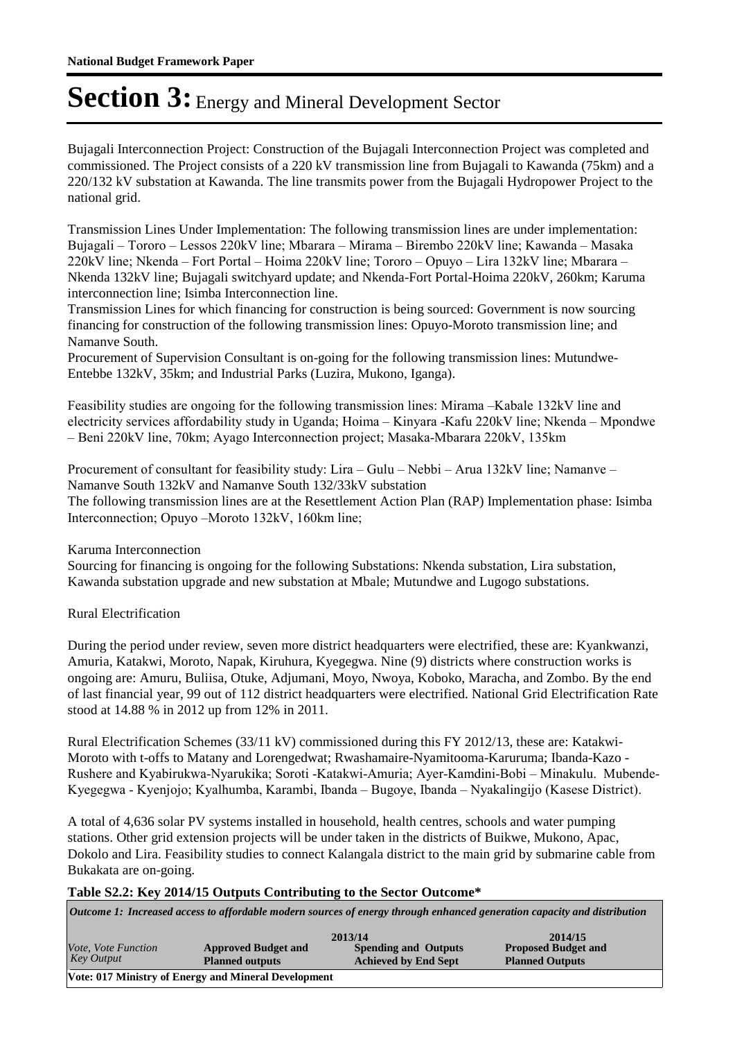Bujagali Interconnection Project: Construction of the Bujagali Interconnection Project was completed and commissioned. The Project consists of a 220 kV transmission line from Bujagali to Kawanda (75km) and a 220/132 kV substation at Kawanda. The line transmits power from the Bujagali Hydropower Project to the national grid.

Transmission Lines Under Implementation: The following transmission lines are under implementation: Bujagali – Tororo – Lessos 220kV line; Mbarara – Mirama – Birembo 220kV line; Kawanda – Masaka 220kV line; Nkenda – Fort Portal – Hoima 220kV line; Tororo – Opuyo – Lira 132kV line; Mbarara – Nkenda 132kV line; Bujagali switchyard update; and Nkenda-Fort Portal-Hoima 220kV, 260km; Karuma interconnection line; Isimba Interconnection line.
Transmission Lines for which financing for construction is being sourced: Government is now sourcing financing for construction of the following transmission lines: Opuyo-Moroto transmission line; and Namanve South.
Procurement of Supervision Consultant is on-going for the following transmission lines: Mutundwe-Entebbe 132kV, 35km; and Industrial Parks (Luzira, Mukono, Iganga).

Feasibility studies are ongoing for the following transmission lines: Mirama –Kabale 132kV line and electricity services affordability study in Uganda; Hoima – Kinyara -Kafu 220kV line; Nkenda – Mpondwe – Beni 220kV line, 70km; Ayago Interconnection project; Masaka-Mbarara 220kV, 135km

Procurement of consultant for feasibility study: Lira – Gulu – Nebbi – Arua 132kV line; Namanve – Namanve South 132kV and Namanve South 132/33kV substation
The following transmission lines are at the Resettlement Action Plan (RAP) Implementation phase: Isimba Interconnection; Opuyo –Moroto 132kV, 160km line;

Karuma Interconnection
Sourcing for financing is ongoing for the following Substations: Nkenda substation, Lira substation, Kawanda substation upgrade and new substation at Mbale; Mutundwe and Lugogo substations.

Rural Electrification

During the period under review, seven more district headquarters were electrified, these are: Kyankwanzi, Amuria, Katakwi, Moroto, Napak, Kiruhura, Kyegegwa. Nine (9) districts where construction works is ongoing are: Amuru, Buliisa, Otuke, Adjumani, Moyo, Nwoya, Koboko, Maracha, and Zombo. By the end of last financial year, 99 out of 112 district headquarters were electrified. National Grid Electrification Rate stood at 14.88 % in 2012 up from 12% in 2011.

Rural Electrification Schemes (33/11 kV) commissioned during this FY 2012/13, these are: Katakwi-Moroto with t-offs to Matany and Lorengedwat; Rwashamaire-Nyamitooma-Karuruma; Ibanda-Kazo - Rushere and Kyabirukwa-Nyarukika; Soroti -Katakwi-Amuria; Ayer-Kamdini-Bobi – Minakulu. Mubende-Kyegegwa - Kyenjojo; Kyalhumba, Karambi, Ibanda – Bugoye, Ibanda – Nyakalingijo (Kasese District).

A total of 4,636 solar PV systems installed in household, health centres, schools and water pumping stations. Other grid extension projects will be under taken in the districts of Buikwe, Mukono, Apac, Dokolo and Lira. Feasibility studies to connect Kalangala district to the main grid by submarine cable from Bukakata are on-going.

**Table S2.2: Key 2014/15 Outputs Contributing to the Sector Outcome***

*Outcome 1: Increased access to affordable modern sources of energy through enhanced generation capacity and distribution*

| *Vote, Vote Function Key Output* | 2013/14 **Approved Budget and Planned outputs** | 2013/14 **Spending and Outputs Achieved by End Sept** | 2014/15 **Proposed Budget and Planned Outputs** |
|---|---|---|---|
| **Vote: 017 Ministry of Energy and Mineral Development** | | | |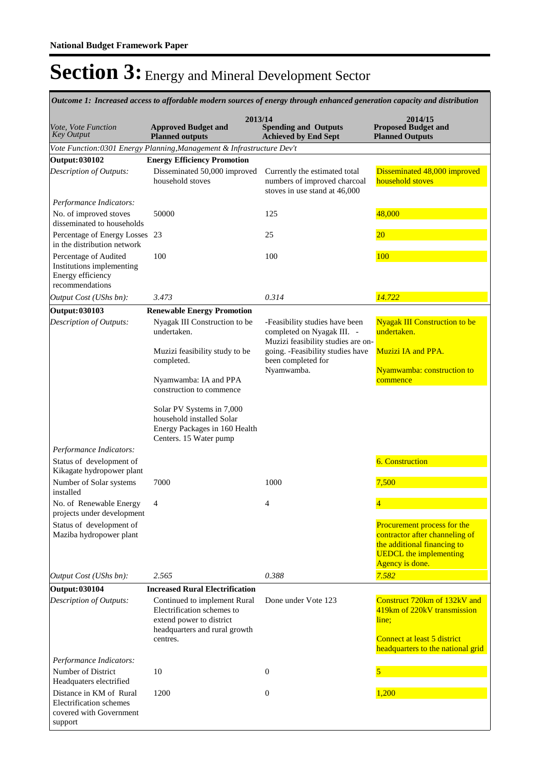**National Budget Framework Paper**

# Section 3: Energy and Mineral Development Sector

*Outcome 1: Increased access to affordable modern sources of energy through enhanced generation capacity and distribution*

| *Vote, Vote Function Key Output* | 2013/14 **Approved Budget and Planned outputs** | 2013/14 **Spending and Outputs Achieved by End Sept** | 2014/15 **Proposed Budget and Planned Outputs** |
|---|---|---|---|
| *Vote Function:0301 Energy Planning,Management & Infrastructure Dev't* | | | |
| **Output: 030102** | **Energy Efficiency Promotion** | | |
| *Description of Outputs:* | Disseminated 50,000 improved household stoves | Currently the estimated total numbers of improved charcoal stoves in use stand at 46,000 | Disseminated 48,000 improved household stoves |
| *Performance Indicators:* | | | |
| No. of improved stoves disseminated to households | 50000 | 125 | 48,000 |
| Percentage of Energy Losses in the distribution network | 23 | 25 | 20 |
| Percentage of Audited Institutions implementing Energy efficiency recommendations | 100 | 100 | 100 |
| *Output Cost (UShs bn):* | *3.473* | *0.314* | *14.722* |
| **Output: 030103** | **Renewable Energy Promotion** | | |
| *Description of Outputs:* | Nyagak III Construction to be undertaken.<br><br>Muzizi feasibility study to be completed.<br><br>Nyamwamba: IA and PPA construction to commence<br><br>Solar PV Systems in 7,000 household installed Solar Energy Packages in 160 Health Centers. 15 Water pump | -Feasibility studies have been completed on Nyagak III. - Muzizi feasibility studies are on-going. -Feasibility studies have been completed for Nyamwamba. | Nyagak III Construction to be undertaken.<br><br>Muzizi IA and PPA.<br><br>Nyamwamba: construction to commence |
| *Performance Indicators:* | | | |
| Status of development of Kikagate hydropower plant | | | 6. Construction |
| Number of Solar systems installed | 7000 | 1000 | 7,500 |
| No. of Renewable Energy projects under development | 4 | 4 | 4 |
| Status of development of Maziba hydropower plant | | | Procurement process for the contractor after channeling of the additional financing to UEDCL the implementing Agency is done. |
| *Output Cost (UShs bn):* | *2.565* | *0.388* | *7.582* |
| **Output: 030104** | **Increased Rural Electrification** | | |
| *Description of Outputs:* | Continued to implement Rural Electrification schemes to extend power to district headquarters and rural growth centres. | Done under Vote 123 | Construct 720km of 132kV and 419km of 220kV transmission line;<br><br>Connect at least 5 district headquarters to the national grid |
| *Performance Indicators:* | | | |
| Number of District Headquaters electrified | 10 | 0 | 5 |
| Distance in KM of Rural Electrification schemes covered with Government support | 1200 | 0 | 1,200 |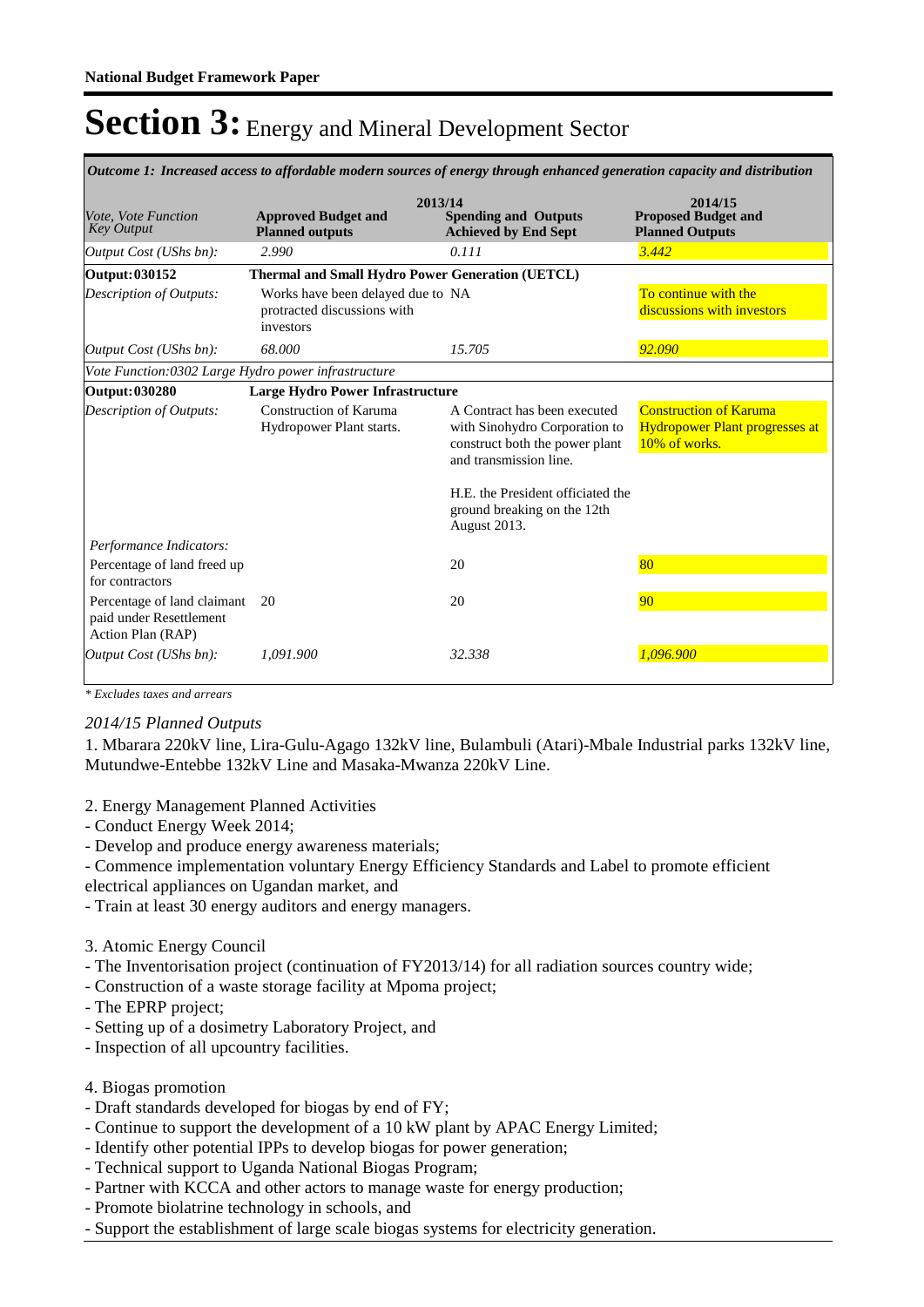**National Budget Framework Paper**

# Section 3: Energy and Mineral Development Sector

*Outcome 1: Increased access to affordable modern sources of energy through enhanced generation capacity and distribution*

| *Vote, Vote Function Key Output* | 2013/14 Approved Budget and Planned outputs | 2013/14 Spending and Outputs Achieved by End Sept | 2014/15 Proposed Budget and Planned Outputs |
|---|---|---|---|
| *Output Cost (UShs bn):* | *2.990* | *0.111* | *3.442* |
| **Output: 030152** | **Thermal and Small Hydro Power Generation (UETCL)** | | |
| *Description of Outputs:* | Works have been delayed due to protracted discussions with investors | NA | To continue with the discussions with investors |
| *Output Cost (UShs bn):* | *68.000* | *15.705* | *92.090* |
| *Vote Function:0302 Large Hydro power infrastructure* | | | |
| **Output: 030280** | **Large Hydro Power Infrastructure** | | |
| *Description of Outputs:* | Construction of Karuma Hydropower Plant starts. | A Contract has been executed with Sinohydro Corporation to construct both the power plant and transmission line. H.E. the President officiated the ground breaking on the 12th August 2013. | Construction of Karuma Hydropower Plant progresses at 10% of works. |
| *Performance Indicators:* | | | |
| Percentage of land freed up for contractors | | 20 | 80 |
| Percentage of land claimant paid under Resettlement Action Plan (RAP) | 20 | 20 | 90 |
| *Output Cost (UShs bn):* | *1,091.900* | *32.338* | *1,096.900* |

*\* Excludes taxes and arrears*

*2014/15 Planned Outputs*

1. Mbarara 220kV line, Lira-Gulu-Agago 132kV line, Bulambuli (Atari)-Mbale Industrial parks 132kV line, Mutundwe-Entebbe 132kV Line and Masaka-Mwanza 220kV Line.

2. Energy Management Planned Activities
- Conduct Energy Week 2014;
- Develop and produce energy awareness materials;
- Commence implementation voluntary Energy Efficiency Standards and Label to promote efficient electrical appliances on Ugandan market, and
- Train at least 30 energy auditors and energy managers.

3. Atomic Energy Council
- The Inventorisation project (continuation of FY2013/14) for all radiation sources country wide;
- Construction of a waste storage facility at Mpoma project;
- The EPRP project;
- Setting up of a dosimetry Laboratory Project, and
- Inspection of all upcountry facilities.

4. Biogas promotion
- Draft standards developed for biogas by end of FY;
- Continue to support the development of a 10 kW plant by APAC Energy Limited;
- Identify other potential IPPs to develop biogas for power generation;
- Technical support to Uganda National Biogas Program;
- Partner with KCCA and other actors to manage waste for energy production;
- Promote biolatrine technology in schools, and
- Support the establishment of large scale biogas systems for electricity generation.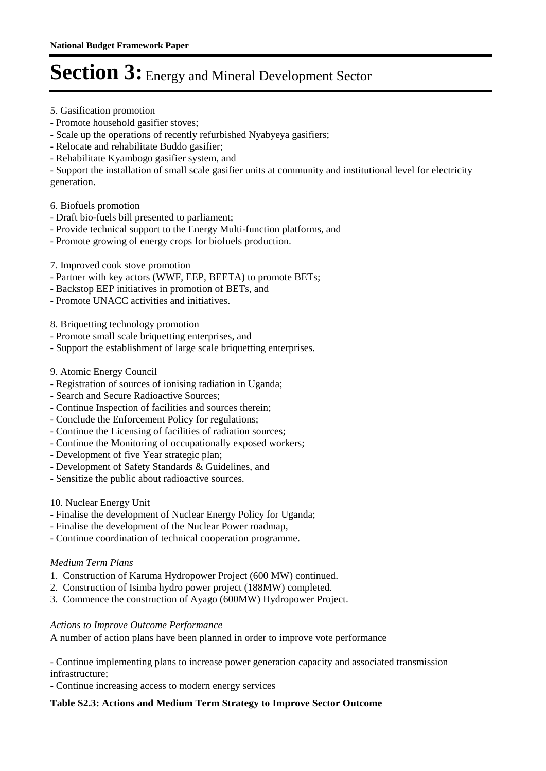# Section 3: Energy and Mineral Development Sector

5. Gasification promotion
- Promote household gasifier stoves;
- Scale up the operations of recently refurbished Nyabyeya gasifiers;
- Relocate and rehabilitate Buddo gasifier;
- Rehabilitate Kyambogo gasifier system, and
- Support the installation of small scale gasifier units at community and institutional level for electricity generation.

6. Biofuels promotion
- Draft bio-fuels bill presented to parliament;
- Provide technical support to the Energy Multi-function platforms, and
- Promote growing of energy crops for biofuels production.

7. Improved cook stove promotion
- Partner with key actors (WWF, EEP, BEETA) to promote BETs;
- Backstop EEP initiatives in promotion of BETs, and
- Promote UNACC activities and initiatives.

8. Briquetting technology promotion
- Promote small scale briquetting enterprises, and
- Support the establishment of large scale briquetting enterprises.

9. Atomic Energy Council
- Registration of sources of ionising radiation in Uganda;
- Search and Secure Radioactive Sources;
- Continue Inspection of facilities and sources therein;
- Conclude the Enforcement Policy for regulations;
- Continue the Licensing of facilities of radiation sources;
- Continue the Monitoring of occupationally exposed workers;
- Development of five Year strategic plan;
- Development of Safety Standards & Guidelines, and
- Sensitize the public about radioactive sources.

10. Nuclear Energy Unit
- Finalise the development of Nuclear Energy Policy for Uganda;
- Finalise the development of the Nuclear Power roadmap,
- Continue coordination of technical cooperation programme.

*Medium Term Plans*

1. Construction of Karuma Hydropower Project (600 MW) continued.
2. Construction of Isimba hydro power project (188MW) completed.
3. Commence the construction of Ayago (600MW) Hydropower Project.

*Actions to Improve Outcome Performance*

A number of action plans have been planned in order to improve vote performance

- Continue implementing plans to increase power generation capacity and associated transmission infrastructure;
- Continue increasing access to modern energy services

**Table S2.3: Actions and Medium Term Strategy to Improve Sector Outcome**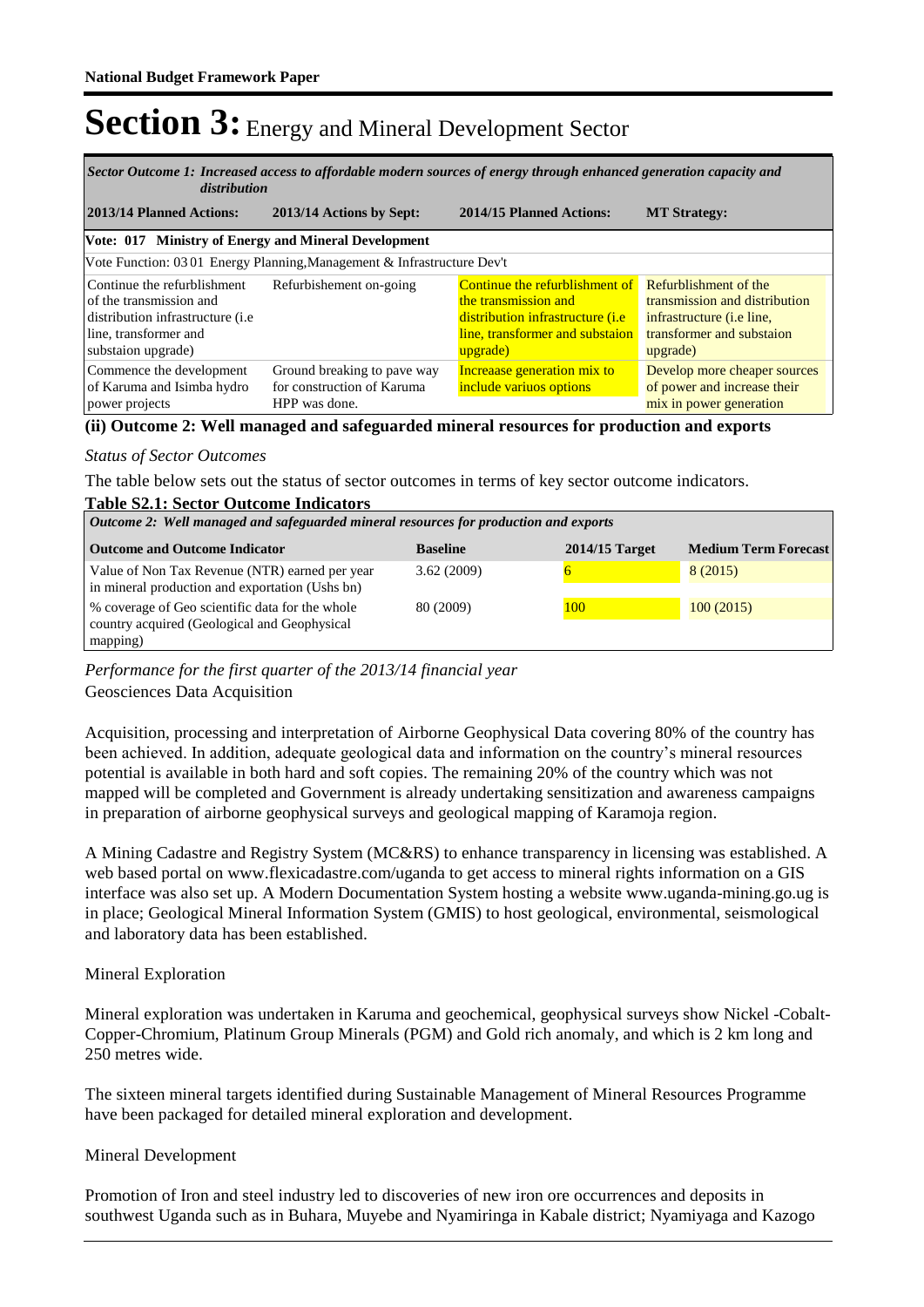# Section 3: Energy and Mineral Development Sector

| *Sector Outcome 1: Increased access to affordable modern sources of energy through enhanced generation capacity and distribution* | | | |
|---|---|---|---|
| **2013/14 Planned Actions:** | **2013/14 Actions by Sept:** | **2014/15 Planned Actions:** | **MT Strategy:** |
| **Vote: 017 Ministry of Energy and Mineral Development** | | | |
| Vote Function: 03 01 Energy Planning,Management & Infrastructure Dev't | | | |
| Continue the refurblishment of the transmission and distribution infrastructure (i.e line, transformer and substaion upgrade) | Refurbishement on-going | Continue the refurblishment of the transmission and distribution infrastructure (i.e line, transformer and substaion upgrade) | Refurblishment of the transmission and distribution infrastructure (i.e line, transformer and substaion upgrade) |
| Commence the development of Karuma and Isimba hydro power projects | Ground breaking to pave way for construction of Karuma HPP was done. | Increaase generation mix to include variuos options | Develop more cheaper sources of power and increase their mix in power generation |

**(ii) Outcome 2: Well managed and safeguarded mineral resources for production and exports**

*Status of Sector Outcomes*

The table below sets out the status of sector outcomes in terms of key sector outcome indicators.

**Table S2.1: Sector Outcome Indicators**

| *Outcome 2: Well managed and safeguarded mineral resources for production and exports* | | | |
|---|---|---|---|
| **Outcome and Outcome Indicator** | **Baseline** | **2014/15 Target** | **Medium Term Forecast** |
| Value of Non Tax Revenue (NTR) earned per year in mineral production and exportation (Ushs bn) | 3.62 (2009) | 6 | 8 (2015) |
| % coverage of Geo scientific data for the whole country acquired (Geological and Geophysical mapping) | 80 (2009) | 100 | 100 (2015) |

*Performance for the first quarter of the 2013/14 financial year*

Geosciences Data Acquisition

Acquisition, processing and interpretation of Airborne Geophysical Data covering 80% of the country has been achieved. In addition, adequate geological data and information on the country's mineral resources potential is available in both hard and soft copies. The remaining 20% of the country which was not mapped will be completed and Government is already undertaking sensitization and awareness campaigns in preparation of airborne geophysical surveys and geological mapping of Karamoja region.

A Mining Cadastre and Registry System (MC&RS) to enhance transparency in licensing was established. A web based portal on www.flexicadastre.com/uganda to get access to mineral rights information on a GIS interface was also set up. A Modern Documentation System hosting a website www.uganda-mining.go.ug is in place; Geological Mineral Information System (GMIS) to host geological, environmental, seismological and laboratory data has been established.

Mineral Exploration

Mineral exploration was undertaken in Karuma and geochemical, geophysical surveys show Nickel -Cobalt-Copper-Chromium, Platinum Group Minerals (PGM) and Gold rich anomaly, and which is 2 km long and 250 metres wide.

The sixteen mineral targets identified during Sustainable Management of Mineral Resources Programme have been packaged for detailed mineral exploration and development.

Mineral Development

Promotion of Iron and steel industry led to discoveries of new iron ore occurrences and deposits in southwest Uganda such as in Buhara, Muyebe and Nyamiringa in Kabale district; Nyamiyaga and Kazogo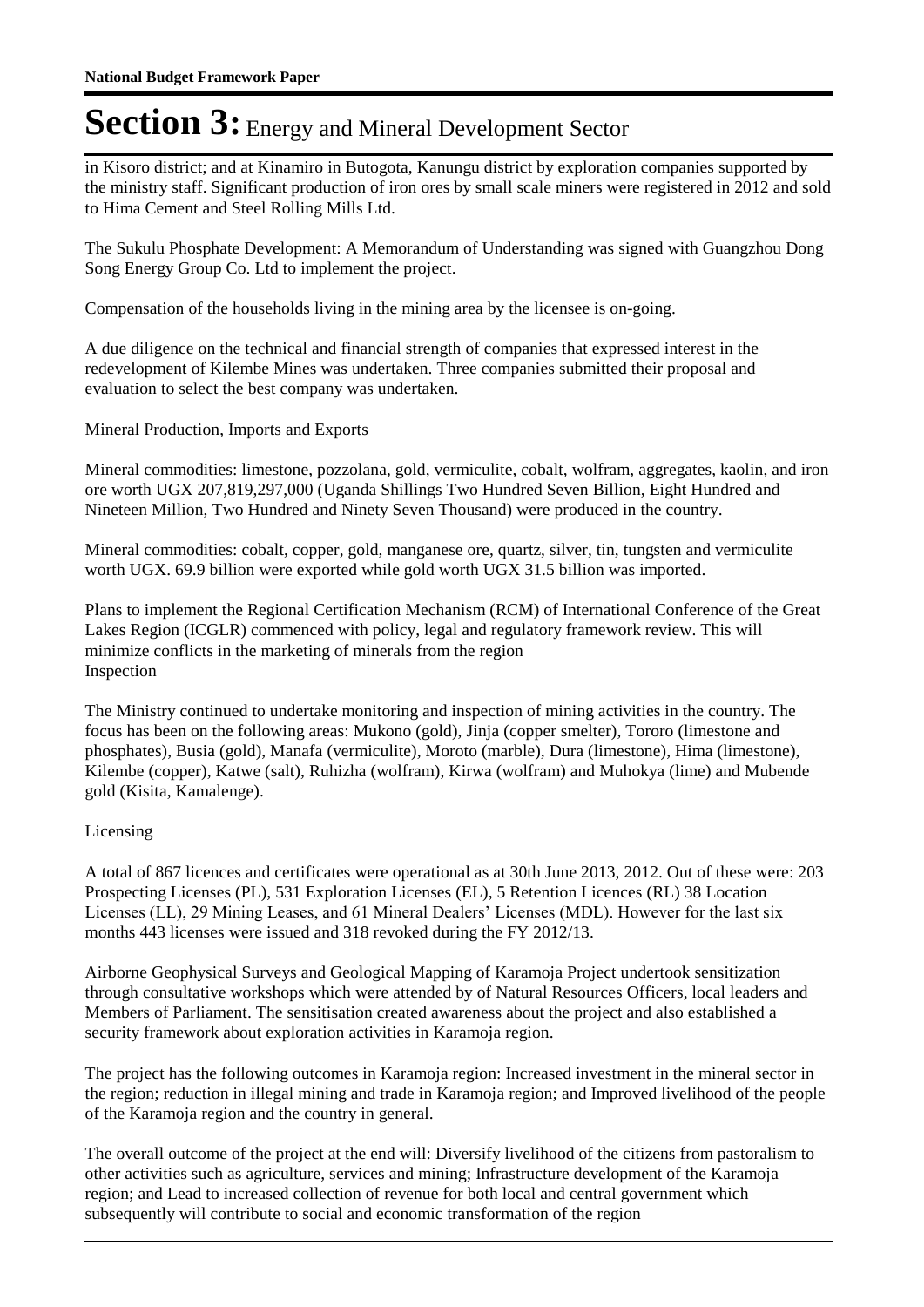in Kisoro district; and at Kinamiro in Butogota, Kanungu district by exploration companies supported by the ministry staff. Significant production of iron ores by small scale miners were registered in 2012 and sold to Hima Cement and Steel Rolling Mills Ltd.

The Sukulu Phosphate Development: A Memorandum of Understanding was signed with Guangzhou Dong Song Energy Group Co. Ltd to implement the project.

Compensation of the households living in the mining area by the licensee is on-going.

A due diligence on the technical and financial strength of companies that expressed interest in the redevelopment of Kilembe Mines was undertaken. Three companies submitted their proposal and evaluation to select the best company was undertaken.

Mineral Production, Imports and Exports

Mineral commodities: limestone, pozzolana, gold, vermiculite, cobalt, wolfram, aggregates, kaolin, and iron ore worth UGX 207,819,297,000 (Uganda Shillings Two Hundred Seven Billion, Eight Hundred and Nineteen Million, Two Hundred and Ninety Seven Thousand) were produced in the country.

Mineral commodities: cobalt, copper, gold, manganese ore, quartz, silver, tin, tungsten and vermiculite worth UGX. 69.9 billion were exported while gold worth UGX 31.5 billion was imported.

Plans to implement the Regional Certification Mechanism (RCM) of International Conference of the Great Lakes Region (ICGLR) commenced with policy, legal and regulatory framework review. This will minimize conflicts in the marketing of minerals from the region
Inspection

The Ministry continued to undertake monitoring and inspection of mining activities in the country. The focus has been on the following areas: Mukono (gold), Jinja (copper smelter), Tororo (limestone and phosphates), Busia (gold), Manafa (vermiculite), Moroto (marble), Dura (limestone), Hima (limestone), Kilembe (copper), Katwe (salt), Ruhizha (wolfram), Kirwa (wolfram) and Muhokya (lime) and Mubende gold (Kisita, Kamalenge).

Licensing

A total of 867 licences and certificates were operational as at 30th June 2013, 2012. Out of these were: 203 Prospecting Licenses (PL), 531 Exploration Licenses (EL), 5 Retention Licences (RL) 38 Location Licenses (LL), 29 Mining Leases, and 61 Mineral Dealers' Licenses (MDL). However for the last six months 443 licenses were issued and 318 revoked during the FY 2012/13.

Airborne Geophysical Surveys and Geological Mapping of Karamoja Project undertook sensitization through consultative workshops which were attended by of Natural Resources Officers, local leaders and Members of Parliament. The sensitisation created awareness about the project and also established a security framework about exploration activities in Karamoja region.

The project has the following outcomes in Karamoja region: Increased investment in the mineral sector in the region; reduction in illegal mining and trade in Karamoja region; and Improved livelihood of the people of the Karamoja region and the country in general.

The overall outcome of the project at the end will: Diversify livelihood of the citizens from pastoralism to other activities such as agriculture, services and mining; Infrastructure development of the Karamoja region; and Lead to increased collection of revenue for both local and central government which subsequently will contribute to social and economic transformation of the region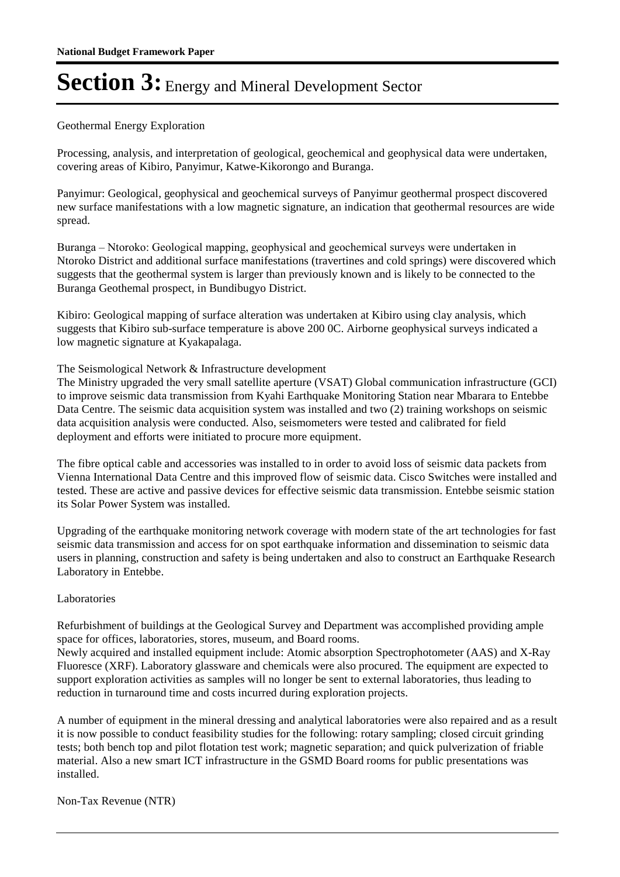Geothermal Energy Exploration

Processing, analysis, and interpretation of geological, geochemical and geophysical data were undertaken, covering areas of Kibiro, Panyimur, Katwe-Kikorongo and Buranga.

Panyimur: Geological, geophysical and geochemical surveys of Panyimur geothermal prospect discovered new surface manifestations with a low magnetic signature, an indication that geothermal resources are wide spread.

Buranga – Ntoroko: Geological mapping, geophysical and geochemical surveys were undertaken in Ntoroko District and additional surface manifestations (travertines and cold springs) were discovered which suggests that the geothermal system is larger than previously known and is likely to be connected to the Buranga Geothemal prospect, in Bundibugyo District.

Kibiro: Geological mapping of surface alteration was undertaken at Kibiro using clay analysis, which suggests that Kibiro sub-surface temperature is above 200 0C. Airborne geophysical surveys indicated a low magnetic signature at Kyakapalaga.

The Seismological Network & Infrastructure development

The Ministry upgraded the very small satellite aperture (VSAT) Global communication infrastructure (GCI) to improve seismic data transmission from Kyahi Earthquake Monitoring Station near Mbarara to Entebbe Data Centre. The seismic data acquisition system was installed and two (2) training workshops on seismic data acquisition analysis were conducted. Also, seismometers were tested and calibrated for field deployment and efforts were initiated to procure more equipment.

The fibre optical cable and accessories was installed to in order to avoid loss of seismic data packets from Vienna International Data Centre and this improved flow of seismic data. Cisco Switches were installed and tested. These are active and passive devices for effective seismic data transmission. Entebbe seismic station its Solar Power System was installed.

Upgrading of the earthquake monitoring network coverage with modern state of the art technologies for fast seismic data transmission and access for on spot earthquake information and dissemination to seismic data users in planning, construction and safety is being undertaken and also to construct an Earthquake Research Laboratory in Entebbe.

Laboratories

Refurbishment of buildings at the Geological Survey and Department was accomplished providing ample space for offices, laboratories, stores, museum, and Board rooms.
Newly acquired and installed equipment include: Atomic absorption Spectrophotometer (AAS) and X-Ray Fluoresce (XRF). Laboratory glassware and chemicals were also procured. The equipment are expected to support exploration activities as samples will no longer be sent to external laboratories, thus leading to reduction in turnaround time and costs incurred during exploration projects.

A number of equipment in the mineral dressing and analytical laboratories were also repaired and as a result it is now possible to conduct feasibility studies for the following: rotary sampling; closed circuit grinding tests; both bench top and pilot flotation test work; magnetic separation; and quick pulverization of friable material. Also a new smart ICT infrastructure in the GSMD Board rooms for public presentations was installed.

Non-Tax Revenue (NTR)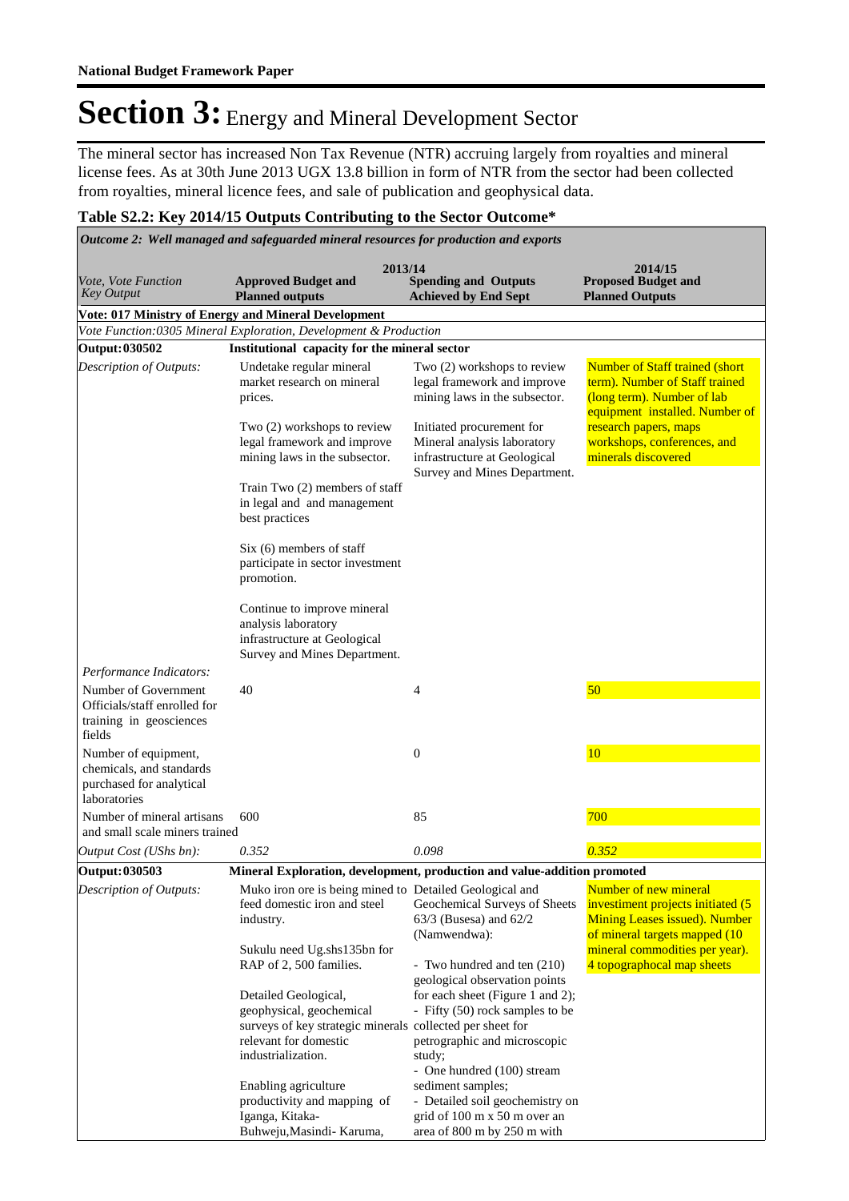# Section 3: Energy and Mineral Development Sector

The mineral sector has increased Non Tax Revenue (NTR) accruing largely from royalties and mineral license fees. As at 30th June 2013 UGX 13.8 billion in form of NTR from the sector had been collected from royalties, mineral licence fees, and sale of publication and geophysical data.

**Table S2.2: Key 2014/15 Outputs Contributing to the Sector Outcome***

| *Outcome 2: Well managed and safeguarded mineral resources for production and exports* | | | |
|---|---|---|---|
| *Vote, Vote Function Key Output* | **2013/14** **Approved Budget and Planned outputs** | **Spending and Outputs Achieved by End Sept** | **2014/15 Proposed Budget and Planned Outputs** |
| **Vote: 017 Ministry of Energy and Mineral Development** | | | |
| *Vote Function:0305 Mineral Exploration, Development & Production* | | | |
| **Output: 030502** | **Institutional capacity for the mineral sector** | | |
| *Description of Outputs:* | Undetake regular mineral market research on mineral prices.<br><br>Two (2) workshops to review legal framework and improve mining laws in the subsector.<br><br>Train Two (2) members of staff in legal and and management best practices<br><br>Six (6) members of staff participate in sector investment promotion.<br><br>Continue to improve mineral analysis laboratory infrastructure at Geological Survey and Mines Department. | Two (2) workshops to review legal framework and improve mining laws in the subsector.<br><br>Initiated procurement for Mineral analysis laboratory infrastructure at Geological Survey and Mines Department. | Number of Staff trained (short term). Number of Staff trained (long term). Number of lab equipment installed. Number of research papers, maps workshops, conferences, and minerals discovered |
| *Performance Indicators:* | | | |
| Number of Government Officials/staff enrolled for training in geosciences fields | 40 | 4 | 50 |
| Number of equipment, chemicals, and standards purchased for analytical laboratories | | 0 | 10 |
| Number of mineral artisans and small scale miners trained | 600 | 85 | 700 |
| *Output Cost (UShs bn):* | *0.352* | *0.098* | *0.352* |
| **Output: 030503** | **Mineral Exploration, development, production and value-addition promoted** | | |
| *Description of Outputs:* | Muko iron ore is being mined to feed domestic iron and steel industry.<br><br>Sukulu need Ug.shs135bn for RAP of 2, 500 families.<br><br>Detailed Geological, geophysical, geochemical surveys of key strategic minerals relevant for domestic industrialization.<br><br>Enabling agriculture productivity and mapping of Iganga, Kitaka-Buhweju,Masindi- Karuma, | Detailed Geological and Geochemical Surveys of Sheets 63/3 (Busesa) and 62/2 (Namwendwa):<br><br>- Two hundred and ten (210) geological observation points for each sheet (Figure 1 and 2);<br>- Fifty (50) rock samples to be collected per sheet for petrographic and microscopic study;<br>- One hundred (100) stream sediment samples;<br>- Detailed soil geochemistry on grid of 100 m x 50 m over an area of 800 m by 250 m with | Number of new mineral investment projects initiated (5 Mining Leases issued). Number of mineral targets mapped (10 mineral commodities per year). 4 topographocal map sheets |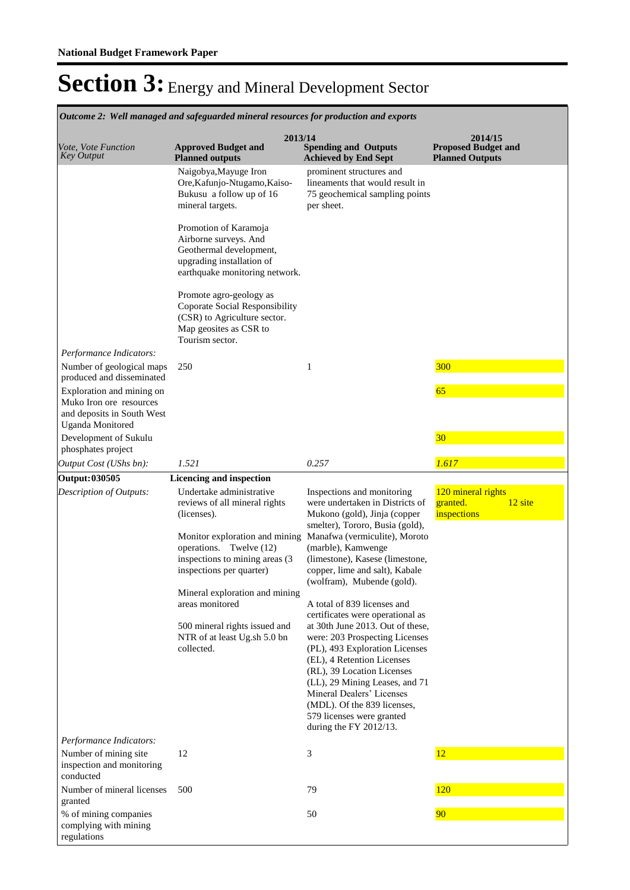**National Budget Framework Paper**

# Section 3: Energy and Mineral Development Sector

*Outcome 2: Well managed and safeguarded mineral resources for production and exports*

| Vote, Vote Function Key Output | 2013/14 Approved Budget and Planned outputs | 2013/14 Spending and Outputs Achieved by End Sept | 2014/15 Proposed Budget and Planned Outputs |
|---|---|---|---|
| | Naigobya,Mayuge Iron Ore,Kafunjo-Ntugamo,Kaiso-Bukusu a follow up of 16 mineral targets.<br><br>Promotion of Karamoja Airborne surveys. And Geothermal development, upgrading installation of earthquake monitoring network.<br><br>Promote agro-geology as Coporate Social Responsibility (CSR) to Agriculture sector. Map geosites as CSR to Tourism sector. | prominent structures and lineaments that would result in 75 geochemical sampling points per sheet. | |
| *Performance Indicators:* | | | |
| Number of geological maps produced and disseminated | 250 | 1 | 300 |
| Exploration and mining on Muko Iron ore resources and deposits in South West Uganda Monitored | | | 65 |
| Development of Sukulu phosphates project | | | 30 |
| *Output Cost (UShs bn):* | *1.521* | *0.257* | *1.617* |
| **Output: 030505** | **Licencing and inspection** | | |
| *Description of Outputs:* | Undertake administrative reviews of all mineral rights (licenses).<br><br>Monitor exploration and mining operations. Twelve (12) inspections to mining areas (3 inspections per quarter)<br><br>Mineral exploration and mining areas monitored<br><br>500 mineral rights issued and NTR of at least Ug.sh 5.0 bn collected. | Inspections and monitoring were undertaken in Districts of Mukono (gold), Jinja (copper smelter), Tororo, Busia (gold), Manafwa (vermiculite), Moroto (marble), Kamwenge (limestone), Kasese (limestone, copper, lime and salt), Kabale (wolfram), Mubende (gold).<br><br>A total of 839 licenses and certificates were operational as at 30th June 2013. Out of these, were: 203 Prospecting Licenses (PL), 493 Exploration Licenses (EL), 4 Retention Licenses (RL), 39 Location Licenses (LL), 29 Mining Leases, and 71 Mineral Dealers' Licenses (MDL). Of the 839 licenses, 579 licenses were granted during the FY 2012/13. | 120 mineral rights granted. 12 site inspections |
| *Performance Indicators:* | | | |
| Number of mining site inspection and monitoring conducted | 12 | 3 | 12 |
| Number of mineral licenses granted | 500 | 79 | 120 |
| % of mining companies complying with mining regulations | | 50 | 90 |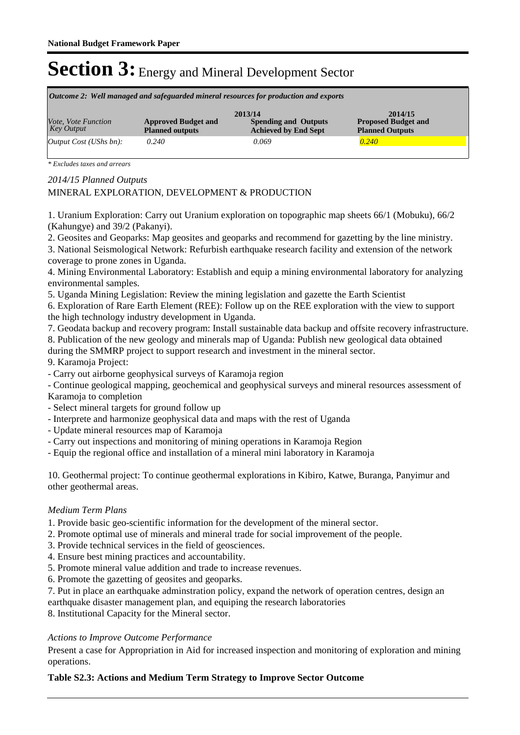# Section 3: Energy and Mineral Development Sector

| *Outcome 2: Well managed and safeguarded mineral resources for production and exports* | | | |
|---|---|---|---|
| | **2013/14** | | **2014/15** |
| *Vote, Vote Function Key Output* | **Approved Budget and Planned outputs** | **Spending and Outputs Achieved by End Sept** | **Proposed Budget and Planned Outputs** |
| *Output Cost (UShs bn):* | *0.240* | *0.069* | *0.240* |

*\* Excludes taxes and arrears*

*2014/15 Planned Outputs*

MINERAL EXPLORATION, DEVELOPMENT & PRODUCTION

1. Uranium Exploration: Carry out Uranium exploration on topographic map sheets 66/1 (Mobuku), 66/2 (Kahungye) and 39/2 (Pakanyi).
2. Geosites and Geoparks: Map geosites and geoparks and recommend for gazetting by the line ministry.
3. National Seismological Network: Refurbish earthquake research facility and extension of the network coverage to prone zones in Uganda.
4. Mining Environmental Laboratory: Establish and equip a mining environmental laboratory for analyzing environmental samples.
5. Uganda Mining Legislation: Review the mining legislation and gazette the Earth Scientist
6. Exploration of Rare Earth Element (REE): Follow up on the REE exploration with the view to support the high technology industry development in Uganda.
7. Geodata backup and recovery program: Install sustainable data backup and offsite recovery infrastructure.
8. Publication of the new geology and minerals map of Uganda: Publish new geological data obtained during the SMMRP project to support research and investment in the mineral sector.
9. Karamoja Project:

- Carry out airborne geophysical surveys of Karamoja region
- Continue geological mapping, geochemical and geophysical surveys and mineral resources assessment of Karamoja to completion
- Select mineral targets for ground follow up
- Interprete and harmonize geophysical data and maps with the rest of Uganda
- Update mineral resources map of Karamoja
- Carry out inspections and monitoring of mining operations in Karamoja Region
- Equip the regional office and installation of a mineral mini laboratory in Karamoja

10. Geothermal project: To continue geothermal explorations in Kibiro, Katwe, Buranga, Panyimur and other geothermal areas.

*Medium Term Plans*

1. Provide basic geo-scientific information for the development of the mineral sector.
2. Promote optimal use of minerals and mineral trade for social improvement of the people.
3. Provide technical services in the field of geosciences.
4. Ensure best mining practices and accountability.
5. Promote mineral value addition and trade to increase revenues.
6. Promote the gazetting of geosites and geoparks.
7. Put in place an earthquake adminstration policy, expand the network of operation centres, design an earthquake disaster management plan, and equiping the research laboratories
8. Institutional Capacity for the Mineral sector.

*Actions to Improve Outcome Performance*

Present a case for Appropriation in Aid for increased inspection and monitoring of exploration and mining operations.

**Table S2.3: Actions and Medium Term Strategy to Improve Sector Outcome**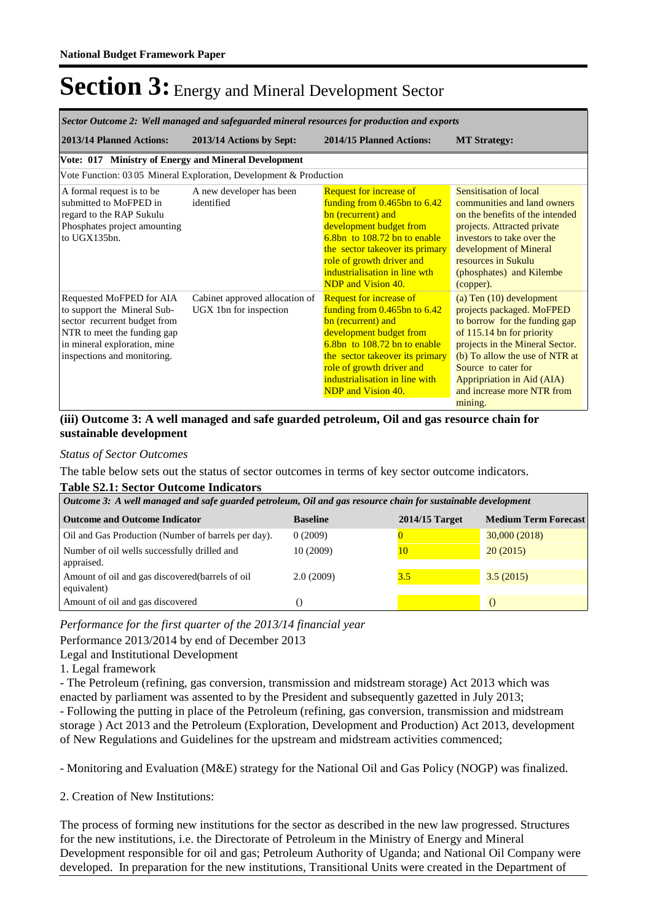# Section 3: Energy and Mineral Development Sector

| *Sector Outcome 2: Well managed and safeguarded mineral resources for production and exports* | | | |
|---|---|---|---|
| **2013/14 Planned Actions:** | **2013/14 Actions by Sept:** | **2014/15 Planned Actions:** | **MT Strategy:** |
| **Vote: 017 Ministry of Energy and Mineral Development** | | | |
| Vote Function: 03 05 Mineral Exploration, Development & Production | | | |
| A formal request is to be submitted to MoFPED in regard to the RAP Sukulu Phosphates project amounting to UGX135bn. | A new developer has been identified | Request for increase of funding from 0.465bn to 6.42 bn (recurrent) and development budget from 6.8bn to 108.72 bn to enable the sector takeover its primary role of growth driver and industrialisation in line wth NDP and Vision 40. | Sensitisation of local communities and land owners on the benefits of the intended projects. Attracted private investors to take over the development of Mineral resources in Sukulu (phosphates) and Kilembe (copper). |
| Requested MoFPED for AIA to support the Mineral Sub-sector recurrent budget from NTR to meet the funding gap in mineral exploration, mine inspections and monitoring. | Cabinet approved allocation of UGX 1bn for inspection | Request for increase of funding from 0.465bn to 6.42 bn (recurrent) and development budget from 6.8bn to 108.72 bn to enable the sector takeover its primary role of growth driver and industrialisation in line with NDP and Vision 40. | (a) Ten (10) development projects packaged. MoFPED to borrow for the funding gap of 115.14 bn for priority projects in the Mineral Sector. (b) To allow the use of NTR at Source to cater for Appripriation in Aid (AIA) and increase more NTR from mining. |

**(iii) Outcome 3: A well managed and safe guarded petroleum, Oil and gas resource chain for sustainable development**

*Status of Sector Outcomes*

The table below sets out the status of sector outcomes in terms of key sector outcome indicators.

**Table S2.1: Sector Outcome Indicators**

| *Outcome 3: A well managed and safe guarded petroleum, Oil and gas resource chain for sustainable development* | | | |
|---|---|---|---|
| **Outcome and Outcome Indicator** | **Baseline** | **2014/15 Target** | **Medium Term Forecast** |
| Oil and Gas Production (Number of barrels per day). | 0 (2009) | 0 | 30,000 (2018) |
| Number of oil wells successfully drilled and appraised. | 10 (2009) | 10 | 20 (2015) |
| Amount of oil and gas discovered(barrels of oil equivalent) | 2.0 (2009) | 3.5 | 3.5 (2015) |
| Amount of oil and gas discovered | () | | () |

*Performance for the first quarter of the 2013/14 financial year*

Performance 2013/2014 by end of December 2013

Legal and Institutional Development

1. Legal framework

- The Petroleum (refining, gas conversion, transmission and midstream storage) Act 2013 which was enacted by parliament was assented to by the President and subsequently gazetted in July 2013;
- Following the putting in place of the Petroleum (refining, gas conversion, transmission and midstream storage ) Act 2013 and the Petroleum (Exploration, Development and Production) Act 2013, development of New Regulations and Guidelines for the upstream and midstream activities commenced;

- Monitoring and Evaluation (M&E) strategy for the National Oil and Gas Policy (NOGP) was finalized.

2. Creation of New Institutions:

The process of forming new institutions for the sector as described in the new law progressed. Structures for the new institutions, i.e. the Directorate of Petroleum in the Ministry of Energy and Mineral Development responsible for oil and gas; Petroleum Authority of Uganda; and National Oil Company were developed. In preparation for the new institutions, Transitional Units were created in the Department of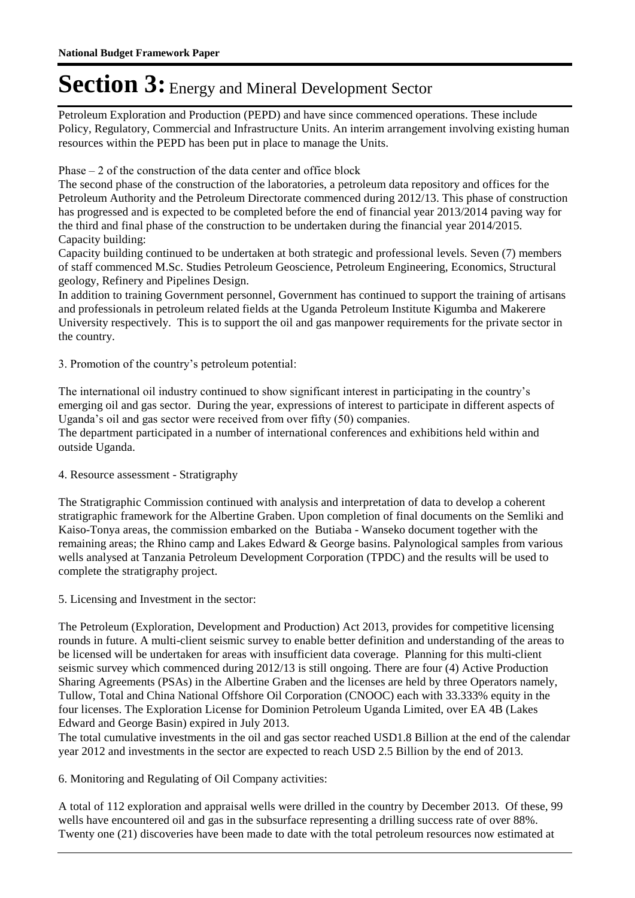Petroleum Exploration and Production (PEPD) and have since commenced operations. These include Policy, Regulatory, Commercial and Infrastructure Units. An interim arrangement involving existing human resources within the PEPD has been put in place to manage the Units.

Phase – 2 of the construction of the data center and office block

The second phase of the construction of the laboratories, a petroleum data repository and offices for the Petroleum Authority and the Petroleum Directorate commenced during 2012/13. This phase of construction has progressed and is expected to be completed before the end of financial year 2013/2014 paving way for the third and final phase of the construction to be undertaken during the financial year 2014/2015.

Capacity building:

Capacity building continued to be undertaken at both strategic and professional levels. Seven (7) members of staff commenced M.Sc. Studies Petroleum Geoscience, Petroleum Engineering, Economics, Structural geology, Refinery and Pipelines Design.

In addition to training Government personnel, Government has continued to support the training of artisans and professionals in petroleum related fields at the Uganda Petroleum Institute Kigumba and Makerere University respectively. This is to support the oil and gas manpower requirements for the private sector in the country.

3. Promotion of the country's petroleum potential:

The international oil industry continued to show significant interest in participating in the country's emerging oil and gas sector. During the year, expressions of interest to participate in different aspects of Uganda's oil and gas sector were received from over fifty (50) companies.

The department participated in a number of international conferences and exhibitions held within and outside Uganda.

4. Resource assessment - Stratigraphy

The Stratigraphic Commission continued with analysis and interpretation of data to develop a coherent stratigraphic framework for the Albertine Graben. Upon completion of final documents on the Semliki and Kaiso-Tonya areas, the commission embarked on the Butiaba - Wanseko document together with the remaining areas; the Rhino camp and Lakes Edward & George basins. Palynological samples from various wells analysed at Tanzania Petroleum Development Corporation (TPDC) and the results will be used to complete the stratigraphy project.

5. Licensing and Investment in the sector:

The Petroleum (Exploration, Development and Production) Act 2013, provides for competitive licensing rounds in future. A multi-client seismic survey to enable better definition and understanding of the areas to be licensed will be undertaken for areas with insufficient data coverage. Planning for this multi-client seismic survey which commenced during 2012/13 is still ongoing. There are four (4) Active Production Sharing Agreements (PSAs) in the Albertine Graben and the licenses are held by three Operators namely, Tullow, Total and China National Offshore Oil Corporation (CNOOC) each with 33.333% equity in the four licenses. The Exploration License for Dominion Petroleum Uganda Limited, over EA 4B (Lakes Edward and George Basin) expired in July 2013.

The total cumulative investments in the oil and gas sector reached USD1.8 Billion at the end of the calendar year 2012 and investments in the sector are expected to reach USD 2.5 Billion by the end of 2013.

6. Monitoring and Regulating of Oil Company activities:

A total of 112 exploration and appraisal wells were drilled in the country by December 2013. Of these, 99 wells have encountered oil and gas in the subsurface representing a drilling success rate of over 88%. Twenty one (21) discoveries have been made to date with the total petroleum resources now estimated at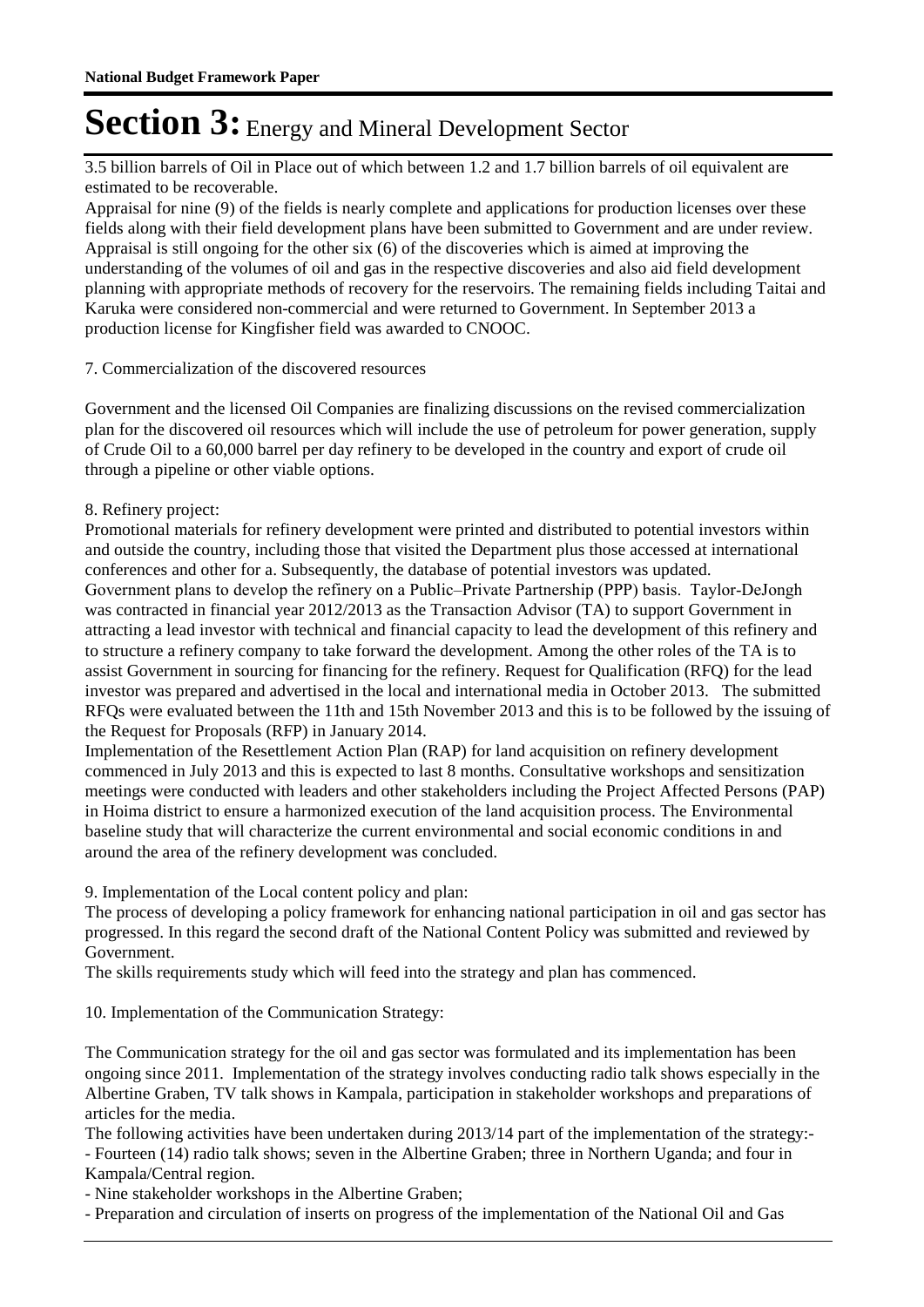3.5 billion barrels of Oil in Place out of which between 1.2 and 1.7 billion barrels of oil equivalent are estimated to be recoverable.

Appraisal for nine (9) of the fields is nearly complete and applications for production licenses over these fields along with their field development plans have been submitted to Government and are under review. Appraisal is still ongoing for the other six (6) of the discoveries which is aimed at improving the understanding of the volumes of oil and gas in the respective discoveries and also aid field development planning with appropriate methods of recovery for the reservoirs. The remaining fields including Taitai and Karuka were considered non-commercial and were returned to Government. In September 2013 a production license for Kingfisher field was awarded to CNOOC.

7. Commercialization of the discovered resources

Government and the licensed Oil Companies are finalizing discussions on the revised commercialization plan for the discovered oil resources which will include the use of petroleum for power generation, supply of Crude Oil to a 60,000 barrel per day refinery to be developed in the country and export of crude oil through a pipeline or other viable options.

8. Refinery project:

Promotional materials for refinery development were printed and distributed to potential investors within and outside the country, including those that visited the Department plus those accessed at international conferences and other for a. Subsequently, the database of potential investors was updated.

Government plans to develop the refinery on a Public–Private Partnership (PPP) basis. Taylor-DeJongh was contracted in financial year 2012/2013 as the Transaction Advisor (TA) to support Government in attracting a lead investor with technical and financial capacity to lead the development of this refinery and to structure a refinery company to take forward the development. Among the other roles of the TA is to assist Government in sourcing for financing for the refinery. Request for Qualification (RFQ) for the lead investor was prepared and advertised in the local and international media in October 2013. The submitted RFQs were evaluated between the 11th and 15th November 2013 and this is to be followed by the issuing of the Request for Proposals (RFP) in January 2014.

Implementation of the Resettlement Action Plan (RAP) for land acquisition on refinery development commenced in July 2013 and this is expected to last 8 months. Consultative workshops and sensitization meetings were conducted with leaders and other stakeholders including the Project Affected Persons (PAP) in Hoima district to ensure a harmonized execution of the land acquisition process. The Environmental baseline study that will characterize the current environmental and social economic conditions in and around the area of the refinery development was concluded.

9. Implementation of the Local content policy and plan:

The process of developing a policy framework for enhancing national participation in oil and gas sector has progressed. In this regard the second draft of the National Content Policy was submitted and reviewed by Government.

The skills requirements study which will feed into the strategy and plan has commenced.

10. Implementation of the Communication Strategy:

The Communication strategy for the oil and gas sector was formulated and its implementation has been ongoing since 2011. Implementation of the strategy involves conducting radio talk shows especially in the Albertine Graben, TV talk shows in Kampala, participation in stakeholder workshops and preparations of articles for the media.

The following activities have been undertaken during 2013/14 part of the implementation of the strategy:-

- Fourteen (14) radio talk shows; seven in the Albertine Graben; three in Northern Uganda; and four in Kampala/Central region.
- Nine stakeholder workshops in the Albertine Graben;
- Preparation and circulation of inserts on progress of the implementation of the National Oil and Gas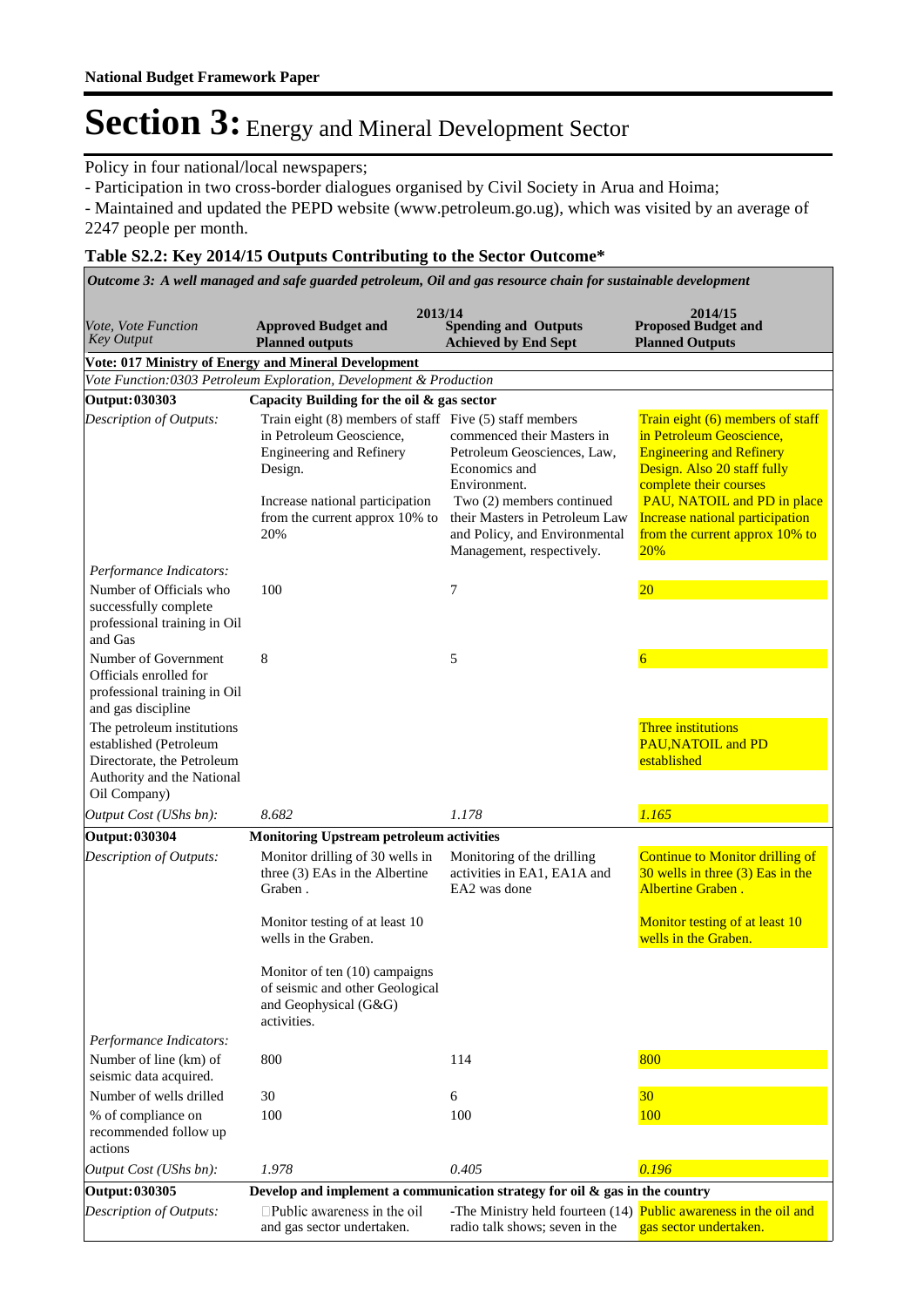Policy in four national/local newspapers;

- Participation in two cross-border dialogues organised by Civil Society in Arua and Hoima;
- Maintained and updated the PEPD website (www.petroleum.go.ug), which was visited by an average of 2247 people per month.

**Table S2.2: Key 2014/15 Outputs Contributing to the Sector Outcome***

| *Outcome 3: A well managed and safe guarded petroleum, Oil and gas resource chain for sustainable development* | | | |
|---|---|---|---|
| *Vote, Vote Function Key Output* | **2013/14 Approved Budget and Planned outputs** | **2013/14 Spending and Outputs Achieved by End Sept** | **2014/15 Proposed Budget and Planned Outputs** |
| **Vote: 017 Ministry of Energy and Mineral Development** | | | |
| *Vote Function:0303 Petroleum Exploration, Development & Production* | | | |
| **Output: 030303** | **Capacity Building for the oil & gas sector** | | |
| *Description of Outputs:* | Train eight (8) members of staff in Petroleum Geoscience, Engineering and Refinery Design. Increase national participation from the current approx 10% to 20% | Five (5) staff members commenced their Masters in Petroleum Geosciences, Law, Economics and Environment. Two (2) members continued their Masters in Petroleum Law and Policy, and Environmental Management, respectively. | Train eight (6) members of staff in Petroleum Geoscience, Engineering and Refinery Design. Also 20 staff fully complete their courses PAU, NATOIL and PD in place Increase national participation from the current approx 10% to 20% |
| *Performance Indicators:* | | | |
| Number of Officials who successfully complete professional training in Oil and Gas | 100 | 7 | 20 |
| Number of Government Officials enrolled for professional training in Oil and gas discipline | 8 | 5 | 6 |
| The petroleum institutions established (Petroleum Directorate, the Petroleum Authority and the National Oil Company) | | | Three institutions PAU,NATOIL and PD established |
| *Output Cost (UShs bn):* | *8.682* | *1.178* | *1.165* |
| **Output: 030304** | **Monitoring Upstream petroleum activities** | | |
| *Description of Outputs:* | Monitor drilling of 30 wells in three (3) EAs in the Albertine Graben . Monitor testing of at least 10 wells in the Graben. Monitor of ten (10) campaigns of seismic and other Geological and Geophysical (G&G) activities. | Monitoring of the drilling activities in EA1, EA1A and EA2 was done | Continue to Monitor drilling of 30 wells in three (3) Eas in the Albertine Graben . Monitor testing of at least 10 wells in the Graben. |
| *Performance Indicators:* | | | |
| Number of line (km) of seismic data acquired. | 800 | 114 | 800 |
| Number of wells drilled | 30 | 6 | 30 |
| % of compliance on recommended follow up actions | 100 | 100 | 100 |
| *Output Cost (UShs bn):* | *1.978* | *0.405* | *0.196* |
| **Output: 030305** | **Develop and implement a communication strategy for oil & gas in the country** | | |
| *Description of Outputs:* | Public awareness in the oil and gas sector undertaken. | -The Ministry held fourteen (14) radio talk shows; seven in the | Public awareness in the oil and gas sector undertaken. |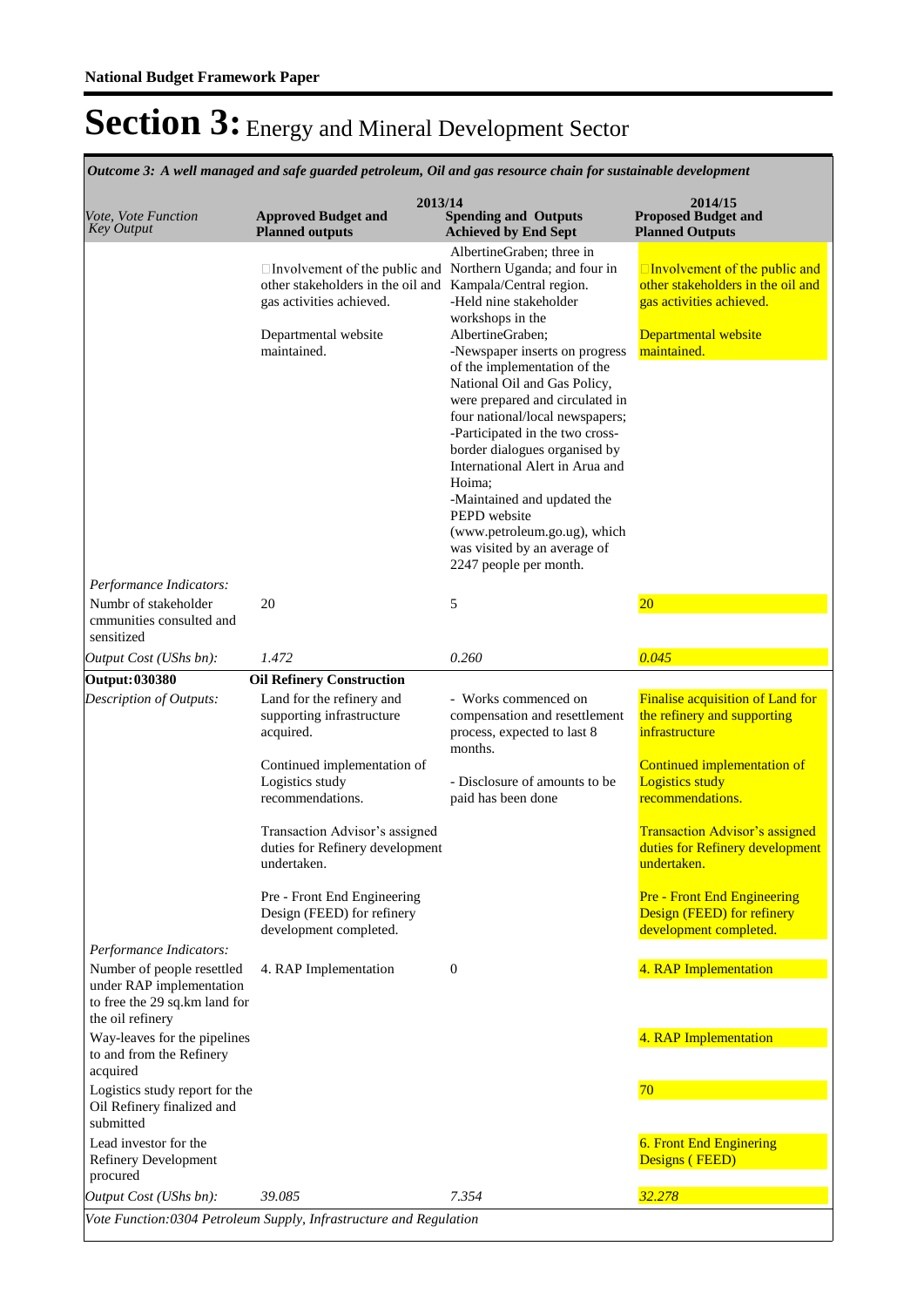# Section 3: Energy and Mineral Development Sector

*Outcome 3: A well managed and safe guarded petroleum, Oil and gas resource chain for sustainable development*

| *Vote, Vote Function Key Output* | 2013/14 **Approved Budget and Planned outputs** | **Spending and Outputs Achieved by End Sept** | 2014/15 **Proposed Budget and Planned Outputs** |
|---|---|---|---|
| | Involvement of the public and other stakeholders in the oil and gas activities achieved.<br><br>Departmental website maintained. | AlbertineGraben; three in Northern Uganda; and four in Kampala/Central region.<br>-Held nine stakeholder workshops in the AlbertineGraben;<br>-Newspaper inserts on progress of the implementation of the National Oil and Gas Policy, were prepared and circulated in four national/local newspapers;<br>-Participated in the two cross-border dialogues organised by International Alert in Arua and Hoima;<br>-Maintained and updated the PEPD website (www.petroleum.go.ug), which was visited by an average of 2247 people per month. | Involvement of the public and other stakeholders in the oil and gas activities achieved.<br><br>Departmental website maintained. |
| *Performance Indicators:* | | | |
| Numbr of stakeholder cmmunities consulted and sensitized | 20 | 5 | 20 |
| *Output Cost (UShs bn):* | *1.472* | *0.260* | *0.045* |
| **Output: 030380** | **Oil Refinery Construction** | | |
| *Description of Outputs:* | Land for the refinery and supporting infrastructure acquired.<br><br>Continued implementation of Logistics study recommendations.<br><br>Transaction Advisor's assigned duties for Refinery development undertaken.<br><br>Pre - Front End Engineering Design (FEED) for refinery development completed. | - Works commenced on compensation and resettlement process, expected to last 8 months.<br><br>- Disclosure of amounts to be paid has been done | Finalise acquisition of Land for the refinery and supporting infrastructure<br><br>Continued implementation of Logistics study recommendations.<br><br>Transaction Advisor's assigned duties for Refinery development undertaken.<br><br>Pre - Front End Engineering Design (FEED) for refinery development completed. |
| *Performance Indicators:* | | | |
| Number of people resettled under RAP implementation to free the 29 sq.km land for the oil refinery | 4. RAP Implementation | 0 | 4. RAP Implementation |
| Way-leaves for the pipelines to and from the Refinery acquired | | | 4. RAP Implementation |
| Logistics study report for the Oil Refinery finalized and submitted | | | 70 |
| Lead investor for the Refinery Development procured | | | 6. Front End Enginering Designs ( FEED) |
| *Output Cost (UShs bn):* | *39.085* | *7.354* | *32.278* |

*Vote Function:0304 Petroleum Supply, Infrastructure and Regulation*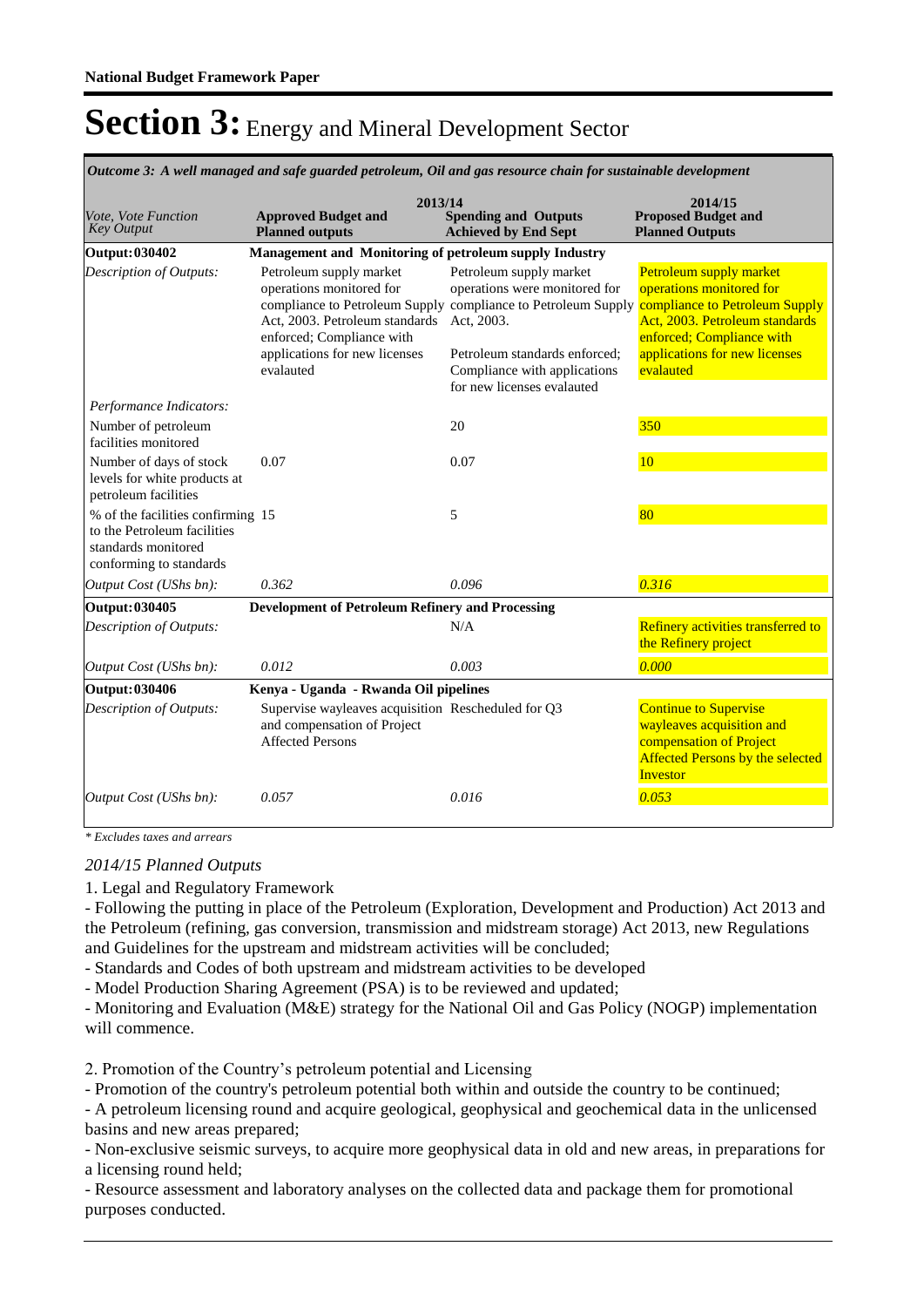# Section 3: Energy and Mineral Development Sector

*Outcome 3: A well managed and safe guarded petroleum, Oil and gas resource chain for sustainable development*

| *Vote, Vote Function Key Output* | 2013/14 Approved Budget and Planned outputs | 2013/14 Spending and Outputs Achieved by End Sept | 2014/15 Proposed Budget and Planned Outputs |
|---|---|---|---|
| **Output: 030402** | **Management and Monitoring of petroleum supply Industry** | | |
| *Description of Outputs:* | Petroleum supply market operations monitored for compliance to Petroleum Supply Act, 2003. Petroleum standards enforced; Compliance with applications for new licenses evalauted | Petroleum supply market operations were monitored for compliance to Petroleum Supply Act, 2003. Petroleum standards enforced; Compliance with applications for new licenses evalauted | Petroleum supply market operations monitored for compliance to Petroleum Supply Act, 2003. Petroleum standards enforced; Compliance with applications for new licenses evalauted |
| *Performance Indicators:* | | | |
| Number of petroleum facilities monitored | | 20 | 350 |
| Number of days of stock levels for white products at petroleum facilities | 0.07 | 0.07 | 10 |
| % of the facilities confirming to the Petroleum facilities standards monitored conforming to standards | 15 | 5 | 80 |
| *Output Cost (UShs bn):* | *0.362* | *0.096* | *0.316* |
| **Output: 030405** | **Development of Petroleum Refinery and Processing** | | |
| *Description of Outputs:* | | N/A | Refinery activities transferred to the Refinery project |
| *Output Cost (UShs bn):* | *0.012* | *0.003* | *0.000* |
| **Output: 030406** | **Kenya - Uganda - Rwanda Oil pipelines** | | |
| *Description of Outputs:* | Supervise wayleaves acquisition and compensation of Project Affected Persons | Rescheduled for Q3 | Continue to Supervise wayleaves acquisition and compensation of Project Affected Persons by the selected Investor |
| *Output Cost (UShs bn):* | *0.057* | *0.016* | *0.053* |

*\* Excludes taxes and arrears*

*2014/15 Planned Outputs*

1. Legal and Regulatory Framework

- Following the putting in place of the Petroleum (Exploration, Development and Production) Act 2013 and the Petroleum (refining, gas conversion, transmission and midstream storage) Act 2013, new Regulations and Guidelines for the upstream and midstream activities will be concluded;
- Standards and Codes of both upstream and midstream activities to be developed
- Model Production Sharing Agreement (PSA) is to be reviewed and updated;
- Monitoring and Evaluation (M&E) strategy for the National Oil and Gas Policy (NOGP) implementation will commence.

2. Promotion of the Country's petroleum potential and Licensing

- Promotion of the country's petroleum potential both within and outside the country to be continued;
- A petroleum licensing round and acquire geological, geophysical and geochemical data in the unlicensed basins and new areas prepared;
- Non-exclusive seismic surveys, to acquire more geophysical data in old and new areas, in preparations for a licensing round held;
- Resource assessment and laboratory analyses on the collected data and package them for promotional purposes conducted.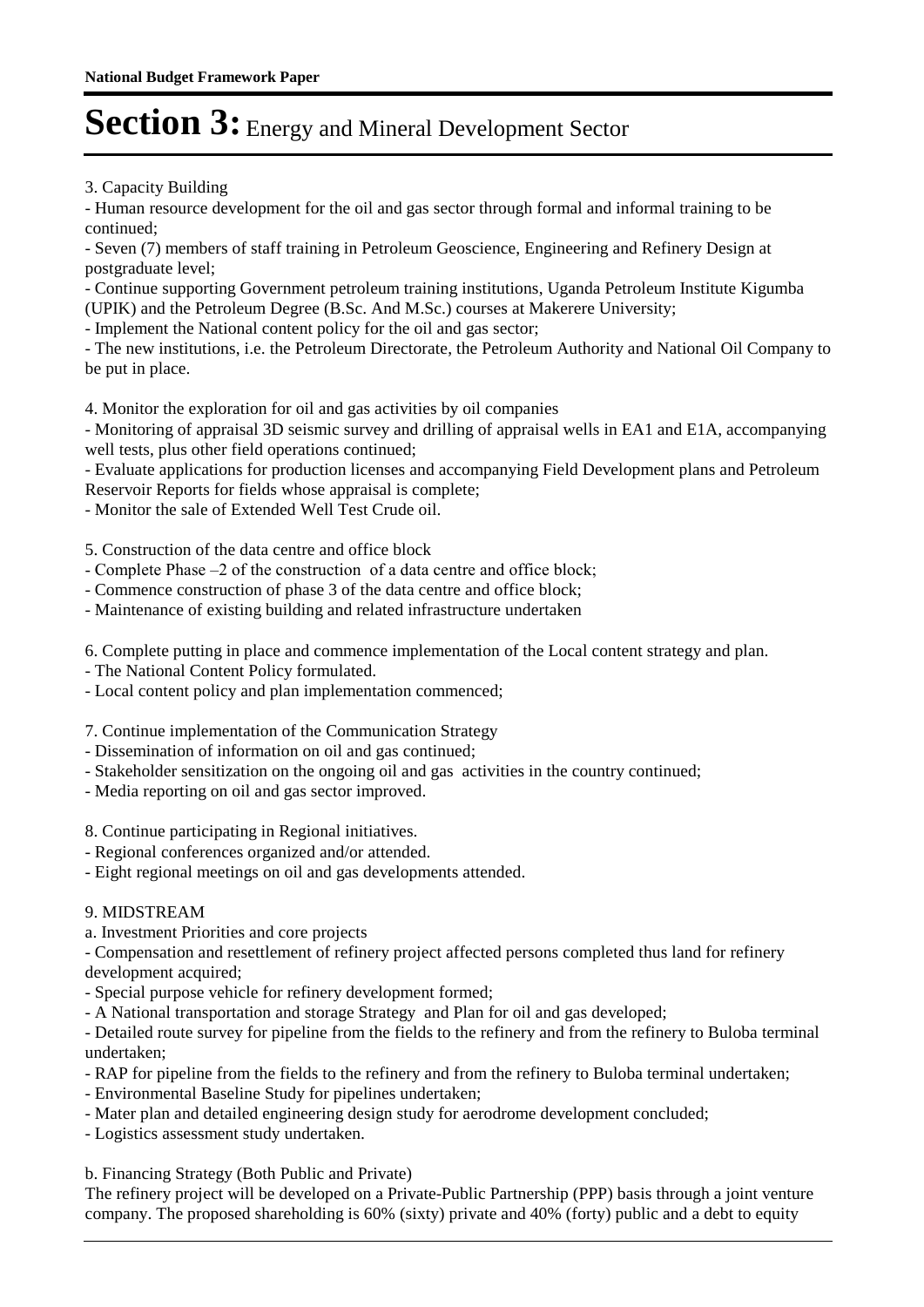3. Capacity Building

- Human resource development for the oil and gas sector through formal and informal training to be continued;
- Seven (7) members of staff training in Petroleum Geoscience, Engineering and Refinery Design at postgraduate level;
- Continue supporting Government petroleum training institutions, Uganda Petroleum Institute Kigumba (UPIK) and the Petroleum Degree (B.Sc. And M.Sc.) courses at Makerere University;
- Implement the National content policy for the oil and gas sector;
- The new institutions, i.e. the Petroleum Directorate, the Petroleum Authority and National Oil Company to be put in place.

4. Monitor the exploration for oil and gas activities by oil companies

- Monitoring of appraisal 3D seismic survey and drilling of appraisal wells in EA1 and E1A, accompanying well tests, plus other field operations continued;
- Evaluate applications for production licenses and accompanying Field Development plans and Petroleum Reservoir Reports for fields whose appraisal is complete;
- Monitor the sale of Extended Well Test Crude oil.

5. Construction of the data centre and office block

- Complete Phase –2 of the construction of a data centre and office block;
- Commence construction of phase 3 of the data centre and office block;
- Maintenance of existing building and related infrastructure undertaken

6. Complete putting in place and commence implementation of the Local content strategy and plan.

- The National Content Policy formulated.
- Local content policy and plan implementation commenced;

7. Continue implementation of the Communication Strategy

- Dissemination of information on oil and gas continued;
- Stakeholder sensitization on the ongoing oil and gas activities in the country continued;
- Media reporting on oil and gas sector improved.

8. Continue participating in Regional initiatives.

- Regional conferences organized and/or attended.
- Eight regional meetings on oil and gas developments attended.

9. MIDSTREAM

a. Investment Priorities and core projects

- Compensation and resettlement of refinery project affected persons completed thus land for refinery development acquired;
- Special purpose vehicle for refinery development formed;
- A National transportation and storage Strategy and Plan for oil and gas developed;
- Detailed route survey for pipeline from the fields to the refinery and from the refinery to Buloba terminal undertaken;
- RAP for pipeline from the fields to the refinery and from the refinery to Buloba terminal undertaken;
- Environmental Baseline Study for pipelines undertaken;
- Mater plan and detailed engineering design study for aerodrome development concluded;
- Logistics assessment study undertaken.

b. Financing Strategy (Both Public and Private)

The refinery project will be developed on a Private-Public Partnership (PPP) basis through a joint venture company. The proposed shareholding is 60% (sixty) private and 40% (forty) public and a debt to equity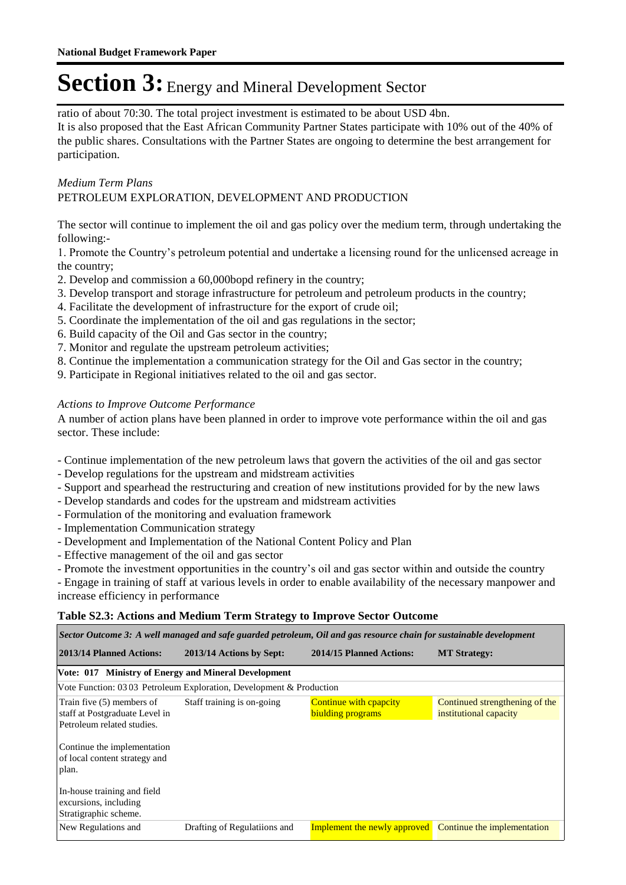# Section 3: Energy and Mineral Development Sector

ratio of about 70:30. The total project investment is estimated to be about USD 4bn.
It is also proposed that the East African Community Partner States participate with 10% out of the 40% of the public shares. Consultations with the Partner States are ongoing to determine the best arrangement for participation.

*Medium Term Plans*
PETROLEUM EXPLORATION, DEVELOPMENT AND PRODUCTION

The sector will continue to implement the oil and gas policy over the medium term, through undertaking the following:-

1. Promote the Country's petroleum potential and undertake a licensing round for the unlicensed acreage in the country;
2. Develop and commission a 60,000bopd refinery in the country;
3. Develop transport and storage infrastructure for petroleum and petroleum products in the country;
4. Facilitate the development of infrastructure for the export of crude oil;
5. Coordinate the implementation of the oil and gas regulations in the sector;
6. Build capacity of the Oil and Gas sector in the country;
7. Monitor and regulate the upstream petroleum activities;
8. Continue the implementation a communication strategy for the Oil and Gas sector in the country;
9. Participate in Regional initiatives related to the oil and gas sector.

*Actions to Improve Outcome Performance*
A number of action plans have been planned in order to improve vote performance within the oil and gas sector. These include:

- Continue implementation of the new petroleum laws that govern the activities of the oil and gas sector
- Develop regulations for the upstream and midstream activities
- Support and spearhead the restructuring and creation of new institutions provided for by the new laws
- Develop standards and codes for the upstream and midstream activities
- Formulation of the monitoring and evaluation framework
- Implementation Communication strategy
- Development and Implementation of the National Content Policy and Plan
- Effective management of the oil and gas sector
- Promote the investment opportunities in the country's oil and gas sector within and outside the country
- Engage in training of staff at various levels in order to enable availability of the necessary manpower and increase efficiency in performance

**Table S2.3: Actions and Medium Term Strategy to Improve Sector Outcome**

| *Sector Outcome 3: A well managed and safe guarded petroleum, Oil and gas resource chain for sustainable development* | | | |
|---|---|---|---|
| **2013/14 Planned Actions:** | **2013/14 Actions by Sept:** | **2014/15 Planned Actions:** | **MT Strategy:** |
| **Vote: 017 Ministry of Energy and Mineral Development** | | | |
| Vote Function: 03 03 Petroleum Exploration, Development & Production | | | |
| Train five (5) members of staff at Postgraduate Level in Petroleum related studies.<br><br>Continue the implementation of local content strategy and plan.<br><br>In-house training and field excursions, including Stratigraphic scheme. | Staff training is on-going | Continue with cpapcity biulding programs | Continued strengthening of the institutional capacity |
| New Regulations and | Drafting of Regulatiions and | Implement the newly approved | Continue the implementation |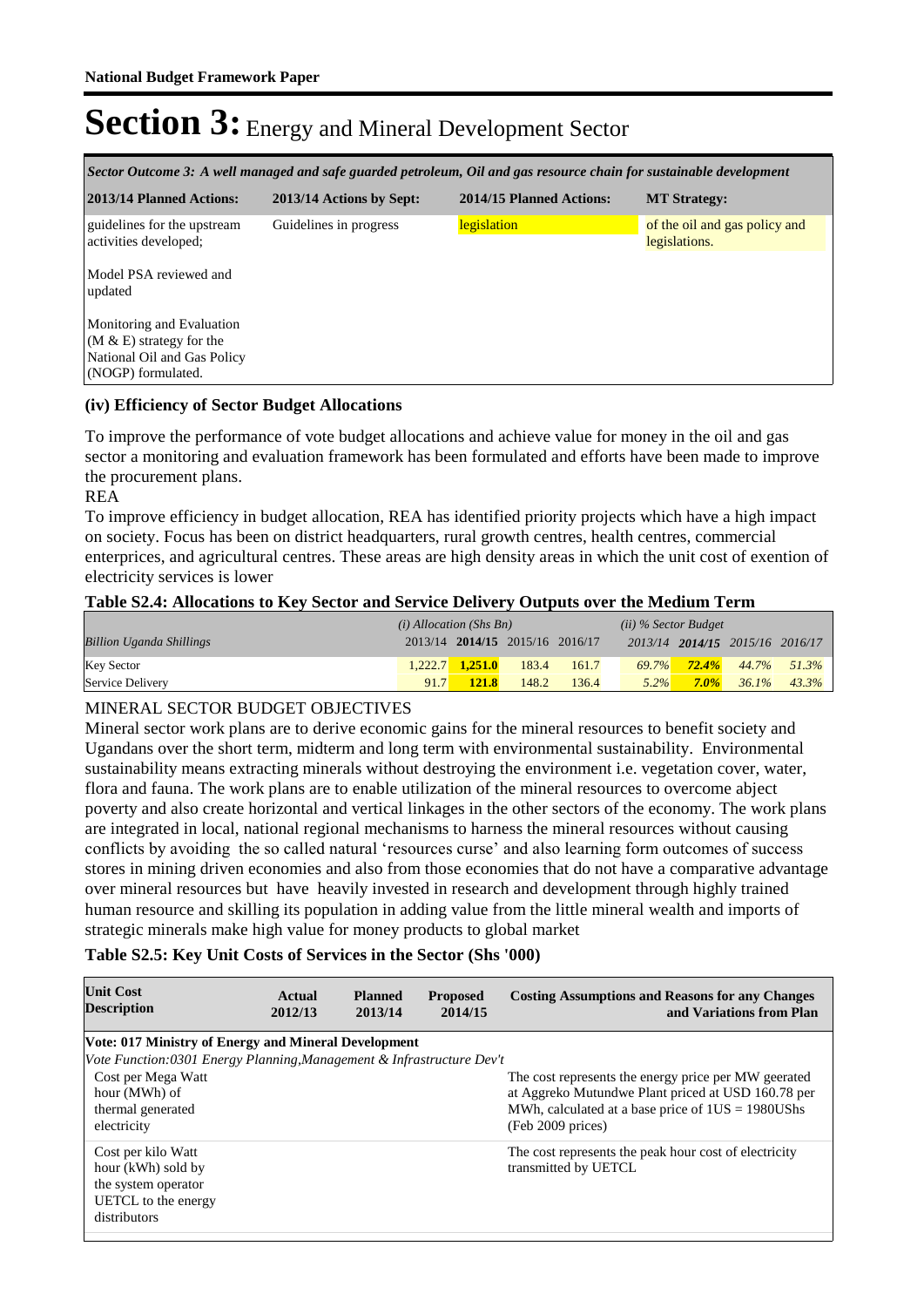# Section 3: Energy and Mineral Development Sector

| *Sector Outcome 3: A well managed and safe guarded petroleum, Oil and gas resource chain for sustainable development* | | | |
|---|---|---|---|
| **2013/14 Planned Actions:** | **2013/14 Actions by Sept:** | **2014/15 Planned Actions:** | **MT Strategy:** |
| guidelines for the upstream activities developed; | Guidelines in progress | legislation | of the oil and gas policy and legislations. |
| Model PSA reviewed and updated | | | |
| Monitoring and Evaluation (M & E) strategy for the National Oil and Gas Policy (NOGP) formulated. | | | |

### (iv) Efficiency of Sector Budget Allocations

To improve the performance of vote budget allocations and achieve value for money in the oil and gas sector a monitoring and evaluation framework has been formulated and efforts have been made to improve the procurement plans.

REA

To improve efficiency in budget allocation, REA has identified priority projects which have a high impact on society. Focus has been on district headquarters, rural growth centres, health centres, commercial enterprices, and agricultural centres. These areas are high density areas in which the unit cost of exention of electricity services is lower

**Table S2.4: Allocations to Key Sector and Service Delivery Outputs over the Medium Term**

| | *(i) Allocation (Shs Bn)* | | | | *(ii) % Sector Budget* | | | |
|---|---|---|---|---|---|---|---|---|
| *Billion Uganda Shillings* | 2013/14 | **2014/15** | 2015/16 | 2016/17 | *2013/14* | ***2014/15*** | *2015/16* | *2016/17* |
| Key Sector | 1,222.7 | **1,251.0** | 183.4 | 161.7 | *69.7%* | ***72.4%*** | *44.7%* | *51.3%* |
| Service Delivery | 91.7 | **121.8** | 148.2 | 136.4 | *5.2%* | ***7.0%*** | *36.1%* | *43.3%* |

MINERAL SECTOR BUDGET OBJECTIVES

Mineral sector work plans are to derive economic gains for the mineral resources to benefit society and Ugandans over the short term, midterm and long term with environmental sustainability. Environmental sustainability means extracting minerals without destroying the environment i.e. vegetation cover, water, flora and fauna. The work plans are to enable utilization of the mineral resources to overcome abject poverty and also create horizontal and vertical linkages in the other sectors of the economy. The work plans are integrated in local, national regional mechanisms to harness the mineral resources without causing conflicts by avoiding the so called natural 'resources curse' and also learning form outcomes of success stores in mining driven economies and also from those economies that do not have a comparative advantage over mineral resources but have heavily invested in research and development through highly trained human resource and skilling its population in adding value from the little mineral wealth and imports of strategic minerals make high value for money products to global market

**Table S2.5: Key Unit Costs of Services in the Sector (Shs '000)**

| Unit Cost Description | Actual 2012/13 | Planned 2013/14 | Proposed 2014/15 | Costing Assumptions and Reasons for any Changes and Variations from Plan |
|---|---|---|---|---|
| **Vote: 017 Ministry of Energy and Mineral Development** | | | | |
| *Vote Function:0301 Energy Planning,Management & Infrastructure Dev't* | | | | |
| Cost per Mega Watt hour (MWh) of thermal generated electricity | | | | The cost represents the energy price per MW geerated at Aggreko Mutundwe Plant priced at USD 160.78 per MWh, calculated at a base price of 1US = 1980UShs (Feb 2009 prices) |
| Cost per kilo Watt hour (kWh) sold by the system operator UETCL to the energy distributors | | | | The cost represents the peak hour cost of electricity transmitted by UETCL |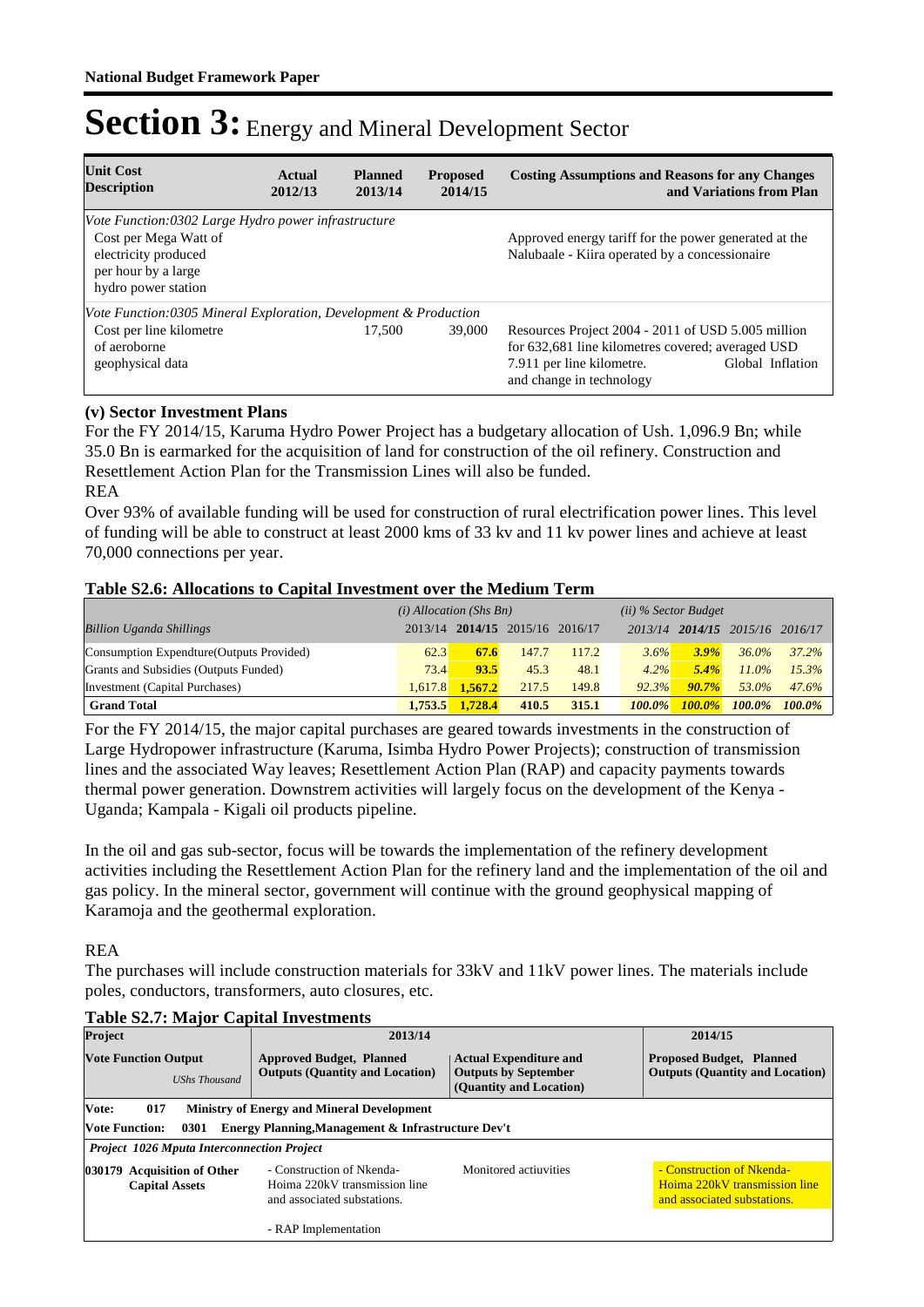# Section 3: Energy and Mineral Development Sector

| Unit Cost Description | Actual 2012/13 | Planned 2013/14 | Proposed 2014/15 | Costing Assumptions and Reasons for any Changes and Variations from Plan |
|---|---|---|---|---|
| *Vote Function:0302 Large Hydro power infrastructure* | | | | |
| Cost per Mega Watt of electricity produced per hour by a large hydro power station | | | | Approved energy tariff for the power generated at the Nalubaale - Kiira operated by a concessionaire |
| *Vote Function:0305 Mineral Exploration, Development & Production* | | | | |
| Cost per line kilometre of aeroborne geophysical data | | 17,500 | 39,000 | Resources Project 2004 - 2011 of USD 5.005 million for 632,681 line kilometres covered; averaged USD 7.911 per line kilometre. Global Inflation and change in technology |

**(v) Sector Investment Plans**

For the FY 2014/15, Karuma Hydro Power Project has a budgetary allocation of Ush. 1,096.9 Bn; while 35.0 Bn is earmarked for the acquisition of land for construction of the oil refinery. Construction and Resettlement Action Plan for the Transmission Lines will also be funded.

REA

Over 93% of available funding will be used for construction of rural electrification power lines. This level of funding will be able to construct at least 2000 kms of 33 kv and 11 kv power lines and achieve at least 70,000 connections per year.

**Table S2.6: Allocations to Capital Investment over the Medium Term**

| | *(i) Allocation (Shs Bn)* | | | | *(ii) % Sector Budget* | | | |
|---|---|---|---|---|---|---|---|---|
| *Billion Uganda Shillings* | 2013/14 | **2014/15** | 2015/16 | 2016/17 | *2013/14* | ***2014/15*** | *2015/16* | *2016/17* |
| Consumption Expendture(Outputs Provided) | 62.3 | **67.6** | 147.7 | 117.2 | *3.6%* | ***3.9%*** | *36.0%* | *37.2%* |
| Grants and Subsidies (Outputs Funded) | 73.4 | **93.5** | 45.3 | 48.1 | *4.2%* | ***5.4%*** | *11.0%* | *15.3%* |
| Investment (Capital Purchases) | 1,617.8 | **1,567.2** | 217.5 | 149.8 | *92.3%* | ***90.7%*** | *53.0%* | *47.6%* |
| **Grand Total** | **1,753.5** | **1,728.4** | **410.5** | **315.1** | ***100.0%*** | ***100.0%*** | ***100.0%*** | ***100.0%*** |

For the FY 2014/15, the major capital purchases are geared towards investments in the construction of Large Hydropower infrastructure (Karuma, Isimba Hydro Power Projects); construction of transmission lines and the associated Way leaves; Resettlement Action Plan (RAP) and capacity payments towards thermal power generation. Downstrem activities will largely focus on the development of the Kenya - Uganda; Kampala - Kigali oil products pipeline.

In the oil and gas sub-sector, focus will be towards the implementation of the refinery development activities including the Resettlement Action Plan for the refinery land and the implementation of the oil and gas policy. In the mineral sector, government will continue with the ground geophysical mapping of Karamoja and the geothermal exploration.

REA

The purchases will include construction materials for 33kV and 11kV power lines. The materials include poles, conductors, transformers, auto closures, etc.

**Table S2.7: Major Capital Investments**

| Project | 2013/14 | | 2014/15 |
|---|---|---|---|
| **Vote Function Output** *UShs Thousand* | **Approved Budget, Planned Outputs (Quantity and Location)** | **Actual Expenditure and Outputs by September (Quantity and Location)** | **Proposed Budget, Planned Outputs (Quantity and Location)** |
| **Vote: 017 Ministry of Energy and Mineral Development** | | | |
| **Vote Function: 0301 Energy Planning,Management & Infrastructure Dev't** | | | |
| ***Project 1026 Mputa Interconnection Project*** | | | |
| **030179 Acquisition of Other Capital Assets** | - Construction of Nkenda-Hoima 220kV transmission line and associated substations.<br><br>- RAP Implementation | Monitored actiuvities | - Construction of Nkenda-Hoima 220kV transmission line and associated substations. |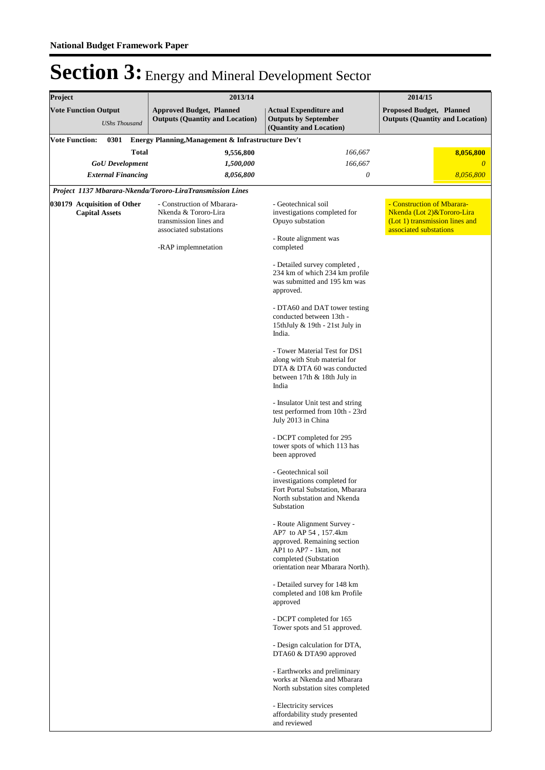**National Budget Framework Paper**

# Section 3: Energy and Mineral Development Sector

| Project | 2013/14 | | 2014/15 |
|---|---|---|---|
| **Vote Function Output** *UShs Thousand* | **Approved Budget, Planned Outputs (Quantity and Location)** | **Actual Expenditure and Outputs by September (Quantity and Location)** | **Proposed Budget, Planned Outputs (Quantity and Location)** |
| **Vote Function: 0301 Energy Planning,Management & Infrastructure Dev't** | | | |
| **Total** | **9,556,800** | *166,667* | **8,056,800** |
| ***GoU Development*** | ***1,500,000*** | *166,667* | *0* |
| ***External Financing*** | ***8,056,800*** | *0* | *8,056,800* |
| ***Project 1137 Mbarara-Nkenda/Tororo-LiraTransmission Lines*** | | | |
| **030179 Acquisition of Other Capital Assets** | - Construction of Mbarara-Nkenda & Tororo-Lira transmission lines and associated substations<br><br>-RAP implemnetation | - Geotechnical soil investigations completed for Opuyo substation<br><br>- Route alignment was completed<br><br>- Detailed survey completed , 234 km of which 234 km profile was submitted and 195 km was approved.<br><br>- DTA60 and DAT tower testing conducted between 13th - 15thJuly & 19th - 21st July in India.<br><br>- Tower Material Test for DS1 along with Stub material for DTA & DTA 60 was conducted between 17th & 18th July in India<br><br>- Insulator Unit test and string test performed from 10th - 23rd July 2013 in China<br><br>- DCPT completed for 295 tower spots of which 113 has been approved<br><br>- Geotechnical soil investigations completed for Fort Portal Substation, Mbarara North substation and Nkenda Substation<br><br>- Route Alignment Survey - AP7 to AP 54 , 157.4km approved. Remaining section AP1 to AP7 - 1km, not completed (Substation orientation near Mbarara North).<br><br>- Detailed survey for 148 km completed and 108 km Profile approved<br><br>- DCPT completed for 165 Tower spots and 51 approved.<br><br>- Design calculation for DTA, DTA60 & DTA90 approved<br><br>- Earthworks and preliminary works at Nkenda and Mbarara North substation sites completed<br><br>- Electricity services affordability study presented and reviewed | - Construction of Mbarara-Nkenda (Lot 2)&Tororo-Lira (Lot 1) transmission lines and associated substations |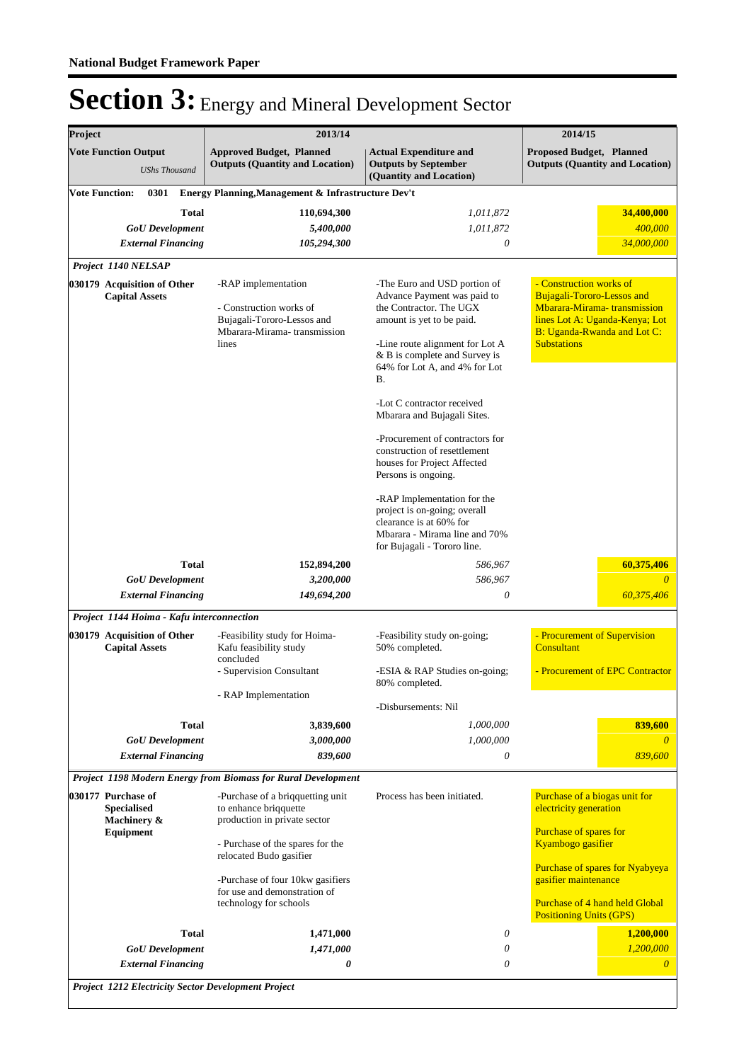**National Budget Framework Paper**

# Section 3: Energy and Mineral Development Sector

| Project | 2013/14 | | 2014/15 |
|---|---|---|---|
| **Vote Function Output** *UShs Thousand* | **Approved Budget, Planned Outputs (Quantity and Location)** | **Actual Expenditure and Outputs by September (Quantity and Location)** | **Proposed Budget, Planned Outputs (Quantity and Location)** |
| **Vote Function: 0301 Energy Planning,Management & Infrastructure Dev't** | | | |
| **Total** | **110,694,300** | *1,011,872* | **34,400,000** |
| ***GoU Development*** | ***5,400,000*** | *1,011,872* | *400,000* |
| ***External Financing*** | ***105,294,300*** | *0* | *34,000,000* |
| ***Project 1140 NELSAP*** | | | |
| **030179 Acquisition of Other Capital Assets** | -RAP implementation<br><br>- Construction works of Bujagali-Tororo-Lessos and Mbarara-Mirama- transmission lines | -The Euro and USD portion of Advance Payment was paid to the Contractor. The UGX amount is yet to be paid.<br><br>-Line route alignment for Lot A & B is complete and Survey is 64% for Lot A, and 4% for Lot B.<br><br>-Lot C contractor received Mbarara and Bujagali Sites.<br><br>-Procurement of contractors for construction of resettlement houses for Project Affected Persons is ongoing.<br><br>-RAP Implementation for the project is on-going; overall clearance is at 60% for Mbarara - Mirama line and 70% for Bujagali - Tororo line. | - Construction works of Bujagali-Tororo-Lessos and Mbarara-Mirama- transmission lines Lot A: Uganda-Kenya; Lot B: Uganda-Rwanda and Lot C: Substations |
| **Total** | **152,894,200** | *586,967* | **60,375,406** |
| ***GoU Development*** | ***3,200,000*** | *586,967* | *0* |
| ***External Financing*** | ***149,694,200*** | *0* | *60,375,406* |
| ***Project 1144 Hoima - Kafu interconnection*** | | | |
| **030179 Acquisition of Other Capital Assets** | -Feasibility study for Hoima-Kafu feasibility study concluded<br>- Supervision Consultant<br><br>- RAP Implementation | -Feasibility study on-going; 50% completed.<br><br>-ESIA & RAP Studies on-going; 80% completed.<br><br>-Disbursements: Nil | - Procurement of Supervision Consultant<br><br>- Procurement of EPC Contractor |
| **Total** | **3,839,600** | *1,000,000* | **839,600** |
| ***GoU Development*** | ***3,000,000*** | *1,000,000* | *0* |
| ***External Financing*** | ***839,600*** | *0* | *839,600* |
| ***Project 1198 Modern Energy from Biomass for Rural Development*** | | | |
| **030177 Purchase of Specialised Machinery & Equipment** | -Purchase of a briqquetting unit to enhance briqquette production in private sector<br><br>- Purchase of the spares for the relocated Budo gasifier<br><br>-Purchase of four 10kw gasifiers for use and demonstration of technology for schools | Process has been initiated. | Purchase of a biogas unit for electricity generation<br><br>Purchase of spares for Kyambogo gasifier<br><br>Purchase of spares for Nyabyeya gasifier maintenance<br><br>Purchase of 4 hand held Global Positioning Units (GPS) |
| **Total** | **1,471,000** | *0* | **1,200,000** |
| ***GoU Development*** | ***1,471,000*** | *0* | *1,200,000* |
| ***External Financing*** | ***0*** | *0* | *0* |
| ***Project 1212 Electricity Sector Development Project*** | | | |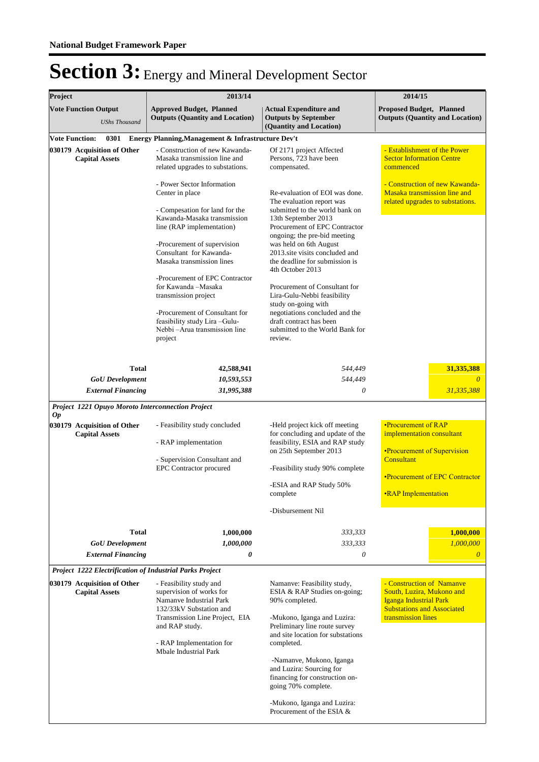# National Budget Framework Paper

# Section 3: Energy and Mineral Development Sector

| Project | 2013/14 | | 2014/15 |
|---|---|---|---|
| **Vote Function Output** *UShs Thousand* | **Approved Budget, Planned Outputs (Quantity and Location)** | **Actual Expenditure and Outputs by September (Quantity and Location)** | **Proposed Budget, Planned Outputs (Quantity and Location)** |
| **Vote Function: 0301 Energy Planning,Management & Infrastructure Dev't** | | | |
| **030179 Acquisition of Other Capital Assets** | - Construction of new Kawanda-Masaka transmission line and related upgrades to substations.<br><br>- Power Sector Information Center in place<br><br>- Compesation for land for the Kawanda-Masaka transmission line (RAP implementation)<br><br>-Procurement of supervision Consultant for Kawanda-Masaka transmission lines<br><br>-Procurement of EPC Contractor for Kawanda –Masaka transmission project<br><br>-Procurement of Consultant for feasibility study Lira –Gulu-Nebbi –Arua transmission line project | Of 2171 project Affected Persons, 723 have been compensated.<br><br>Re-evaluation of EOI was done. The evaluation report was submitted to the world bank on 13th September 2013<br>Procurement of EPC Contractor ongoing; the pre-bid meeting was held on 6th August 2013.site visits concluded and the deadline for submission is 4th October 2013<br><br>Procurement of Consultant for Lira-Gulu-Nebbi feasibility study on-going with negotiations concluded and the draft contract has been submitted to the World Bank for review. | - Establishment of the Power Sector Information Centre commenced<br><br>- Construction of new Kawanda-Masaka transmission line and related upgrades to substations. |
| **Total** | **42,588,941** | *544,449* | **31,335,388** |
| ***GoU Development*** | ***10,593,553*** | *544,449* | *0* |
| ***External Financing*** | ***31,995,388*** | *0* | *31,335,388* |
| ***Project 1221 Opuyo Moroto Interconnection Project Op*** | | | |
| **030179 Acquisition of Other Capital Assets** | - Feasibility study concluded<br><br>- RAP implementation<br><br>- Supervision Consultant and EPC Contractor procured | -Held project kick off meeting for concluding and update of the feasibility, ESIA and RAP study on 25th September 2013<br><br>-Feasibility study 90% complete<br><br>-ESIA and RAP Study 50% complete<br><br>-Disbursement Nil | •Procurement of RAP implementation consultant<br><br>•Procurement of Supervision Consultant<br><br>•Procurement of EPC Contractor<br><br>•RAP Implementation |
| **Total** | **1,000,000** | *333,333* | **1,000,000** |
| ***GoU Development*** | ***1,000,000*** | *333,333* | *1,000,000* |
| ***External Financing*** | ***0*** | *0* | *0* |
| ***Project 1222 Electrification of Industrial Parks Project*** | | | |
| **030179 Acquisition of Other Capital Assets** | - Feasibility study and supervision of works for Namanve Industrial Park 132/33kV Substation and Transmission Line Project, EIA and RAP study.<br><br>- RAP Implementation for Mbale Industrial Park | Namanve: Feasibility study, ESIA & RAP Studies on-going; 90% completed.<br><br>-Mukono, Iganga and Luzira: Preliminary line route survey and site location for substations completed.<br><br>-Namanve, Mukono, Iganga and Luzira: Sourcing for financing for construction on-going 70% complete.<br><br>-Mukono, Iganga and Luzira: Procurement of the ESIA & | - Construction of Namanve South, Luzira, Mukono and Iganga Industrial Park Substations and Associated transmission lines |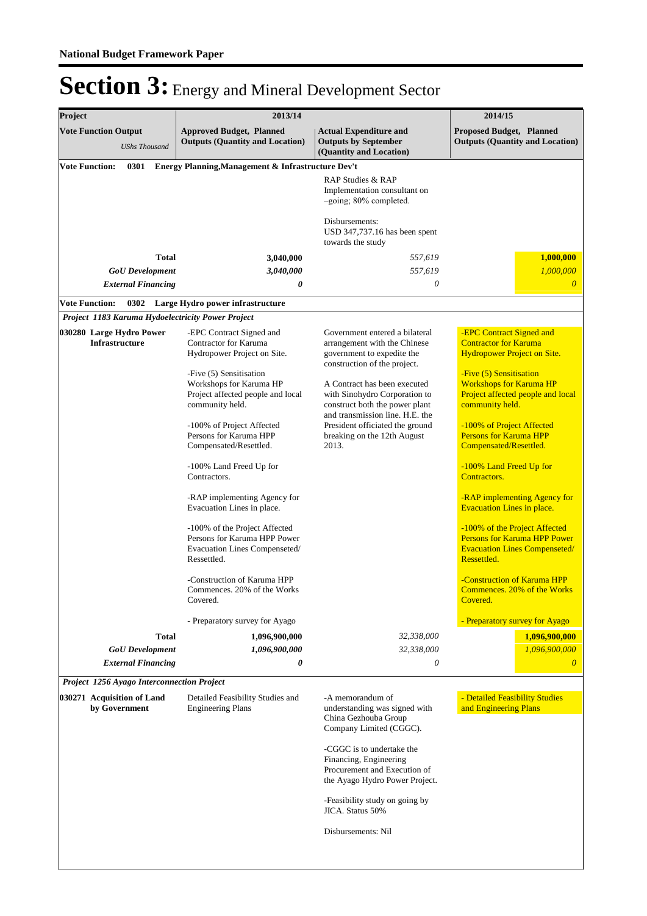**National Budget Framework Paper**

# Section 3: Energy and Mineral Development Sector

| Project | 2013/14 | | 2014/15 |
|---|---|---|---|
| **Vote Function Output** *UShs Thousand* | **Approved Budget, Planned Outputs (Quantity and Location)** | **Actual Expenditure and Outputs by September (Quantity and Location)** | **Proposed Budget, Planned Outputs (Quantity and Location)** |
| **Vote Function: 0301 Energy Planning,Management & Infrastructure Dev't** | | | |
| | | RAP Studies & RAP Implementation consultant on –going; 80% completed.<br><br>Disbursements:<br>USD 347,737.16 has been spent towards the study | |
| **Total** | **3,040,000** | *557,619* | **1,000,000** |
| ***GoU Development*** | ***3,040,000*** | *557,619* | *1,000,000* |
| ***External Financing*** | ***0*** | *0* | *0* |
| **Vote Function: 0302 Large Hydro power infrastructure** | | | |
| ***Project 1183 Karuma Hydoelectricity Power Project*** | | | |
| **030280 Large Hydro Power Infrastructure** | -EPC Contract Signed and Contractor for Karuma Hydropower Project on Site.<br><br>-Five (5) Sensitisation Workshops for Karuma HP Project affected people and local community held.<br><br>-100% of Project Affected Persons for Karuma HPP Compensated/Resettled.<br><br>-100% Land Freed Up for Contractors.<br><br>-RAP implementing Agency for Evacuation Lines in place.<br><br>-100% of the Project Affected Persons for Karuma HPP Power Evacuation Lines Compenseted/ Ressettled.<br><br>-Construction of Karuma HPP Commences. 20% of the Works Covered.<br><br>- Preparatory survey for Ayago | Government entered a bilateral arrangement with the Chinese government to expedite the construction of the project.<br><br>A Contract has been executed with Sinohydro Corporation to construct both the power plant and transmission line. H.E. the President officiated the ground breaking on the 12th August 2013. | -EPC Contract Signed and Contractor for Karuma Hydropower Project on Site.<br><br>-Five (5) Sensitisation Workshops for Karuma HP Project affected people and local community held.<br><br>-100% of Project Affected Persons for Karuma HPP Compensated/Resettled.<br><br>-100% Land Freed Up for Contractors.<br><br>-RAP implementing Agency for Evacuation Lines in place.<br><br>-100% of the Project Affected Persons for Karuma HPP Power Evacuation Lines Compenseted/ Ressettled.<br><br>-Construction of Karuma HPP Commences. 20% of the Works Covered.<br><br>- Preparatory survey for Ayago |
| **Total** | **1,096,900,000** | *32,338,000* | **1,096,900,000** |
| ***GoU Development*** | ***1,096,900,000*** | *32,338,000* | *1,096,900,000* |
| ***External Financing*** | ***0*** | *0* | *0* |
| ***Project 1256 Ayago Interconnection Project*** | | | |
| **030271 Acquisition of Land by Government** | Detailed Feasibility Studies and Engineering Plans | -A memorandum of understanding was signed with China Gezhouba Group Company Limited (CGGC).<br><br>-CGGC is to undertake the Financing, Engineering Procurement and Execution of the Ayago Hydro Power Project.<br><br>-Feasibility study on going by JICA. Status 50%<br><br>Disbursements: Nil | - Detailed Feasibility Studies and Engineering Plans |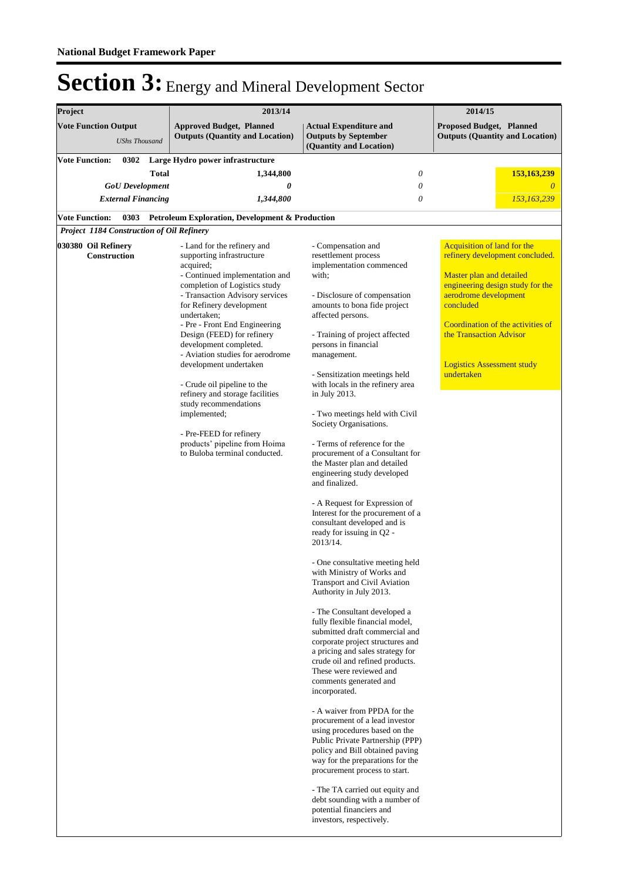# Section 3: Energy and Mineral Development Sector

| Project | 2013/14 | | 2014/15 |
|---|---|---|---|
| **Vote Function Output** *UShs Thousand* | **Approved Budget, Planned Outputs (Quantity and Location)** | **Actual Expenditure and Outputs by September (Quantity and Location)** | **Proposed Budget, Planned Outputs (Quantity and Location)** |
| **Vote Function: 0302 Large Hydro power infrastructure** | | | |
| **Total** | **1,344,800** | *0* | **153,163,239** |
| ***GoU Development*** | ***0*** | *0* | *0* |
| ***External Financing*** | ***1,344,800*** | *0* | *153,163,239* |
| **Vote Function: 0303 Petroleum Exploration, Development & Production** | | | |
| ***Project 1184 Construction of Oil Refinery*** | | | |
| **030380 Oil Refinery Construction** | - Land for the refinery and supporting infrastructure acquired;<br>- Continued implementation and completion of Logistics study<br>- Transaction Advisory services for Refinery development undertaken;<br>- Pre - Front End Engineering Design (FEED) for refinery development completed.<br>- Aviation studies for aerodrome development undertaken<br><br>- Crude oil pipeline to the refinery and storage facilities study recommendations implemented;<br><br>- Pre-FEED for refinery products' pipeline from Hoima to Buloba terminal conducted. | - Compensation and resettlement process implementation commenced with;<br><br>- Disclosure of compensation amounts to bona fide project affected persons.<br><br>- Training of project affected persons in financial management.<br><br>- Sensitization meetings held with locals in the refinery area in July 2013.<br><br>- Two meetings held with Civil Society Organisations.<br><br>- Terms of reference for the procurement of a Consultant for the Master plan and detailed engineering study developed and finalized.<br><br>- A Request for Expression of Interest for the procurement of a consultant developed and is ready for issuing in Q2 - 2013/14.<br><br>- One consultative meeting held with Ministry of Works and Transport and Civil Aviation Authority in July 2013.<br><br>- The Consultant developed a fully flexible financial model, submitted draft commercial and corporate project structures and a pricing and sales strategy for crude oil and refined products. These were reviewed and comments generated and incorporated.<br><br>- A waiver from PPDA for the procurement of a lead investor using procedures based on the Public Private Partnership (PPP) policy and Bill obtained paving way for the preparations for the procurement process to start.<br><br>- The TA carried out equity and debt sounding with a number of potential financiers and investors, respectively. | Acquisition of land for the refinery development concluded.<br><br>Master plan and detailed engineering design study for the aerodrome development concluded<br><br>Coordination of the activities of the Transaction Advisor<br><br>Logistics Assessment study undertaken |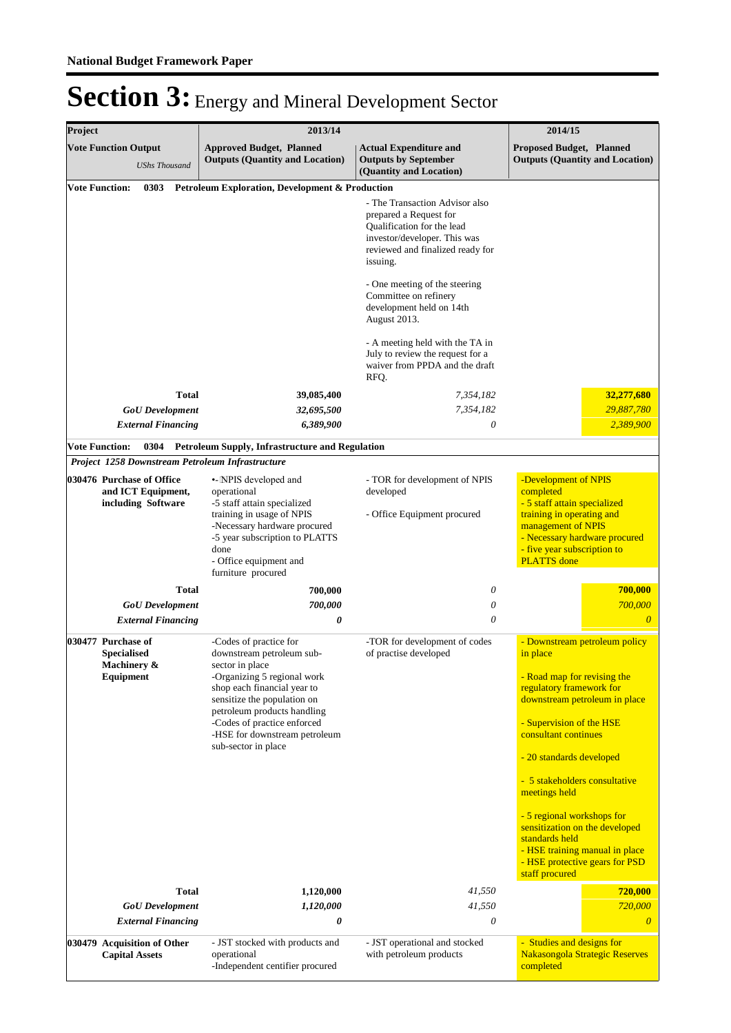**National Budget Framework Paper**

# Section 3: Energy and Mineral Development Sector

| Project | 2013/14 | | 2014/15 |
|---|---|---|---|
| **Vote Function Output** *UShs Thousand* | **Approved Budget, Planned Outputs (Quantity and Location)** | **Actual Expenditure and Outputs by September (Quantity and Location)** | **Proposed Budget, Planned Outputs (Quantity and Location)** |
| **Vote Function: 0303 Petroleum Exploration, Development & Production** | | | |
| | | - The Transaction Advisor also prepared a Request for Qualification for the lead investor/developer. This was reviewed and finalized ready for issuing.<br><br>- One meeting of the steering Committee on refinery development held on 14th August 2013.<br><br>- A meeting held with the TA in July to review the request for a waiver from PPDA and the draft RFQ. | |
| **Total** | **39,085,400** | *7,354,182* | **32,277,680** |
| ***GoU Development*** | ***32,695,500*** | *7,354,182* | *29,887,780* |
| ***External Financing*** | ***6,389,900*** | *0* | *2,389,900* |
| **Vote Function: 0304 Petroleum Supply, Infrastructure and Regulation** | | | |
| ***Project 1258 Downstream Petroleum Infrastructure*** | | | |
| **030476 Purchase of Office and ICT Equipment, including Software** | •- NPIS developed and operational<br>-5 staff attain specialized training in usage of NPIS<br>-Necessary hardware procured<br>-5 year subscription to PLATTS done<br>- Office equipment and furniture procured | - TOR for development of NPIS developed<br><br>- Office Equipment procured | -Development of NPIS completed<br>- 5 staff attain specialized training in operating and management of NPIS<br>- Necessary hardware procured<br>- five year subscription to PLATTS done |
| **Total** | **700,000** | *0* | **700,000** |
| ***GoU Development*** | ***700,000*** | *0* | *700,000* |
| ***External Financing*** | ***0*** | *0* | *0* |
| **030477 Purchase of Specialised Machinery & Equipment** | -Codes of practice for downstream petroleum sub-sector in place<br>-Organizing 5 regional work shop each financial year to sensitize the population on petroleum products handling<br>-Codes of practice enforced<br>-HSE for downstream petroleum sub-sector in place | -TOR for development of codes of practise developed | - Downstream petroleum policy in place<br><br>- Road map for revising the regulatory framework for downstream petroleum in place<br><br>- Supervision of the HSE consultant continues<br><br>- 20 standards developed<br><br>- 5 stakeholders consultative meetings held<br><br>- 5 regional workshops for sensitization on the developed standards held<br>- HSE training manual in place<br>- HSE protective gears for PSD staff procured |
| **Total** | **1,120,000** | *41,550* | **720,000** |
| ***GoU Development*** | ***1,120,000*** | *41,550* | *720,000* |
| ***External Financing*** | ***0*** | *0* | *0* |
| **030479 Acquisition of Other Capital Assets** | - JST stocked with products and operational<br>-Independent centifier procured | - JST operational and stocked with petroleum products | - Studies and designs for Nakasongola Strategic Reserves completed |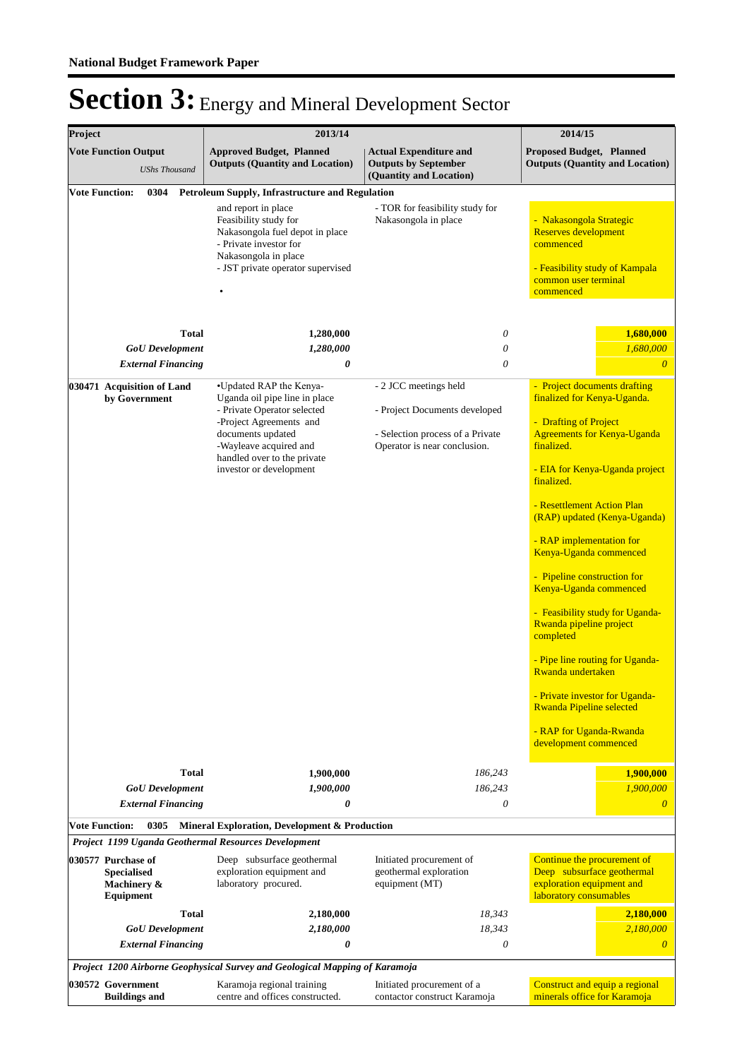# Section 3: Energy and Mineral Development Sector

| Project | 2013/14 | | 2014/15 |
|---|---|---|---|
| **Vote Function Output** *UShs Thousand* | **Approved Budget, Planned Outputs (Quantity and Location)** | **Actual Expenditure and Outputs by September (Quantity and Location)** | **Proposed Budget, Planned Outputs (Quantity and Location)** |
| **Vote Function: 0304 Petroleum Supply, Infrastructure and Regulation** | | | |
| | and report in place<br>Feasibility study for Nakasongola fuel depot in place<br>- Private investor for Nakasongola in place<br>- JST private operator supervised<br>• | - TOR for feasibility study for Nakasongola in place | - Nakasongola Strategic Reserves development commenced<br><br>- Feasibility study of Kampala common user terminal commenced |
| **Total** | **1,280,000** | *0* | **1,680,000** |
| ***GoU Development*** | ***1,280,000*** | *0* | *1,680,000* |
| ***External Financing*** | ***0*** | *0* | ***0*** |
| **030471 Acquisition of Land by Government** | •Updated RAP the Kenya-Uganda oil pipe line in place<br>- Private Operator selected<br>-Project Agreements and documents updated<br>-Wayleave acquired and handled over to the private investor or development | - 2 JCC meetings held<br><br>- Project Documents developed<br><br>- Selection process of a Private Operator is near conclusion. | - Project documents drafting finalized for Kenya-Uganda.<br><br>- Drafting of Project Agreements for Kenya-Uganda finalized.<br><br>- EIA for Kenya-Uganda project finalized.<br><br>- Resettlement Action Plan (RAP) updated (Kenya-Uganda)<br><br>- RAP implementation for Kenya-Uganda commenced<br><br>- Pipeline construction for Kenya-Uganda commenced<br><br>- Feasibility study for Uganda-Rwanda pipeline project completed<br><br>- Pipe line routing for Uganda-Rwanda undertaken<br><br>- Private investor for Uganda-Rwanda Pipeline selected<br><br>- RAP for Uganda-Rwanda development commenced |
| **Total** | **1,900,000** | *186,243* | **1,900,000** |
| ***GoU Development*** | ***1,900,000*** | *186,243* | *1,900,000* |
| ***External Financing*** | ***0*** | *0* | ***0*** |
| **Vote Function: 0305 Mineral Exploration, Development & Production** | | | |
| ***Project 1199 Uganda Geothermal Resources Development*** | | | |
| **030577 Purchase of Specialised Machinery & Equipment** | Deep subsurface geothermal exploration equipment and laboratory procured. | Initiated procurement of geothermal exploration equipment (MT) | Continue the procurement of Deep subsurface geothermal exploration equipment and laboratory consumables |
| **Total** | **2,180,000** | *18,343* | **2,180,000** |
| ***GoU Development*** | ***2,180,000*** | *18,343* | *2,180,000* |
| ***External Financing*** | ***0*** | *0* | ***0*** |
| ***Project 1200 Airborne Geophysical Survey and Geological Mapping of Karamoja*** | | | |
| **030572 Government Buildings and** | Karamoja regional training centre and offices constructed. | Initiated procurement of a contactor construct Karamoja | Construct and equip a regional minerals office for Karamoja |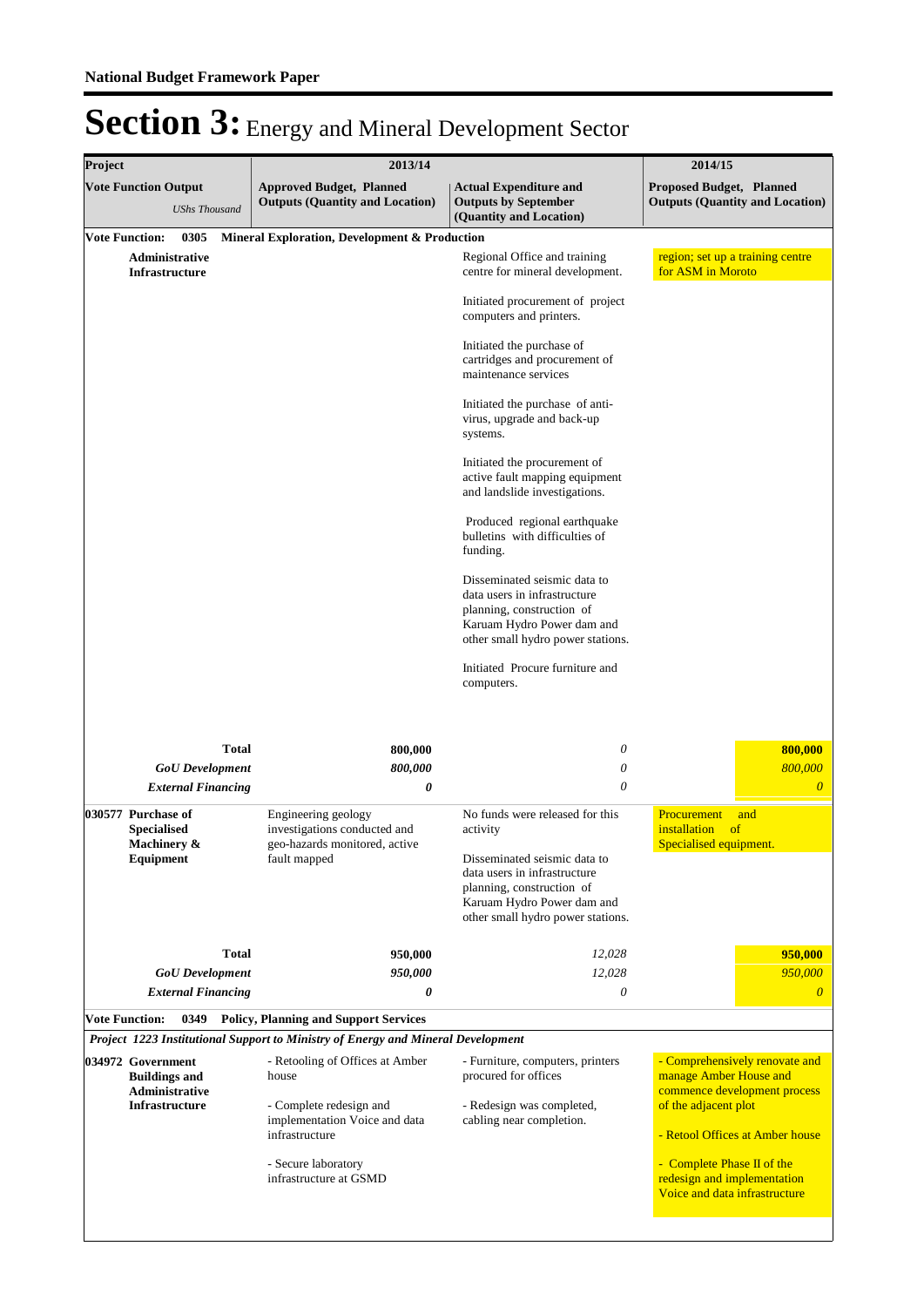# Section 3: Energy and Mineral Development Sector

| Project | 2013/14 | | 2014/15 |
|---|---|---|---|
| **Vote Function Output** *UShs Thousand* | **Approved Budget, Planned Outputs (Quantity and Location)** | **Actual Expenditure and Outputs by September (Quantity and Location)** | **Proposed Budget, Planned Outputs (Quantity and Location)** |
| **Vote Function: 0305 Mineral Exploration, Development & Production** | | | |
| **Administrative Infrastructure** | | Regional Office and training centre for mineral development.<br><br>Initiated procurement of project computers and printers.<br><br>Initiated the purchase of cartridges and procurement of maintenance services<br><br>Initiated the purchase of anti-virus, upgrade and back-up systems.<br><br>Initiated the procurement of active fault mapping equipment and landslide investigations.<br><br>Produced regional earthquake bulletins with difficulties of funding.<br><br>Disseminated seismic data to data users in infrastructure planning, construction of Karuam Hydro Power dam and other small hydro power stations.<br><br>Initiated Procure furniture and computers. | region; set up a training centre for ASM in Moroto |
| **Total** | **800,000** | *0* | **800,000** |
| ***GoU Development*** | ***800,000*** | *0* | *800,000* |
| ***External Financing*** | ***0*** | *0* | *0* |
| **030577 Purchase of Specialised Machinery & Equipment** | Engineering geology investigations conducted and geo-hazards monitored, active fault mapped | No funds were released for this activity<br><br>Disseminated seismic data to data users in infrastructure planning, construction of Karuam Hydro Power dam and other small hydro power stations. | Procurement and installation of Specialised equipment. |
| **Total** | **950,000** | *12,028* | **950,000** |
| ***GoU Development*** | ***950,000*** | *12,028* | *950,000* |
| ***External Financing*** | ***0*** | *0* | *0* |
| **Vote Function: 0349 Policy, Planning and Support Services** | | | |
| ***Project 1223 Institutional Support to Ministry of Energy and Mineral Development*** | | | |
| **034972 Government Buildings and Administrative Infrastructure** | - Retooling of Offices at Amber house<br><br>- Complete redesign and implementation Voice and data infrastructure<br><br>- Secure laboratory infrastructure at GSMD | - Furniture, computers, printers procured for offices<br><br>- Redesign was completed, cabling near completion. | - Comprehensively renovate and manage Amber House and commence development process of the adjacent plot<br><br>- Retool Offices at Amber house<br><br>- Complete Phase II of the redesign and implementation Voice and data infrastructure |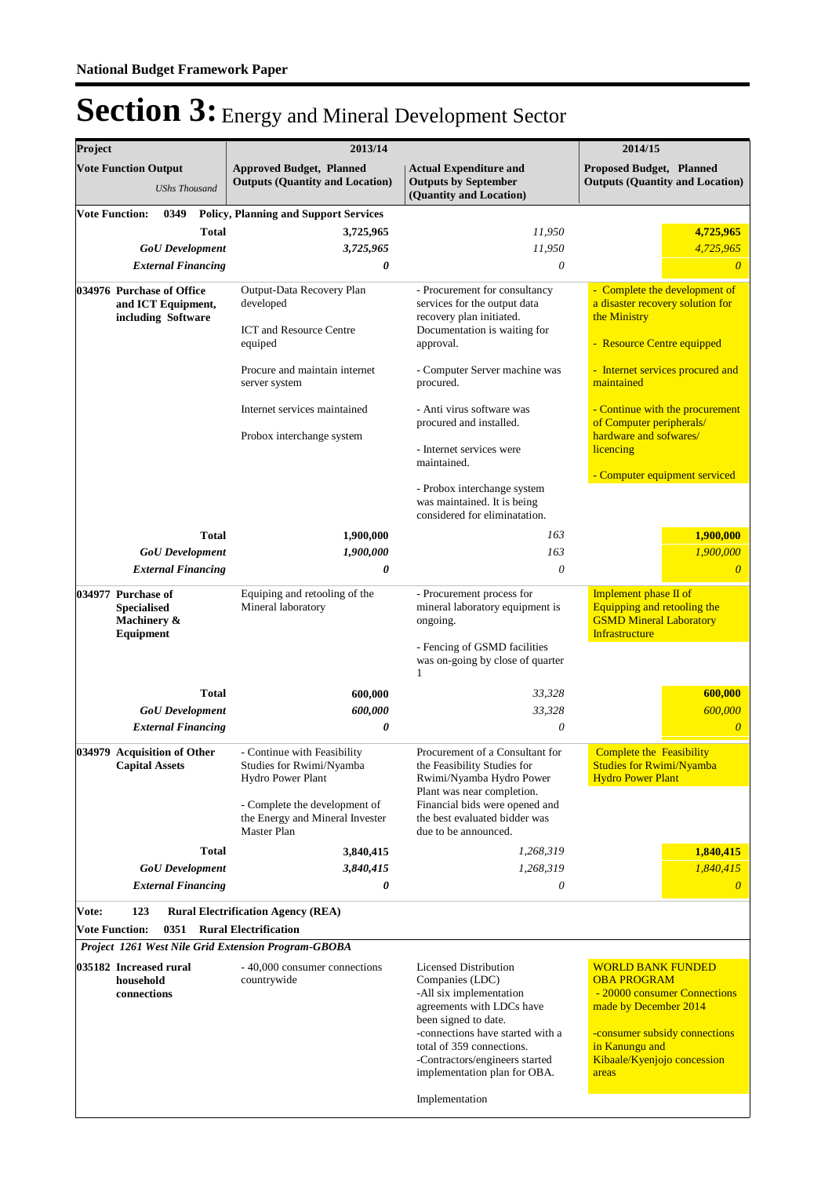# Section 3: Energy and Mineral Development Sector

| Project | 2013/14 | | 2014/15 |
|---|---|---|---|
| **Vote Function Output** *UShs Thousand* | **Approved Budget, Planned Outputs (Quantity and Location)** | **Actual Expenditure and Outputs by September (Quantity and Location)** | **Proposed Budget, Planned Outputs (Quantity and Location)** |
| **Vote Function: 0349 Policy, Planning and Support Services** | | | |
| **Total** | **3,725,965** | *11,950* | **4,725,965** |
| ***GoU Development*** | ***3,725,965*** | *11,950* | *4,725,965* |
| ***External Financing*** | ***0*** | *0* | *0* |
| **034976 Purchase of Office and ICT Equipment, including Software** | Output-Data Recovery Plan developed<br><br>ICT and Resource Centre equiped<br><br>Procure and maintain internet server system<br><br>Internet services maintained<br><br>Probox interchange system | - Procurement for consultancy services for the output data recovery plan initiated. Documentation is waiting for approval.<br><br>- Computer Server machine was procured.<br><br>- Anti virus software was procured and installed.<br><br>- Internet services were maintained.<br><br>- Probox interchange system was maintained. It is being considered for eliminatation. | - Complete the development of a disaster recovery solution for the Ministry<br><br>- Resource Centre equipped<br><br>- Internet services procured and maintained<br><br>- Continue with the procurement of Computer peripherals/ hardware and sofwares/ licencing<br><br>- Computer equipment serviced |
| **Total** | **1,900,000** | *163* | **1,900,000** |
| ***GoU Development*** | ***1,900,000*** | *163* | *1,900,000* |
| ***External Financing*** | ***0*** | *0* | *0* |
| **034977 Purchase of Specialised Machinery & Equipment** | Equiping and retooling of the Mineral laboratory | - Procurement process for mineral laboratory equipment is ongoing.<br><br>- Fencing of GSMD facilities was on-going by close of quarter 1 | Implement phase II of Equipping and retooling the GSMD Mineral Laboratory Infrastructure |
| **Total** | **600,000** | *33,328* | **600,000** |
| ***GoU Development*** | ***600,000*** | *33,328* | *600,000* |
| ***External Financing*** | ***0*** | *0* | *0* |
| **034979 Acquisition of Other Capital Assets** | - Continue with Feasibility Studies for Rwimi/Nyamba Hydro Power Plant<br><br>- Complete the development of the Energy and Mineral Invester Master Plan | Procurement of a Consultant for the Feasibility Studies for Rwimi/Nyamba Hydro Power Plant was near completion. Financial bids were opened and the best evaluated bidder was due to be announced. | Complete the Feasibility Studies for Rwimi/Nyamba Hydro Power Plant |
| **Total** | **3,840,415** | *1,268,319* | **1,840,415** |
| ***GoU Development*** | ***3,840,415*** | *1,268,319* | *1,840,415* |
| ***External Financing*** | ***0*** | *0* | *0* |
| **Vote: 123 Rural Electrification Agency (REA)** | | | |
| **Vote Function: 0351 Rural Electrification** | | | |
| ***Project 1261 West Nile Grid Extension Program-GBOBA*** | | | |
| **035182 Increased rural household connections** | - 40,000 consumer connections countrywide | Licensed Distribution Companies (LDC)<br>-All six implementation agreements with LDCs have been signed to date.<br>-connections have started with a total of 359 connections.<br>-Contractors/engineers started implementation plan for OBA.<br><br>Implementation | WORLD BANK FUNDED OBA PROGRAM<br>- 20000 consumer Connections made by December 2014<br><br>-consumer subsidy connections in Kanungu and Kibaale/Kyenjojo concession areas |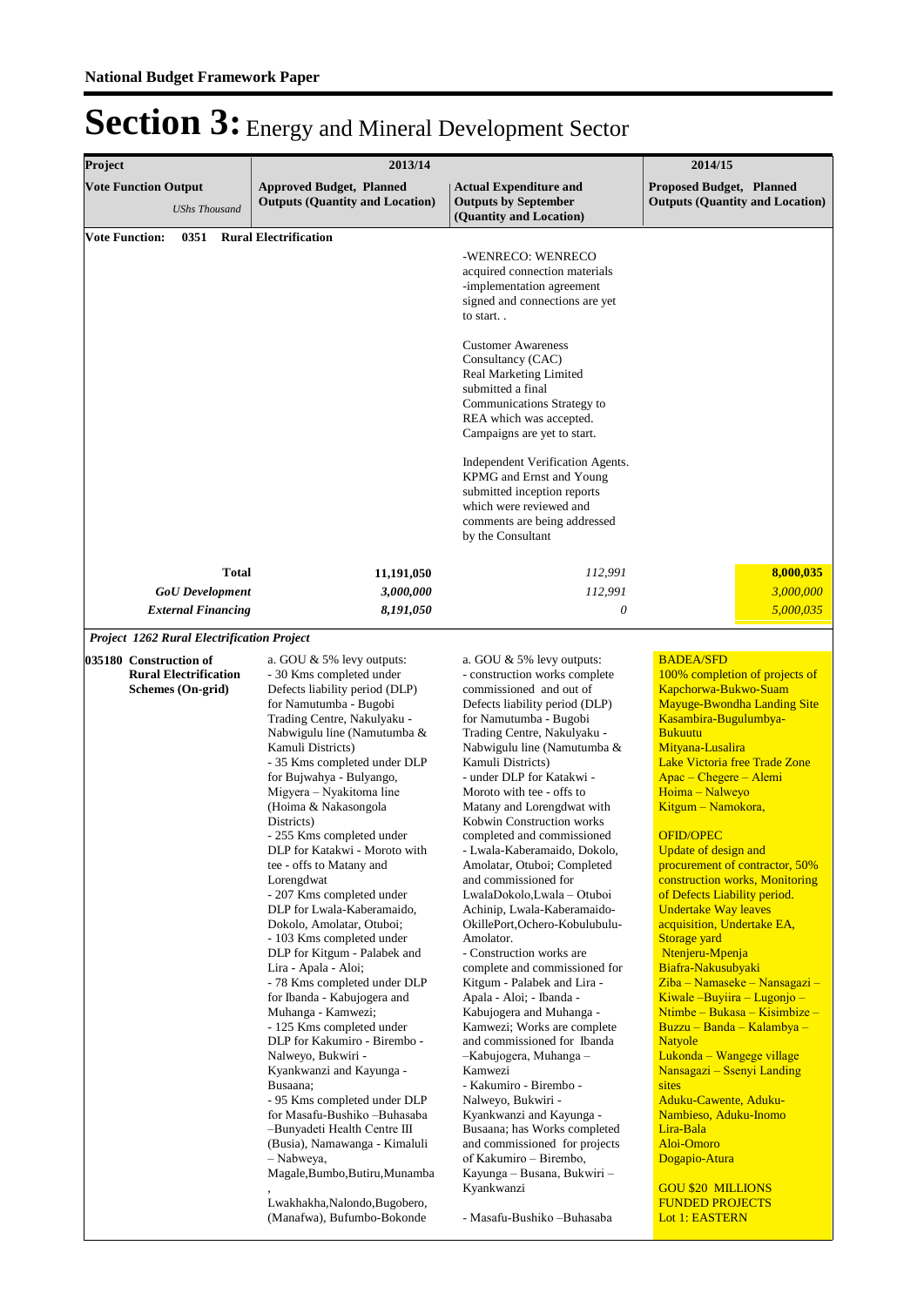# Section 3: Energy and Mineral Development Sector

| Project | 2013/14 | | 2014/15 |
|---|---|---|---|
| **Vote Function Output** *UShs Thousand* | **Approved Budget, Planned Outputs (Quantity and Location)** | **Actual Expenditure and Outputs by September (Quantity and Location)** | **Proposed Budget, Planned Outputs (Quantity and Location)** |
| **Vote Function: 0351 Rural Electrification** | | | |
| | | -WENRECO: WENRECO acquired connection materials -implementation agreement signed and connections are yet to start. .<br><br>Customer Awareness Consultancy (CAC) Real Marketing Limited submitted a final Communications Strategy to REA which was accepted. Campaigns are yet to start.<br><br>Independent Verification Agents. KPMG and Ernst and Young submitted inception reports which were reviewed and comments are being addressed by the Consultant | |
| **Total** | 11,191,050 | *112,991* | **8,000,035** |
| ***GoU Development*** | *3,000,000* | *112,991* | *3,000,000* |
| ***External Financing*** | *8,191,050* | *0* | *5,000,035* |
| ***Project 1262 Rural Electrification Project*** | | | |
| **035180 Construction of Rural Electrification Schemes (On-grid)** | a. GOU & 5% levy outputs:<br>- 30 Kms completed under Defects liability period (DLP) for Namutumba - Bugobi Trading Centre, Nakulyaku - Nabwigulu line (Namutumba & Kamuli Districts)<br>- 35 Kms completed under DLP for Bujwahya - Bulyango, Migyera – Nyakitoma line (Hoima & Nakasongola Districts)<br>- 255 Kms completed under DLP for Katakwi - Moroto with tee - offs to Matany and Lorengdwat<br>- 207 Kms completed under DLP for Lwala-Kaberamaido, Dokolo, Amolatar, Otuboi;<br>- 103 Kms completed under DLP for Kitgum - Palabek and Lira - Apala - Aloi;<br>- 78 Kms completed under DLP for Ibanda - Kabujogera and Muhanga - Kamwezi;<br>- 125 Kms completed under DLP for Kakumiro - Birembo - Nalweyo, Bukwiri - Kyankwanzi and Kayunga - Busaana;<br>- 95 Kms completed under DLP for Masafu-Bushiko –Buhasaba –Bunyadeti Health Centre III (Busia), Namawanga - Kimaluli – Nabweya, Magale,Bumbo,Butiru,Munamba ,<br>Lwakhakha,Nalondo,Bugobero, (Manafwa), Bufumbo-Bokonde | a. GOU & 5% levy outputs:<br>- construction works complete commissioned and out of Defects liability period (DLP) for Namutumba - Bugobi Trading Centre, Nakulyaku - Nabwigulu line (Namutumba & Kamuli Districts)<br>- under DLP for Katakwi - Moroto with tee - offs to Matany and Lorengdwat with Kobwin Construction works completed and commissioned<br>- Lwala-Kaberamaido, Dokolo, Amolatar, Otuboi; Completed and commissioned for LwalaDokolo,Lwala – Otuboi Achinip, Lwala-Kaberamaido-OkillePort,Ochero-Kobulubulu-Amolator.<br>- Construction works are complete and commissioned for Kitgum - Palabek and Lira - Apala - Aloi; - Ibanda - Kabujogera and Muhanga - Kamwezi; Works are complete and commissioned for Ibanda –Kabujogera, Muhanga – Kamwezi<br>- Kakumiro - Birembo - Nalweyo, Bukwiri - Kyankwanzi and Kayunga - Busaana; has Works completed and commissioned for projects of Kakumiro – Birembo, Kayunga – Busana, Bukwiri – Kyankwanzi<br><br>- Masafu-Bushiko –Buhasaba | BADEA/SFD<br>100% completion of projects of Kapchorwa-Bukwo-Suam Mayuge-Bwondha Landing Site Kasambira-Bugulumbya-Bukuutu<br>Mityana-Lusalira<br>Lake Victoria free Trade Zone<br>Apac – Chegere – Alemi<br>Hoima – Nalweyo<br>Kitgum – Namokora,<br><br>OFID/OPEC<br>Update of design and procurement of contractor, 50% construction works, Monitoring of Defects Liability period. Undertake Way leaves acquisition, Undertake EA, Storage yard<br>Ntenjeru-Mpenja<br>Biafra-Nakusubyaki<br>Ziba – Namaseke – Nansagazi – Kiwale –Buyiira – Lugonjo – Ntimbe – Bukasa – Kisimbize – Buzzu – Banda – Kalambya – Natyole<br>Lukonda – Wangege village<br>Nansagazi – Ssenyi Landing sites<br>Aduku-Cawente, Aduku-Nambieso, Aduku-Inomo<br>Lira-Bala<br>Aloi-Omoro<br>Dogapio-Atura<br><br>GOU $20 MILLIONS FUNDED PROJECTS<br>Lot 1: EASTERN |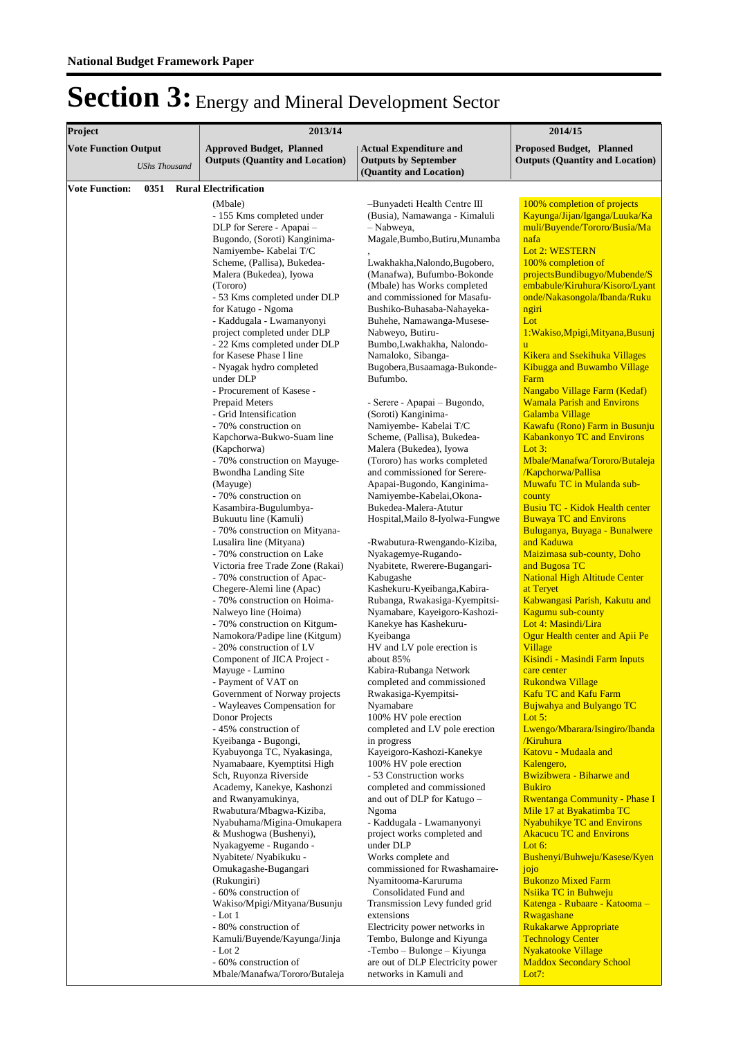# Section 3: Energy and Mineral Development Sector

| Project | 2013/14 | | 2014/15 |
|---|---|---|---|
| **Vote Function Output** *UShs Thousand* | **Approved Budget, Planned Outputs (Quantity and Location)** | **Actual Expenditure and Outputs by September (Quantity and Location)** | **Proposed Budget, Planned Outputs (Quantity and Location)** |
| **Vote Function: 0351 Rural Electrification** | | | |
| | (Mbale)<br>- 155 Kms completed under DLP for Serere - Apapai – Bugondo, (Soroti) Kanginima-Namiyembe- Kabelai T/C Scheme, (Pallisa), Bukedea-Malera (Bukedea), Iyowa (Tororo)<br>- 53 Kms completed under DLP for Katugo - Ngoma<br>- Kaddugala - Lwamanyonyi project completed under DLP<br>- 22 Kms completed under DLP for Kasese Phase I line<br>- Nyagak hydro completed under DLP<br>- Procurement of Kasese - Prepaid Meters<br>- Grid Intensification<br>- 70% construction on Kapchorwa-Bukwo-Suam line (Kapchorwa)<br>- 70% construction on Mayuge-Bwondha Landing Site (Mayuge)<br>- 70% construction on Kasambira-Bugulumbya-Bukuutu line (Kamuli)<br>- 70% construction on Mityana-Lusalira line (Mityana)<br>- 70% construction on Lake Victoria free Trade Zone (Rakai)<br>- 70% construction of Apac-Chegere-Alemi line (Apac)<br>- 70% construction on Hoima-Nalweyo line (Hoima)<br>- 70% construction on Kitgum-Namokora/Padipe line (Kitgum)<br>- 20% construction of LV Component of JICA Project - Mayuge - Lumino<br>- Payment of VAT on Government of Norway projects<br>- Wayleaves Compensation for Donor Projects<br>- 45% construction of Kyeibanga - Bugongi, Kyabuyonga TC, Nyakasinga, Nyamabaare, Kyemptitsi High Sch, Ruyonza Riverside Academy, Kanekye, Kashonzi and Rwanyamukinya, Rwabutura/Mbagwa-Kiziba, Nyabuhama/Migina-Omukapera & Mushogwa (Bushenyi), Nyakagyeme - Rugando - Nyabitete/ Nyabikuku - Omukagashe-Bugangari (Rukungiri)<br>- 60% construction of Wakiso/Mpigi/Mityana/Busunju - Lot 1<br>- 80% construction of Kamuli/Buyende/Kayunga/Jinja - Lot 2<br>- 60% construction of Mbale/Manafwa/Tororo/Butaleja | –Bunyadeti Health Centre III (Busia), Namawanga - Kimaluli – Nabweya, Magale,Bumbo,Butiru,Munamba , Lwakhakha,Nalondo,Bugobero, (Manafwa), Bufumbo-Bokonde (Mbale) has Works completed and commissioned for Masafu-Bushiko-Buhasaba-Nahayeka-Buhehe, Namawanga-Musese-Nabweyo, Butiru-Bumbo,Lwakhakha, Nalondo-Namaloko, Sibanga-Bugobera,Busaamaga-Bukonde-Bufumbo.<br><br>- Serere - Apapai – Bugondo, (Soroti) Kanginima-Namiyembe- Kabelai T/C Scheme, (Pallisa), Bukedea-Malera (Bukedea), Iyowa (Tororo) has works completed and commissioned for Serere-Apapai-Bugondo, Kanginima-Namiyembe-Kabelai,Okona-Bukedea-Malera-Atutur Hospital,Mailo 8-Iyolwa-Fungwe<br><br>-Rwabutura-Rwengando-Kiziba, Nyakagemye-Rugando-Nyabitete, Rwerere-Bugangari-Kabugashe Kashekuru-Kyeibanga,Kabira-Rubanga, Rwakasiga-Kyempitsi-Nyamabare, Kayeigoro-Kashozi-Kanekye has Kashekuru-Kyeibanga HV and LV pole erection is about 85%<br>Kabira-Rubanga Network completed and commissioned Rwakasiga-Kyempitsi-Nyamabare 100% HV pole erection completed and LV pole erection in progress Kayeigoro-Kashozi-Kanekye 100% HV pole erection<br>- 53 Construction works completed and commissioned and out of DLP for Katugo – Ngoma<br>- Kaddugala - Lwamanyonyi project works completed and under DLP<br>Works complete and commissioned for Rwashamaire-Nyamitooma-Karuruma Consolidated Fund and Transmission Levy funded grid extensions<br>Electricity power networks in Tembo, Bulonge and Kiyunga -Tembo – Bulonge – Kiyunga are out of DLP Electricity power networks in Kamuli and | 100% completion of projects Kayunga/Jijan/Iganga/Luuka/Kamuli/Buyende/Tororo/Busia/Manafa<br>Lot 2: WESTERN<br>100% completion of projectsBundibugyo/Mubende/Sembabule/Kiruhura/Kisoro/Lyantonde/Nakasongola/Ibanda/Rukungiri<br>Lot 1:Wakiso,Mpigi,Mityana,Busunju<br>Kikera and Ssekihuka Villages<br>Kibugga and Buwambo Village Farm<br>Nangabo Village Farm (Kedaf)<br>Wamala Parish and Environs<br>Galamba Village<br>Kawafu (Rono) Farm in Busunju<br>Kabankonyo TC and Environs<br>Lot 3: Mbale/Manafwa/Tororo/Butaleja/Kapchorwa/Pallisa<br>Muwafu TC in Mulanda sub-county<br>Busiu TC - Kidok Health center<br>Buwaya TC and Environs<br>Buluganya, Buyaga - Bunalwere and Kaduwa<br>Maizimasa sub-county, Doho and Bugosa TC<br>National High Altitude Center at Teryet<br>Kabwangasi Parish, Kakutu and Kagumu sub-county<br>Lot 4: Masindi/Lira<br>Ogur Health center and Apii Pe Village<br>Kisindi - Masindi Farm Inputs care center<br>Rukondwa Village<br>Kafu TC and Kafu Farm<br>Bujwahya and Bulyango TC<br>Lot 5: Lwengo/Mbarara/Isingiro/Ibanda/Kiruhura<br>Katovu - Mudaala and Kalengero,<br>Bwizibwera - Biharwe and Bukiro<br>Rwentanga Community - Phase I Mile 17 at Byakatimba TC<br>Nyabuhikye TC and Environs<br>Akacucu TC and Environs<br>Lot 6: Bushenyi/Buhweju/Kasese/Kyenjojo<br>Bukonzo Mixed Farm<br>Nsiika TC in Buhweju<br>Katenga - Rubaare - Katooma – Rwagashane<br>Rukakarwe Appropriate Technology Center<br>Nyakatooke Village<br>Maddox Secondary School<br>Lot7: |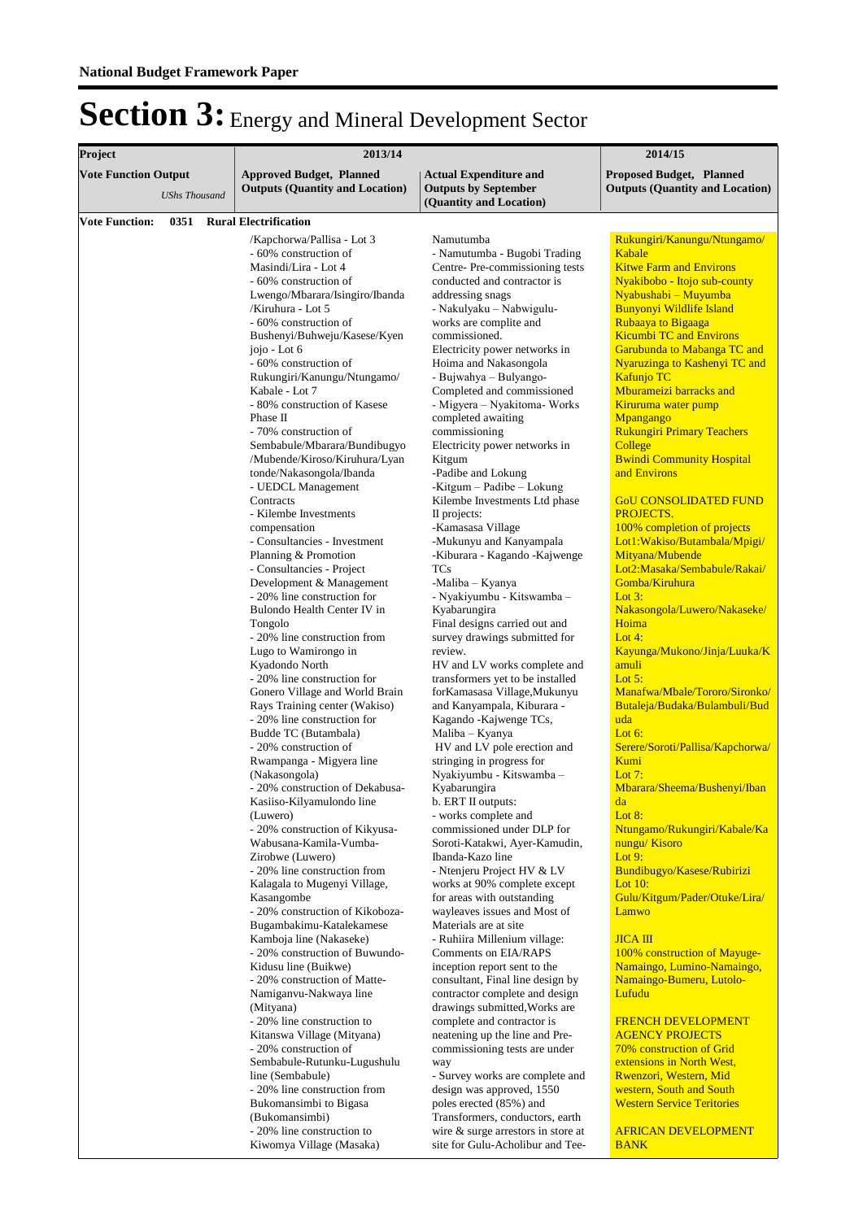**National Budget Framework Paper**

# Section 3: Energy and Mineral Development Sector

| Project | 2013/14 | | 2014/15 |
|---|---|---|---|
| **Vote Function Output** *UShs Thousand* | **Approved Budget, Planned Outputs (Quantity and Location)** | **Actual Expenditure and Outputs by September (Quantity and Location)** | **Proposed Budget, Planned Outputs (Quantity and Location)** |
| **Vote Function: 0351 Rural Electrification** | | | |
| | /Kapchorwa/Pallisa - Lot 3<br>- 60% construction of Masindi/Lira - Lot 4<br>- 60% construction of Lwengo/Mbarara/Isingiro/Ibanda /Kiruhura - Lot 5<br>- 60% construction of Bushenyi/Buhweju/Kasese/Kyenjojo - Lot 6<br>- 60% construction of Rukungiri/Kanungu/Ntungamo/ Kabale - Lot 7<br>- 80% construction of Kasese Phase II<br>- 70% construction of Sembabule/Mbarara/Bundibugyo /Mubende/Kiroso/Kiruhura/Lyantonde/Nakasongola/Ibanda<br>- UEDCL Management Contracts<br>- Kilembe Investments compensation<br>- Consultancies - Investment Planning & Promotion<br>- Consultancies - Project Development & Management<br>- 20% line construction for Bulondo Health Center IV in Tongolo<br>- 20% line construction from Lugo to Wamirongo in Kyadondo North<br>- 20% line construction for Gonero Village and World Brain Rays Training center (Wakiso)<br>- 20% line construction for Budde TC (Butambala)<br>- 20% construction of Rwampanga - Migyera line (Nakasongola)<br>- 20% construction of Dekabusa-Kasiiso-Kilyamulondo line (Luwero)<br>- 20% construction of Kikyusa-Wabusana-Kamila-Vumba-Zirobwe (Luwero)<br>- 20% line construction from Kalagala to Mugenyi Village, Kasangombe<br>- 20% construction of Kikoboza-Bugambakimu-Katalekamese Kamboja line (Nakaseke)<br>- 20% construction of Buwundo-Kidusu line (Buikwe)<br>- 20% construction of Matte-Namiganvu-Nakwaya line (Mityana)<br>- 20% line construction to Kitanswa Village (Mityana)<br>- 20% construction of Sembabule-Rutunku-Lugushulu line (Sembabule)<br>- 20% line construction from Bukomansimbi to Bigasa (Bukomansimbi)<br>- 20% line construction to Kiwomya Village (Masaka) | Namutumba<br>- Namutumba - Bugobi Trading Centre- Pre-commissioning tests conducted and contractor is addressing snags<br>- Nakulyaku – Nabwigulu- works are complete and commissioned.<br>Electricity power networks in Hoima and Nakasongola<br>- Bujwahya – Bulyango- Completed and commissioned<br>- Migyera – Nyakitoma- Works completed awaiting commissioning<br>Electricity power networks in Kitgum<br>-Padibe and Lokung<br>-Kitgum – Padibe – Lokung<br>Kilembe Investments Ltd phase II projects:<br>-Kamasasa Village<br>-Mukunyu and Kanyampala<br>-Kiburara - Kagando -Kajwenge TCs<br>-Maliba – Kyanya<br>- Nyakiyumbu - Kitswamba – Kyabarungira<br>Final designs carried out and survey drawings submitted for review.<br>HV and LV works complete and transformers yet to be installed forKamasasa Village,Mukunyu and Kanyampala, Kiburara - Kagando -Kajwenge TCs, Maliba – Kyanya<br>HV and LV pole erection and stringing in progress for Nyakiyumbu - Kitswamba – Kyabarungira<br>b. ERT II outputs:<br>- works complete and commissioned under DLP for Soroti-Katakwi, Ayer-Kamudin, Ibanda-Kazo line<br>- Ntenjeru Project HV & LV works at 90% complete except for areas with outstanding wayleaves issues and Most of Materials are at site<br>- Ruhiira Millenium village: Comments on EIA/RAPS inception report sent to the consultant, Final line design by contractor complete and design drawings submitted,Works are complete and contractor is neatening up the line and Pre-commissioning tests are under way<br>- Survey works are complete and design was approved, 1550 poles erected (85%) and Transformers, conductors, earth wire & surge arrestors in store at site for Gulu-Acholibur and Tee- | Rukungiri/Kanungu/Ntungamo/ Kabale<br>Kitwe Farm and Environs<br>Nyakibobo - Itojo sub-county<br>Nyabushabi – Muyumba<br>Bunyonyi Wildlife Island<br>Rubaaya to Bigaaga<br>Kicumbi TC and Environs<br>Garubunda to Mabanga TC and<br>Nyaruzinga to Kashenyi TC and Kafunjo TC<br>Mburameizi barracks and Kiruruma water pump<br>Mpangango<br>Rukungiri Primary Teachers College<br>Bwindi Community Hospital and Environs<br><br>GoU CONSOLIDATED FUND PROJECTS.<br>100% completion of projects<br>Lot1:Wakiso/Butambala/Mpigi/ Mityana/Mubende<br>Lot2:Masaka/Sembabule/Rakai/ Gomba/Kiruhura<br>Lot 3: Nakasongola/Luwero/Nakaseke/ Hoima<br>Lot 4: Kayunga/Mukono/Jinja/Luuka/Kamuli<br>Lot 5: Manafwa/Mbale/Tororo/Sironko/ Butaleja/Budaka/Bulambuli/Bududa<br>Lot 6: Serere/Soroti/Pallisa/Kapchorwa/ Kumi<br>Lot 7: Mbarara/Sheema/Bushenyi/Ibanda<br>Lot 8: Ntungamo/Rukungiri/Kabale/Kanungu/ Kisoro<br>Lot 9: Bundibugyo/Kasese/Rubirizi<br>Lot 10: Gulu/Kitgum/Pader/Otuke/Lira/ Lamwo<br><br>JICA III<br>100% construction of Mayuge-Namaingo, Lumino-Namaingo, Namaingo-Bumeru, Lutolo-Lufudu<br><br>FRENCH DEVELOPMENT AGENCY PROJECTS<br>70% construction of Grid extensions in North West, Rwenzori, Western, Mid western, South and South Western Service Teritories<br><br>AFRICAN DEVELOPMENT BANK |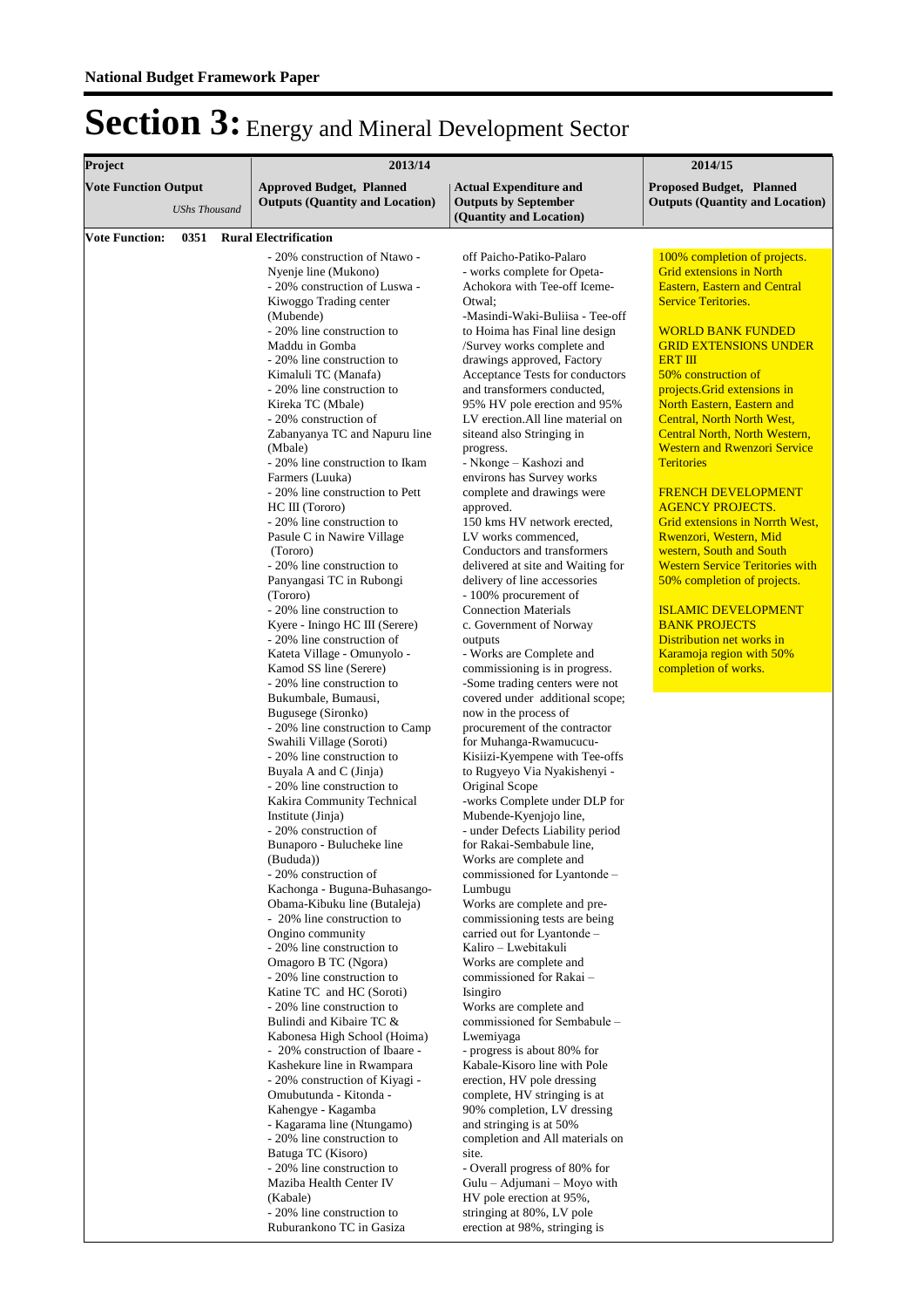**National Budget Framework Paper**

# Section 3: Energy and Mineral Development Sector

| Project | 2013/14 | | 2014/15 |
|---|---|---|---|
| **Vote Function Output** *UShs Thousand* | **Approved Budget, Planned Outputs (Quantity and Location)** | **Actual Expenditure and Outputs by September (Quantity and Location)** | **Proposed Budget, Planned Outputs (Quantity and Location)** |
| **Vote Function: 0351 Rural Electrification** | | | |
| | - 20% construction of Ntawo - Nyenje line (Mukono)<br>- 20% construction of Luswa - Kiwoggo Trading center (Mubende)<br>- 20% line construction to Maddu in Gomba<br>- 20% line construction to Kimaluli TC (Manafa)<br>- 20% line construction to Kireka TC (Mbale)<br>- 20% construction of Zabanyanya TC and Napuru line (Mbale)<br>- 20% line construction to Ikam Farmers (Luuka)<br>- 20% line construction to Pett HC III (Tororo)<br>- 20% line construction to Pasule C in Nawire Village (Tororo)<br>- 20% line construction to Panyangasi TC in Rubongi (Tororo)<br>- 20% line construction to Kyere - Iningo HC III (Serere)<br>- 20% line construction of Kateta Village - Omunyolo - Kamod SS line (Serere)<br>- 20% line construction to Bukumbale, Bumausi, Bugusege (Sironko)<br>- 20% line construction to Camp Swahili Village (Soroti)<br>- 20% line construction to Buyala A and C (Jinja)<br>- 20% line construction to Kakira Community Technical Institute (Jinja)<br>- 20% construction of Bunaporo - Bulucheke line (Bududa))<br>- 20% construction of Kachonga - Buguna-Buhasango-Obama-Kibuku line (Butaleja)<br>- 20% line construction to Ongino community<br>- 20% line construction to Omagoro B TC (Ngora)<br>- 20% line construction to Katine TC and HC (Soroti)<br>- 20% line construction to Bulindi and Kibaire TC & Kabonesa High School (Hoima)<br>- 20% construction of Ibaare - Kashekure line in Rwampara<br>- 20% construction of Kiyagi - Omubutunda - Kitonda - Kahengye - Kagamba - Kagarama line (Ntungamo)<br>- 20% line construction to Batuga TC (Kisoro)<br>- 20% line construction to Maziba Health Center IV (Kabale)<br>- 20% line construction to Ruburankono TC in Gasiza | off Paicho-Patiko-Palaro<br>- works complete for Opeta-Achokora with Tee-off Iceme-Otwal;<br>-Masindi-Waki-Buliisa - Tee-off to Hoima has Final line design /Survey works complete and drawings approved, Factory Acceptance Tests for conductors and transformers conducted, 95% HV pole erection and 95% LV erection.All line material on siteand also Stringing in progress.<br>- Nkonge – Kashozi and environs has Survey works complete and drawings were approved.<br>150 kms HV network erected, LV works commenced, Conductors and transformers delivered at site and Waiting for delivery of line accessories<br>- 100% procurement of Connection Materials<br>c. Government of Norway outputs<br>- Works are Complete and commissioning is in progress.<br>-Some trading centers were not covered under additional scope; now in the process of procurement of the contractor for Muhanga-Rwamucucu-Kisiizi-Kyempene with Tee-offs to Rugyeyo Via Nyakishenyi - Original Scope<br>-works Complete under DLP for Mubende-Kyenjojo line,<br>- under Defects Liability period for Rakai-Sembabule line,<br>Works are complete and commissioned for Lyantonde – Lumbugu<br>Works are complete and pre-commissioning tests are being carried out for Lyantonde – Kaliro – Lwebitakuli<br>Works are complete and commissioned for Rakai – Isingiro<br>Works are complete and commissioned for Sembabule – Lwemiyaga<br>- progress is about 80% for Kabale-Kisoro line with Pole erection, HV pole dressing complete, HV stringing is at 90% completion, LV dressing and stringing is at 50% completion and All materials on site.<br>- Overall progress of 80% for Gulu – Adjumani – Moyo with HV pole erection at 95%, stringing at 80%, LV pole erection at 98%, stringing is | 100% completion of projects. Grid extensions in North Eastern, Eastern and Central Service Teritories.<br><br>WORLD BANK FUNDED GRID EXTENSIONS UNDER ERT III<br>50% construction of projects.Grid extensions in North Eastern, Eastern and Central, North North West, Central North, North Western, Western and Rwenzori Service Teritories<br><br>FRENCH DEVELOPMENT AGENCY PROJECTS.<br>Grid extensions in Norrth West, Rwenzori, Western, Mid western, South and South Western Service Teritories with 50% completion of projects.<br><br>ISLAMIC DEVELOPMENT BANK PROJECTS<br>Distribution net works in Karamoja region with 50% completion of works. |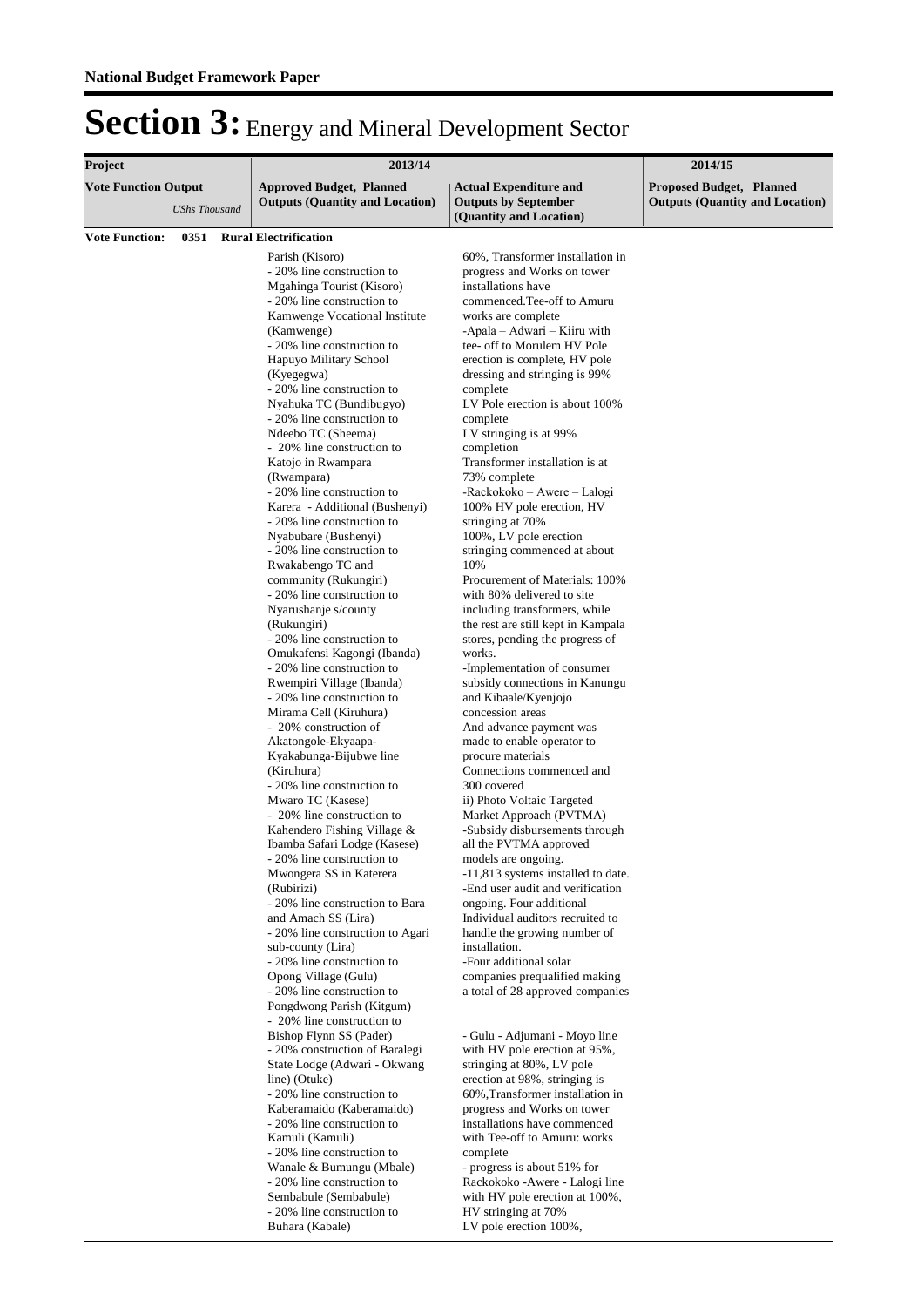**National Budget Framework Paper**

# Section 3: Energy and Mineral Development Sector

| Project | 2013/14 | | 2014/15 |
|---|---|---|---|
| **Vote Function Output** *UShs Thousand* | **Approved Budget, Planned Outputs (Quantity and Location)** | **Actual Expenditure and Outputs by September (Quantity and Location)** | **Proposed Budget, Planned Outputs (Quantity and Location)** |
| **Vote Function: 0351 Rural Electrification** | | | |
| | Parish (Kisoro)<br>- 20% line construction to Mgahinga Tourist (Kisoro)<br>- 20% line construction to Kamwenge Vocational Institute (Kamwenge)<br>- 20% line construction to Hapuyo Military School (Kyegegwa)<br>- 20% line construction to Nyahuka TC (Bundibugyo)<br>- 20% line construction to Ndeebo TC (Sheema)<br>- 20% line construction to Katojo in Rwampara (Rwampara)<br>- 20% line construction to Karera - Additional (Bushenyi)<br>- 20% line construction to Nyabubare (Bushenyi)<br>- 20% line construction to Rwakabengo TC and community (Rukungiri)<br>- 20% line construction to Nyarushanje s/county (Rukungiri)<br>- 20% line construction to Omukafensi Kagongi (Ibanda)<br>- 20% line construction to Rwempiri Village (Ibanda)<br>- 20% line construction to Mirama Cell (Kiruhura)<br>- 20% construction of Akatongole-Ekyaapa-Kyakabunga-Bijubwe line (Kiruhura)<br>- 20% line construction to Mwaro TC (Kasese)<br>- 20% line construction to Kahendero Fishing Village & Ibamba Safari Lodge (Kasese)<br>- 20% line construction to Mwongera SS in Katerera (Rubirizi)<br>- 20% line construction to Bara and Amach SS (Lira)<br>- 20% line construction to Agari sub-county (Lira)<br>- 20% line construction to Opong Village (Gulu)<br>- 20% line construction to Pongdwong Parish (Kitgum)<br>- 20% line construction to Bishop Flynn SS (Pader)<br>- 20% construction of Baralegi State Lodge (Adwari - Okwang line) (Otuke)<br>- 20% line construction to Kaberamaido (Kaberamaido)<br>- 20% line construction to Kamuli (Kamuli)<br>- 20% line construction to Wanale & Bumungu (Mbale)<br>- 20% line construction to Sembabule (Sembabule)<br>- 20% line construction to Buhara (Kabale) | 60%, Transformer installation in progress and Works on tower installations have commenced.Tee-off to Amuru works are complete<br>-Apala – Adwari – Kiiru with tee- off to Morulem HV Pole erection is complete, HV pole dressing and stringing is 99% complete<br>LV Pole erection is about 100% complete<br>LV stringing is at 99% completion<br>Transformer installation is at 73% complete<br>-Rackokoko – Awere – Lalogi 100% HV pole erection, HV stringing at 70%<br>100%, LV pole erection stringing commenced at about 10%<br>Procurement of Materials: 100% with 80% delivered to site including transformers, while the rest are still kept in Kampala stores, pending the progress of works.<br>-Implementation of consumer subsidy connections in Kanungu and Kibaale/Kyenjojo concession areas<br>And advance payment was made to enable operator to procure materials<br>Connections commenced and 300 covered<br>ii) Photo Voltaic Targeted Market Approach (PVTMA)<br>-Subsidy disbursements through all the PVTMA approved models are ongoing.<br>-11,813 systems installed to date.<br>-End user audit and verification ongoing. Four additional Individual auditors recruited to handle the growing number of installation.<br>-Four additional solar companies prequalified making a total of 28 approved companies<br><br>- Gulu - Adjumani - Moyo line with HV pole erection at 95%, stringing at 80%, LV pole erection at 98%, stringing is 60%,Transformer installation in progress and Works on tower installations have commenced with Tee-off to Amuru: works complete<br>- progress is about 51% for Rackokoko -Awere - Lalogi line with HV pole erection at 100%, HV stringing at 70%<br>LV pole erection 100%, | |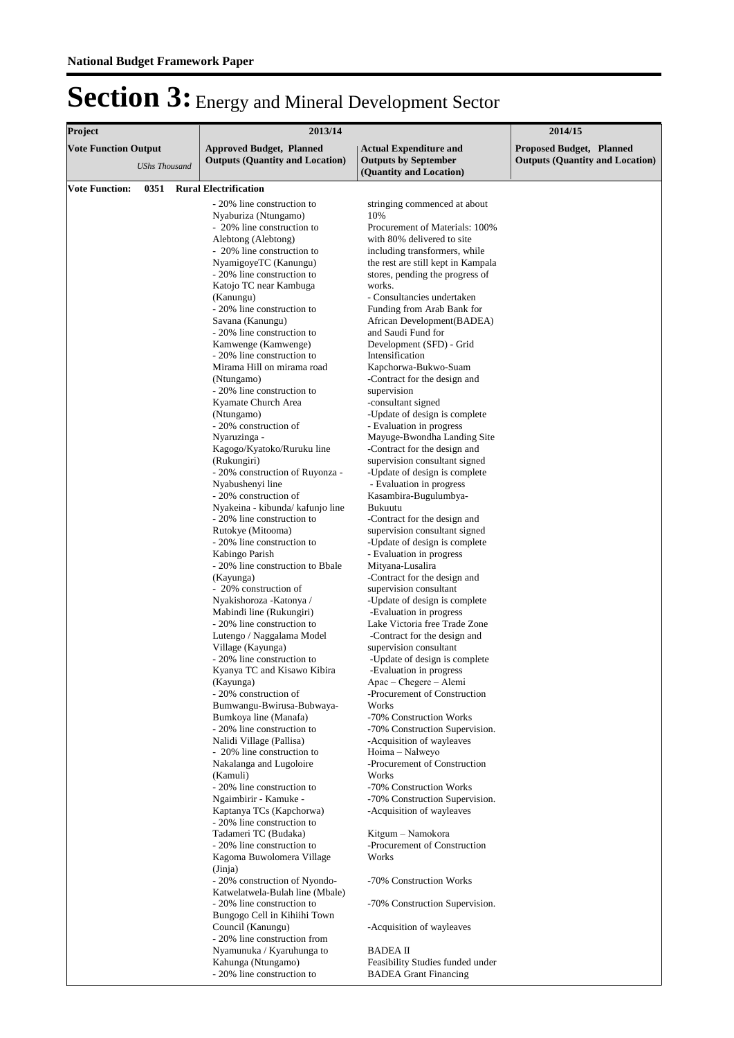**National Budget Framework Paper**

# Section 3: Energy and Mineral Development Sector

| Project | 2013/14 | | 2014/15 |
|---|---|---|---|
| **Vote Function Output** *UShs Thousand* | **Approved Budget, Planned Outputs (Quantity and Location)** | **Actual Expenditure and Outputs by September (Quantity and Location)** | **Proposed Budget, Planned Outputs (Quantity and Location)** |
| **Vote Function: 0351 Rural Electrification** | | | |
| | - 20% line construction to Nyaburiza (Ntungamo)<br>- 20% line construction to Alebtong (Alebtong)<br>- 20% line construction to NyamigoyeTC (Kanungu)<br>- 20% line construction to Katojo TC near Kambuga (Kanungu)<br>- 20% line construction to Savana (Kanungu)<br>- 20% line construction to Kamwenge (Kamwenge)<br>- 20% line construction to Mirama Hill on mirama road (Ntungamo)<br>- 20% line construction to Kyamate Church Area (Ntungamo)<br>- 20% construction of Nyaruzinga - Kagogo/Kyatoko/Ruruku line (Rukungiri)<br>- 20% construction of Ruyonza - Nyabushenyi line<br>- 20% construction of Nyakeina - kibunda/ kafunjo line<br>- 20% line construction to Rutokye (Mitooma)<br>- 20% line construction to Kabingo Parish<br>- 20% line construction to Bbale (Kayunga)<br>- 20% construction of Nyakishoroza -Katonya / Mabindi line (Rukungiri)<br>- 20% line construction to Lutengo / Naggalama Model Village (Kayunga)<br>- 20% line construction to Kyanya TC and Kisawo Kibira (Kayunga)<br>- 20% construction of Bumwangu-Bwirusa-Bubwaya-Bumkoya line (Manafa)<br>- 20% line construction to Nalidi Village (Pallisa)<br>- 20% line construction to Nakalanga and Lugoloire (Kamuli)<br>- 20% line construction to Ngaimbirir - Kamuke - Kaptanya TCs (Kapchorwa)<br>- 20% line construction to Tadameri TC (Budaka)<br>- 20% line construction to Kagoma Buwolomera Village (Jinja)<br>- 20% construction of Nyondo-Katwelatwela-Bulah line (Mbale)<br>- 20% line construction to Bungogo Cell in Kihiihi Town Council (Kanungu)<br>- 20% line construction from Nyamunuka / Kyaruhunga to Kahunga (Ntungamo)<br>- 20% line construction to | stringing commenced at about 10%<br>Procurement of Materials: 100% with 80% delivered to site including transformers, while the rest are still kept in Kampala stores, pending the progress of works.<br>- Consultancies undertaken Funding from Arab Bank for African Development(BADEA) and Saudi Fund for Development (SFD) - Grid Intensification<br>Kapchorwa-Bukwo-Suam<br>-Contract for the design and supervision<br>-consultant signed<br>-Update of design is complete<br>- Evaluation in progress<br>Mayuge-Bwondha Landing Site<br>-Contract for the design and supervision consultant signed<br>-Update of design is complete<br>- Evaluation in progress<br>Kasambira-Bugulumbya-Bukuutu<br>-Contract for the design and supervision consultant signed<br>-Update of design is complete<br>- Evaluation in progress<br>Mityana-Lusalira<br>-Contract for the design and supervision consultant<br>-Update of design is complete<br>-Evaluation in progress<br>Lake Victoria free Trade Zone<br>-Contract for the design and supervision consultant<br>-Update of design is complete<br>-Evaluation in progress<br>Apac – Chegere – Alemi<br>-Procurement of Construction Works<br>-70% Construction Works<br>-70% Construction Supervision.<br>-Acquisition of wayleaves<br>Hoima – Nalweyo<br>-Procurement of Construction Works<br>-70% Construction Works<br>-70% Construction Supervision.<br>-Acquisition of wayleaves<br><br>Kitgum – Namokora<br>-Procurement of Construction Works<br><br>-70% Construction Works<br><br>-70% Construction Supervision.<br><br>-Acquisition of wayleaves<br><br>BADEA II<br>Feasibility Studies funded under BADEA Grant Financing | |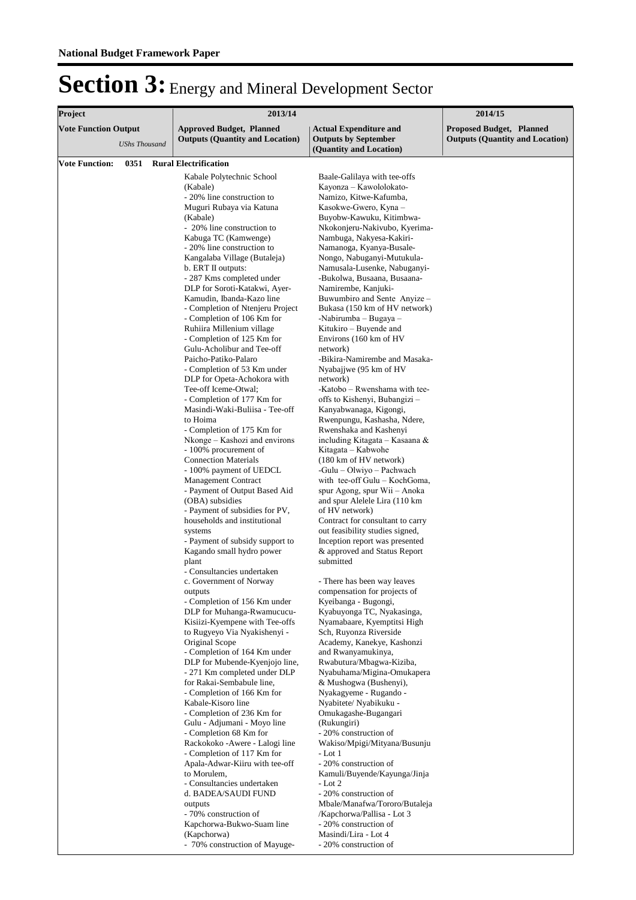**National Budget Framework Paper**

# Section 3: Energy and Mineral Development Sector

| Project | 2013/14 | | 2014/15 |
|---|---|---|---|
| **Vote Function Output** *UShs Thousand* | **Approved Budget, Planned Outputs (Quantity and Location)** | **Actual Expenditure and Outputs by September (Quantity and Location)** | **Proposed Budget, Planned Outputs (Quantity and Location)** |
| **Vote Function: 0351 Rural Electrification** | | | |
| | Kabale Polytechnic School (Kabale)<br>- 20% line construction to Muguri Rubaya via Katuna (Kabale)<br>- 20% line construction to Kabuga TC (Kamwenge)<br>- 20% line construction to Kangalaba Village (Butaleja)<br>b. ERT II outputs:<br>- 287 Kms completed under DLP for Soroti-Katakwi, Ayer-Kamudin, Ibanda-Kazo line<br>- Completion of Ntenjeru Project<br>- Completion of 106 Km for Ruhiira Millenium village<br>- Completion of 125 Km for Gulu-Acholibur and Tee-off Paicho-Patiko-Palaro<br>- Completion of 53 Km under DLP for Opeta-Achokora with Tee-off Iceme-Otwal;<br>- Completion of 177 Km for Masindi-Waki-Buliisa - Tee-off to Hoima<br>- Completion of 175 Km for Nkonge – Kashozi and environs<br>- 100% procurement of Connection Materials<br>- 100% payment of UEDCL Management Contract<br>- Payment of Output Based Aid (OBA) subsidies<br>- Payment of subsidies for PV, households and institutional systems<br>- Payment of subsidy support to Kagando small hydro power plant<br>- Consultancies undertaken<br>c. Government of Norway outputs<br>- Completion of 156 Km under DLP for Muhanga-Rwamucucu-Kisiizi-Kyempene with Tee-offs to Rugyeyo Via Nyakishenyi - Original Scope<br>- Completion of 164 Km under DLP for Mubende-Kyenjojo line,<br>- 271 Km completed under DLP for Rakai-Sembabule line,<br>- Completion of 166 Km for Kabale-Kisoro line<br>- Completion of 236 Km for Gulu - Adjumani - Moyo line<br>- Completion 68 Km for Rackokoko -Awere - Lalogi line<br>- Completion of 117 Km for Apala-Adwar-Kiiru with tee-off to Morulem,<br>- Consultancies undertaken<br>d. BADEA/SAUDI FUND outputs<br>- 70% construction of Kapchorwa-Bukwo-Suam line (Kapchorwa)<br>- 70% construction of Mayuge- | Baale-Galilaya with tee-offs Kayonza – Kawololokato-Namizo, Kitwe-Kafumba, Kasokwe-Gwero, Kyna – Buyobw-Kawuku, Kitimbwa-Nkokonjeru-Nakivubo, Kyerima-Nambuga, Nakyesa-Kakiri-Namanoga, Kyanya-Busale-Nongo, Nabuganyi-Mutukula-Namusala-Lusenke, Nabuganyi--Bukolwa, Busaana, Busaana-Namirembe, Kanjuki-Buwumbiro and Sente Anyize – Bukasa (150 km of HV network)<br>-Nabirumba – Bugaya – Kitukiro – Buyende and Environs (160 km of HV network)<br>-Bikira-Namirembe and Masaka-Nyabajjwe (95 km of HV network)<br>-Katobo – Rwenshama with tee-offs to Kishenyi, Bubangizi – Kanyabwanaga, Kigongi, Rwenpungu, Kashasha, Ndere, Rwenshaka and Kashenyi including Kitagata – Kasaana & Kitagata – Kabwohe (180 km of HV network)<br>-Gulu – Olwiyo – Pachwach with tee-off Gulu – KochGoma, spur Agong, spur Wii – Anoka and spur Alelele Lira (110 km of HV network)<br>Contract for consultant to carry out feasibility studies signed, Inception report was presented & approved and Status Report submitted<br><br>- There has been way leaves compensation for projects of Kyeibanga - Bugongi, Kyabuyonga TC, Nyakasinga, Nyamabaare, Kyemptitsi High Sch, Ruyonza Riverside Academy, Kanekye, Kashonzi and Rwanyamukinya, Rwabutura/Mbagwa-Kiziba, Nyabuhama/Migina-Omukapera & Mushogwa (Bushenyi), Nyakagyeme - Rugando - Nyabitete/ Nyabikuku - Omukagashe-Bugangari (Rukungiri)<br>- 20% construction of Wakiso/Mpigi/Mityana/Busunju - Lot 1<br>- 20% construction of Kamuli/Buyende/Kayunga/Jinja - Lot 2<br>- 20% construction of Mbale/Manafwa/Tororo/Butaleja /Kapchorwa/Pallisa - Lot 3<br>- 20% construction of Masindi/Lira - Lot 4<br>- 20% construction of | |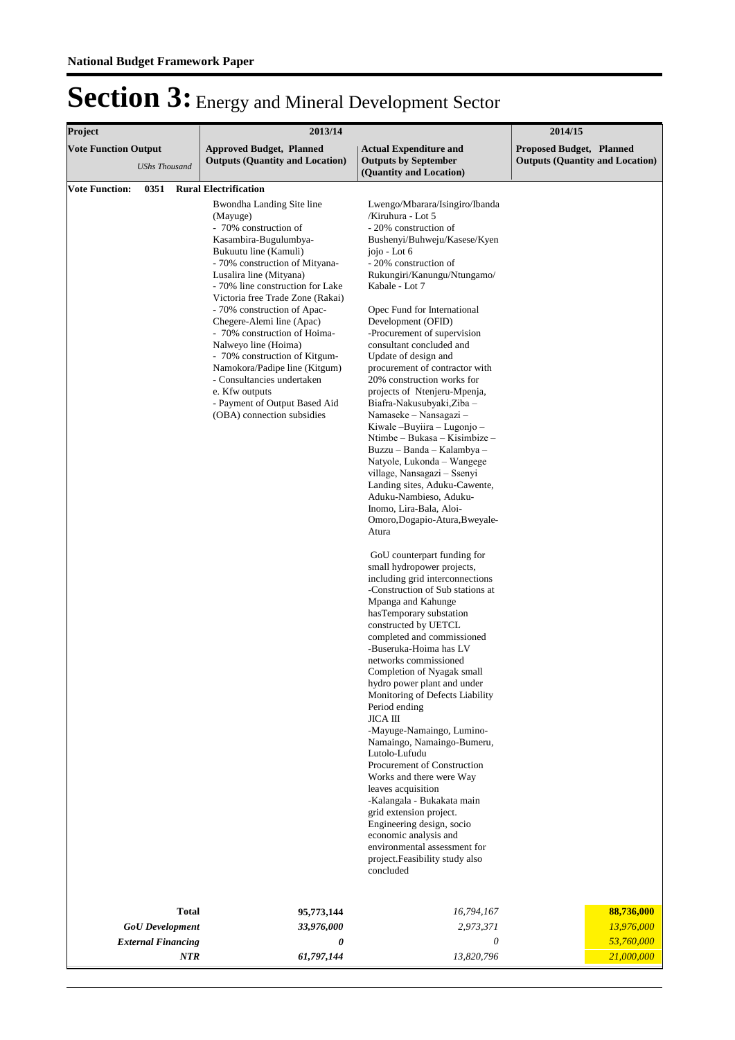**National Budget Framework Paper**

# Section 3: Energy and Mineral Development Sector

| Project | 2013/14 | | 2014/15 |
|---|---|---|---|
| **Vote Function Output** *UShs Thousand* | **Approved Budget, Planned Outputs (Quantity and Location)** | **Actual Expenditure and Outputs by September (Quantity and Location)** | **Proposed Budget, Planned Outputs (Quantity and Location)** |
| **Vote Function: 0351 Rural Electrification** | | | |
| | Bwondha Landing Site line (Mayuge)<br>- 70% construction of Kasambira-Bugulumbya-Bukuutu line (Kamuli)<br>- 70% construction of Mityana-Lusalira line (Mityana)<br>- 70% line construction for Lake Victoria free Trade Zone (Rakai)<br>- 70% construction of Apac-Chegere-Alemi line (Apac)<br>- 70% construction of Hoima-Nalweyo line (Hoima)<br>- 70% construction of Kitgum-Namokora/Padipe line (Kitgum)<br>- Consultancies undertaken<br>e. Kfw outputs<br>- Payment of Output Based Aid (OBA) connection subsidies | Lwengo/Mbarara/Isingiro/Ibanda /Kiruhura - Lot 5<br>- 20% construction of Bushenyi/Buhweju/Kasese/Kyenjojo - Lot 6<br>- 20% construction of Rukungiri/Kanungu/Ntungamo/ Kabale - Lot 7<br><br>Opec Fund for International Development (OFID)<br>-Procurement of supervision consultant concluded and Update of design and procurement of contractor with 20% construction works for projects of Ntenjeru-Mpenja, Biafra-Nakusubyaki,Ziba – Namaseke – Nansagazi – Kiwale –Buyiira – Lugonjo – Ntimbe – Bukasa – Kisimbize – Buzzu – Banda – Kalambya – Natyole, Lukonda – Wangege village, Nansagazi – Ssenyi Landing sites, Aduku-Cawente, Aduku-Nambieso, Aduku-Inomo, Lira-Bala, Aloi-Omoro,Dogapio-Atura,Bweyale-Atura<br><br>GoU counterpart funding for small hydropower projects, including grid interconnections<br>-Construction of Sub stations at Mpanga and Kahunge hasTemporary substation constructed by UETCL completed and commissioned<br>-Buseruka-Hoima has LV networks commissioned<br>Completion of Nyagak small hydro power plant and under Monitoring of Defects Liability Period ending<br>JICA III<br>-Mayuge-Namaingo, Lumino-Namaingo, Namaingo-Bumeru, Lutolo-Lufudu<br>Procurement of Construction Works and there were Way leaves acquisition<br>-Kalangala - Bukakata main grid extension project.<br>Engineering design, socio economic analysis and environmental assessment for project.Feasibility study also concluded | |
| **Total** | **95,773,144** | *16,794,167* | **88,736,000** |
| ***GoU Development*** | ***33,976,000*** | *2,973,371* | *13,976,000* |
| ***External Financing*** | ***0*** | *0* | *53,760,000* |
| ***NTR*** | ***61,797,144*** | *13,820,796* | *21,000,000* |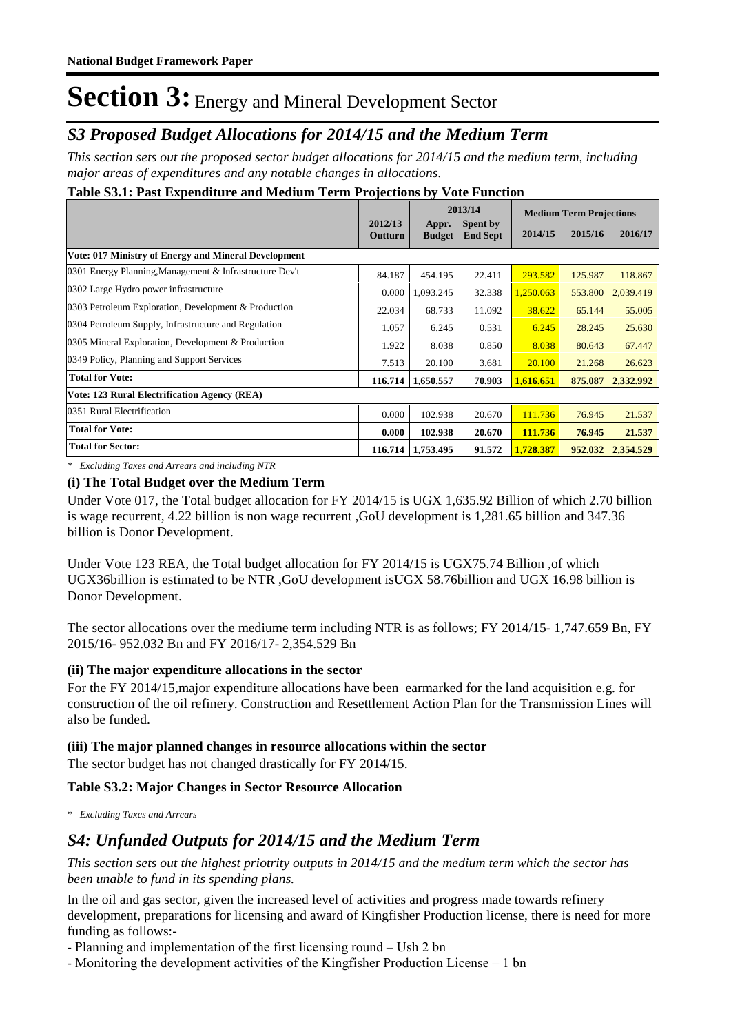# Section 3: Energy and Mineral Development Sector

## *S3 Proposed Budget Allocations for 2014/15 and the Medium Term*

*This section sets out the proposed sector budget allocations for 2014/15 and the medium term, including major areas of expenditures and any notable changes in allocations.*

**Table S3.1: Past Expenditure and Medium Term Projections by Vote Function**

| | 2012/13 Outturn | 2013/14 Appr. Budget | 2013/14 Spent by End Sept | Medium Term Projections 2014/15 | 2015/16 | 2016/17 |
|---|---|---|---|---|---|---|
| **Vote: 017 Ministry of Energy and Mineral Development** | | | | | | |
| 0301 Energy Planning,Management & Infrastructure Dev't | 84.187 | 454.195 | 22.411 | 293.582 | 125.987 | 118.867 |
| 0302 Large Hydro power infrastructure | 0.000 | 1,093.245 | 32.338 | 1,250.063 | 553.800 | 2,039.419 |
| 0303 Petroleum Exploration, Development & Production | 22.034 | 68.733 | 11.092 | 38.622 | 65.144 | 55.005 |
| 0304 Petroleum Supply, Infrastructure and Regulation | 1.057 | 6.245 | 0.531 | 6.245 | 28.245 | 25.630 |
| 0305 Mineral Exploration, Development & Production | 1.922 | 8.038 | 0.850 | 8.038 | 80.643 | 67.447 |
| 0349 Policy, Planning and Support Services | 7.513 | 20.100 | 3.681 | 20.100 | 21.268 | 26.623 |
| **Total for Vote:** | **116.714** | **1,650.557** | **70.903** | **1,616.651** | **875.087** | **2,332.992** |
| **Vote: 123 Rural Electrification Agency (REA)** | | | | | | |
| 0351 Rural Electrification | 0.000 | 102.938 | 20.670 | 111.736 | 76.945 | 21.537 |
| **Total for Vote:** | **0.000** | **102.938** | **20.670** | **111.736** | **76.945** | **21.537** |
| **Total for Sector:** | **116.714** | **1,753.495** | **91.572** | **1,728.387** | **952.032** | **2,354.529** |

*\* Excluding Taxes and Arrears and including NTR*

### (i) The Total Budget over the Medium Term

Under Vote 017, the Total budget allocation for FY 2014/15 is UGX 1,635.92 Billion of which 2.70 billion is wage recurrent, 4.22 billion is non wage recurrent ,GoU development is 1,281.65 billion and 347.36 billion is Donor Development.

Under Vote 123 REA, the Total budget allocation for FY 2014/15 is UGX75.74 Billion ,of which UGX36billion is estimated to be NTR ,GoU development isUGX 58.76billion and UGX 16.98 billion is Donor Development.

The sector allocations over the mediume term including NTR is as follows; FY 2014/15- 1,747.659 Bn, FY 2015/16- 952.032 Bn and FY 2016/17- 2,354.529 Bn

### (ii) The major expenditure allocations in the sector

For the FY 2014/15,major expenditure allocations have been earmarked for the land acquisition e.g. for construction of the oil refinery. Construction and Resettlement Action Plan for the Transmission Lines will also be funded.

### (iii) The major planned changes in resource allocations within the sector

The sector budget has not changed drastically for FY 2014/15.

**Table S3.2: Major Changes in Sector Resource Allocation**

*\* Excluding Taxes and Arrears*

## *S4: Unfunded Outputs for 2014/15 and the Medium Term*

*This section sets out the highest priotrity outputs in 2014/15 and the medium term which the sector has been unable to fund in its spending plans.*

In the oil and gas sector, given the increased level of activities and progress made towards refinery development, preparations for licensing and award of Kingfisher Production license, there is need for more funding as follows:-

- Planning and implementation of the first licensing round – Ush 2 bn
- Monitoring the development activities of the Kingfisher Production License – 1 bn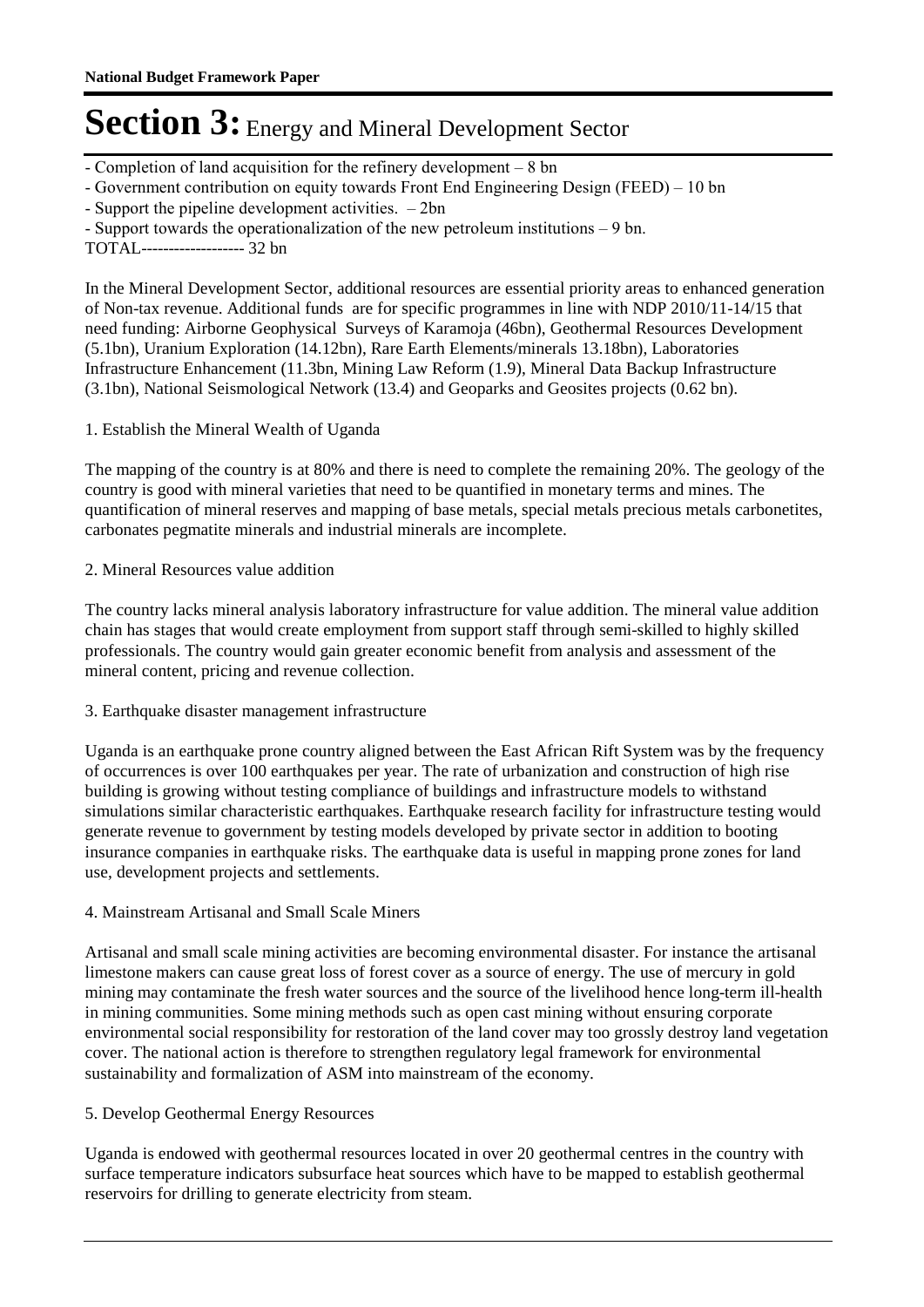# Section 3: Energy and Mineral Development Sector

- Completion of land acquisition for the refinery development – 8 bn
- Government contribution on equity towards Front End Engineering Design (FEED) – 10 bn
- Support the pipeline development activities. – 2bn
- Support towards the operationalization of the new petroleum institutions – 9 bn.

TOTAL------------------- 32 bn

In the Mineral Development Sector, additional resources are essential priority areas to enhanced generation of Non-tax revenue. Additional funds are for specific programmes in line with NDP 2010/11-14/15 that need funding: Airborne Geophysical Surveys of Karamoja (46bn), Geothermal Resources Development (5.1bn), Uranium Exploration (14.12bn), Rare Earth Elements/minerals 13.18bn), Laboratories Infrastructure Enhancement (11.3bn, Mining Law Reform (1.9), Mineral Data Backup Infrastructure (3.1bn), National Seismological Network (13.4) and Geoparks and Geosites projects (0.62 bn).

1. Establish the Mineral Wealth of Uganda

The mapping of the country is at 80% and there is need to complete the remaining 20%. The geology of the country is good with mineral varieties that need to be quantified in monetary terms and mines. The quantification of mineral reserves and mapping of base metals, special metals precious metals carbonetites, carbonates pegmatite minerals and industrial minerals are incomplete.

2. Mineral Resources value addition

The country lacks mineral analysis laboratory infrastructure for value addition. The mineral value addition chain has stages that would create employment from support staff through semi-skilled to highly skilled professionals. The country would gain greater economic benefit from analysis and assessment of the mineral content, pricing and revenue collection.

3. Earthquake disaster management infrastructure

Uganda is an earthquake prone country aligned between the East African Rift System was by the frequency of occurrences is over 100 earthquakes per year. The rate of urbanization and construction of high rise building is growing without testing compliance of buildings and infrastructure models to withstand simulations similar characteristic earthquakes. Earthquake research facility for infrastructure testing would generate revenue to government by testing models developed by private sector in addition to booting insurance companies in earthquake risks. The earthquake data is useful in mapping prone zones for land use, development projects and settlements.

4. Mainstream Artisanal and Small Scale Miners

Artisanal and small scale mining activities are becoming environmental disaster. For instance the artisanal limestone makers can cause great loss of forest cover as a source of energy. The use of mercury in gold mining may contaminate the fresh water sources and the source of the livelihood hence long-term ill-health in mining communities. Some mining methods such as open cast mining without ensuring corporate environmental social responsibility for restoration of the land cover may too grossly destroy land vegetation cover. The national action is therefore to strengthen regulatory legal framework for environmental sustainability and formalization of ASM into mainstream of the economy.

5. Develop Geothermal Energy Resources

Uganda is endowed with geothermal resources located in over 20 geothermal centres in the country with surface temperature indicators subsurface heat sources which have to be mapped to establish geothermal reservoirs for drilling to generate electricity from steam.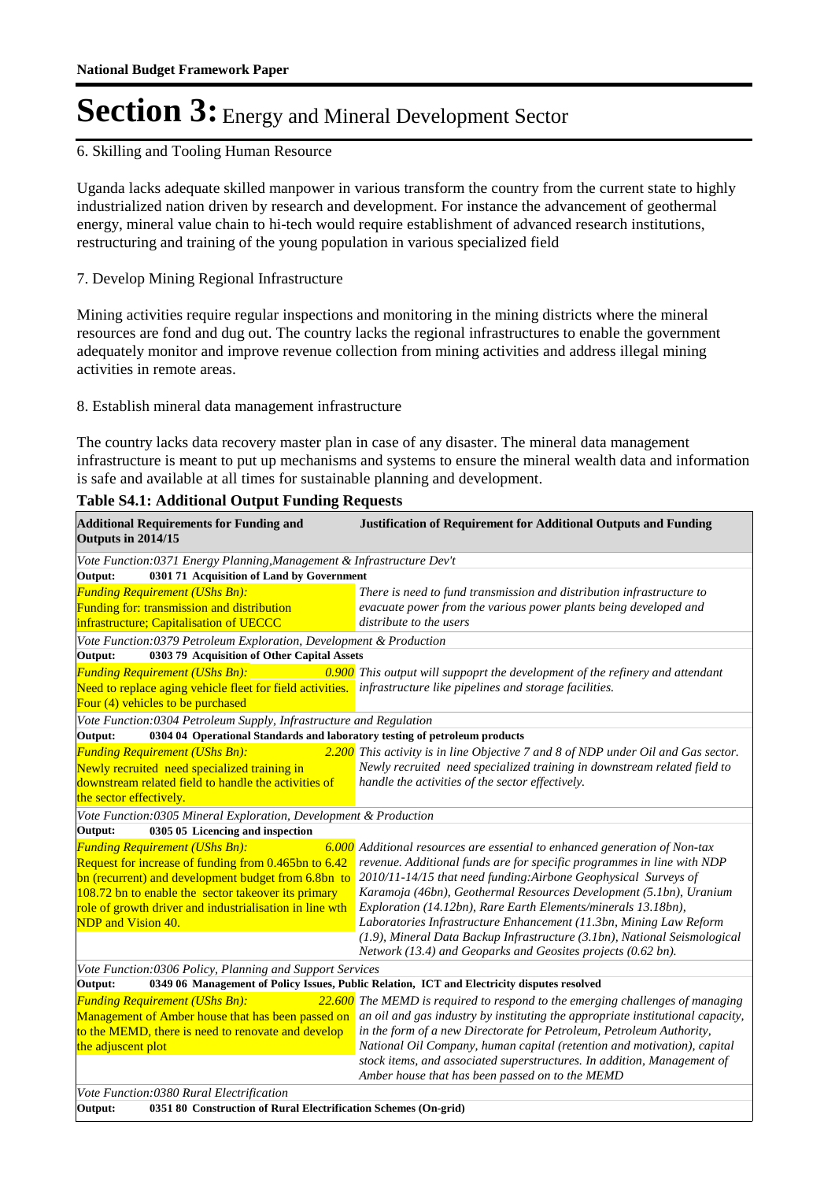# Section 3: Energy and Mineral Development Sector

6. Skilling and Tooling Human Resource

Uganda lacks adequate skilled manpower in various transform the country from the current state to highly industrialized nation driven by research and development. For instance the advancement of geothermal energy, mineral value chain to hi-tech would require establishment of advanced research institutions, restructuring and training of the young population in various specialized field

7. Develop Mining Regional Infrastructure

Mining activities require regular inspections and monitoring in the mining districts where the mineral resources are fond and dug out. The country lacks the regional infrastructures to enable the government adequately monitor and improve revenue collection from mining activities and address illegal mining activities in remote areas.

8. Establish mineral data management infrastructure

The country lacks data recovery master plan in case of any disaster. The mineral data management infrastructure is meant to put up mechanisms and systems to ensure the mineral wealth data and information is safe and available at all times for sustainable planning and development.

**Table S4.1: Additional Output Funding Requests**

| Additional Requirements for Funding and Outputs in 2014/15 | | Justification of Requirement for Additional Outputs and Funding |
|---|---|---|
| *Vote Function:0371 Energy Planning,Management & Infrastructure Dev't* | | |
| **Output: 0301 71 Acquisition of Land by Government** | | |
| *Funding Requirement (UShs Bn):* Funding for: transmission and distribution infrastructure; Capitalisation of UECCC | | *There is need to fund transmission and distribution infrastructure to evacuate power from the various power plants being developed and distribute to the users* |
| *Vote Function:0379 Petroleum Exploration, Development & Production* | | |
| **Output: 0303 79 Acquisition of Other Capital Assets** | | |
| *Funding Requirement (UShs Bn):* Need to replace aging vehicle fleet for field activities. Four (4) vehicles to be purchased | *0.900* | *This output will suppoprt the development of the refinery and attendant infrastructure like pipelines and storage facilities.* |
| *Vote Function:0304 Petroleum Supply, Infrastructure and Regulation* | | |
| **Output: 0304 04 Operational Standards and laboratory testing of petroleum products** | | |
| *Funding Requirement (UShs Bn):* Newly recruited need specialized training in downstream related field to handle the activities of the sector effectively. | *2.200* | *This activity is in line Objective 7 and 8 of NDP under Oil and Gas sector. Newly recruited need specialized training in downstream related field to handle the activities of the sector effectively.* |
| *Vote Function:0305 Mineral Exploration, Development & Production* | | |
| **Output: 0305 05 Licencing and inspection** | | |
| *Funding Requirement (UShs Bn):* Request for increase of funding from 0.465bn to 6.42 bn (recurrent) and development budget from 6.8bn to 108.72 bn to enable the sector takeover its primary role of growth driver and industrialisation in line wth NDP and Vision 40. | *6.000* | *Additional resources are essential to enhanced generation of Non-tax revenue. Additional funds are for specific programmes in line with NDP 2010/11-14/15 that need funding:Airbone Geophysical Surveys of Karamoja (46bn), Geothermal Resources Development (5.1bn), Uranium Exploration (14.12bn), Rare Earth Elements/minerals 13.18bn), Laboratories Infrastructure Enhancement (11.3bn, Mining Law Reform (1.9), Mineral Data Backup Infrastructure (3.1bn), National Seismological Network (13.4) and Geoparks and Geosites projects (0.62 bn).* |
| *Vote Function:0306 Policy, Planning and Support Services* | | |
| **Output: 0349 06 Management of Policy Issues, Public Relation, ICT and Electricity disputes resolved** | | |
| *Funding Requirement (UShs Bn):* Management of Amber house that has been passed on to the MEMD, there is need to renovate and develop the adjuscent plot | *22.600* | *The MEMD is required to respond to the emerging challenges of managing an oil and gas industry by instituting the appropriate institutional capacity, in the form of a new Directorate for Petroleum, Petroleum Authority, National Oil Company, human capital (retention and motivation), capital stock items, and associated superstructures. In addition, Management of Amber house that has been passed on to the MEMD* |
| *Vote Function:0380 Rural Electrification* | | |
| **Output: 0351 80 Construction of Rural Electrification Schemes (On-grid)** | | |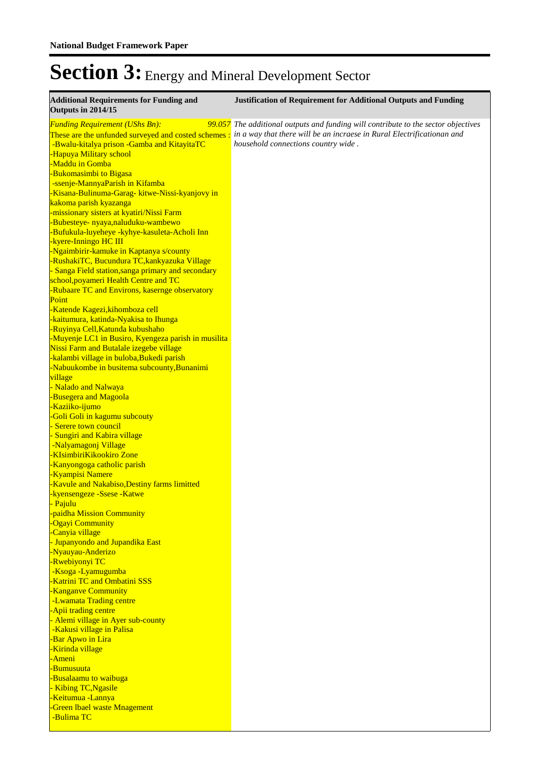**National Budget Framework Paper**

# Section 3: Energy and Mineral Development Sector

| Additional Requirements for Funding and Outputs in 2014/15 | Justification of Requirement for Additional Outputs and Funding |
|---|---|
| *Funding Requirement (UShs Bn):* *99.057*<br>These are the unfunded surveyed and costed schemes :<br>-Bwalu-kitalya prison -Gamba and KitayitaTC<br>-Hapuya Military school<br>-Maddu in Gomba<br>-Bukomasimbi to Bigasa<br>-ssenje-MannyaParish in Kifamba<br>-Kisana-Bulinuma-Garag- kitwe-Nissi-kyanjovy in kakoma parish kyazanga<br>-missionary sisters at kyatiri/Nissi Farm<br>-Bubesteye- nyaya,naluduku-wambewo<br>-Bufukula-luyeheye -kyhye-kasuleta-Acholi Inn<br>-kyere-Inningo HC III<br>-Ngaimbirir-kamuke in Kaptanya s/county<br>-RushakiTC, Bucundura TC,kankyazuka Village<br>- Sanga Field station,sanga primary and secondary school,poyameri Health Centre and TC<br>-Rubaare TC and Environs, kasernge observatory Point<br>-Katende Kagezi,kihomboza cell<br>-kaitumura, katinda-Nyakisa to Ihunga<br>-Ruyinya Cell,Katunda kubushaho<br>-Muyenje LC1 in Busiro, Kyengeza parish in musilita Nissi Farm and Butalale izegebe village<br>-kalambi village in buloba,Bukedi parish<br>-Nabuukombe in busitema subcounty,Bunanimi village<br>- Nalado and Nalwaya<br>-Busegera and Magoola<br>-Kaziiko-ijumo<br>-Goli Goli in kagumu subcouty<br>- Serere town council<br>- Sungiri and Kabira village<br>-Nalyamagonj Village<br>-KIsimbiriKikookiro Zone<br>-Kanyongoga catholic parish<br>-Kyampisi Namere<br>-Kavule and Nakabiso,Destiny farms limitted<br>-kyensengeze -Ssese -Katwe<br>- Pajulu<br>-paidha Mission Community<br>-Ogayi Community<br>-Canyia village<br>- Jupanyondo and Jupandika East<br>-Nyauyau-Anderizo<br>-Rwebiyonyi TC<br>-Ksoga -Lyamugumba<br>-Katrini TC and Ombatini SSS<br>-Kanganve Community<br>-Lwamata Trading centre<br>-Apii trading centre<br>- Alemi village in Ayer sub-county<br>-Kakusi village in Palisa<br>-Bar Apwo in Lira<br>-Kirinda village<br>-Ameni<br>-Bumusuuta<br>-Busalaamu to waibuga<br>- Kibing TC,Ngasile<br>-Keitumua -Lannya<br>-Green lbael waste Mnagement<br>-Bulima TC | *The additional outputs and funding will contribute to the sector objectives in a way that there will be an incraese in Rural Electrificationan and household connections country wide .* |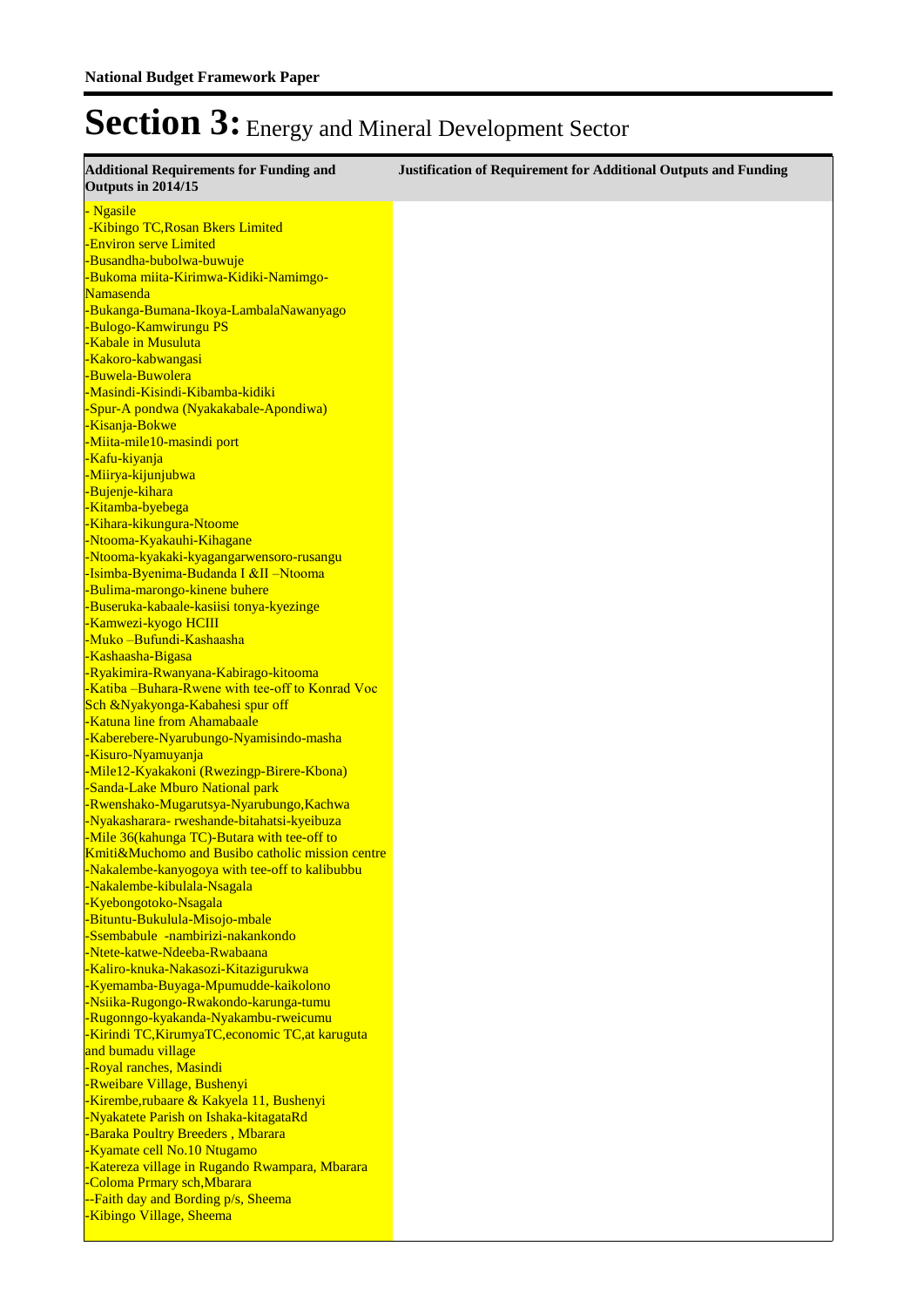# Section 3: Energy and Mineral Development Sector

| Additional Requirements for Funding and Outputs in 2014/15 | Justification of Requirement for Additional Outputs and Funding |
|---|---|
| - Ngasile<br>-Kibingo TC,Rosan Bkers Limited<br>-Environ serve Limited<br>-Busandha-bubolwa-buwuje<br>-Bukoma miita-Kirimwa-Kidiki-Namimgo-Namasenda<br>-Bukanga-Bumana-Ikoya-LambalaNawanyago<br>-Bulogo-Kamwirungu PS<br>-Kabale in Musuluta<br>-Kakoro-kabwangasi<br>-Buwela-Buwolera<br>-Masindi-Kisindi-Kibamba-kidiki<br>-Spur-A pondwa (Nyakakabale-Apondiwa)<br>-Kisanja-Bokwe<br>-Miita-mile10-masindi port<br>-Kafu-kiyanja<br>-Miirya-kijunjubwa<br>-Bujenje-kihara<br>-Kitamba-byebega<br>-Kihara-kikungura-Ntoome<br>-Ntooma-Kyakauhi-Kihagane<br>-Ntooma-kyakaki-kyagangarwensoro-rusangu<br>-Isimba-Byenima-Budanda I &II –Ntooma<br>-Bulima-marongo-kinene buhere<br>-Buseruka-kabaale-kasiisi tonya-kyezinge<br>-Kamwezi-kyogo HCIII<br>-Muko –Bufundi-Kashaasha<br>-Kashaasha-Bigasa<br>-Ryakimira-Rwanyana-Kabirago-kitooma<br>-Katiba –Buhara-Rwene with tee-off to Konrad Voc Sch &Nyakyonga-Kabahesi spur off<br>-Katuna line from Ahamabaale<br>-Kaberebere-Nyarubungo-Nyamisindo-masha<br>-Kisuro-Nyamuyanja<br>-Mile12-Kyakakoni (Rwezingp-Birere-Kbona)<br>-Sanda-Lake Mburo National park<br>-Rwenshako-Mugarutsya-Nyarubungo,Kachwa<br>-Nyakasharara- rweshande-bitahatsi-kyeibuza<br>-Mile 36(kahunga TC)-Butara with tee-off to Kmiti&Muchomo and Busibo catholic mission centre<br>-Nakalembe-kanyogoya with tee-off to kalibubbu<br>-Nakalembe-kibulala-Nsagala<br>-Kyebongotoko-Nsagala<br>-Bituntu-Bukulula-Misojo-mbale<br>-Ssembabule -nambirizi-nakankondo<br>-Ntete-katwe-Ndeeba-Rwabaana<br>-Kaliro-knuka-Nakasozi-Kitazigurukwa<br>-Kyemamba-Buyaga-Mpumudde-kaikolono<br>-Nsiika-Rugongo-Rwakondo-karunga-tumu<br>-Rugonngo-kyakanda-Nyakambu-rweicumu<br>-Kirindi TC,KirumyaTC,economic TC,at karuguta and bumadu village<br>-Royal ranches, Masindi<br>-Rweibare Village, Bushenyi<br>-Kirembe,rubaare & Kakyela 11, Bushenyi<br>-Nyakatete Parish on Ishaka-kitagataRd<br>-Baraka Poultry Breeders , Mbarara<br>-Kyamate cell No.10 Ntugamo<br>-Katereza village in Rugando Rwampara, Mbarara<br>-Coloma Prmary sch,Mbarara<br>--Faith day and Bording p/s, Sheema<br>-Kibingo Village, Sheema | |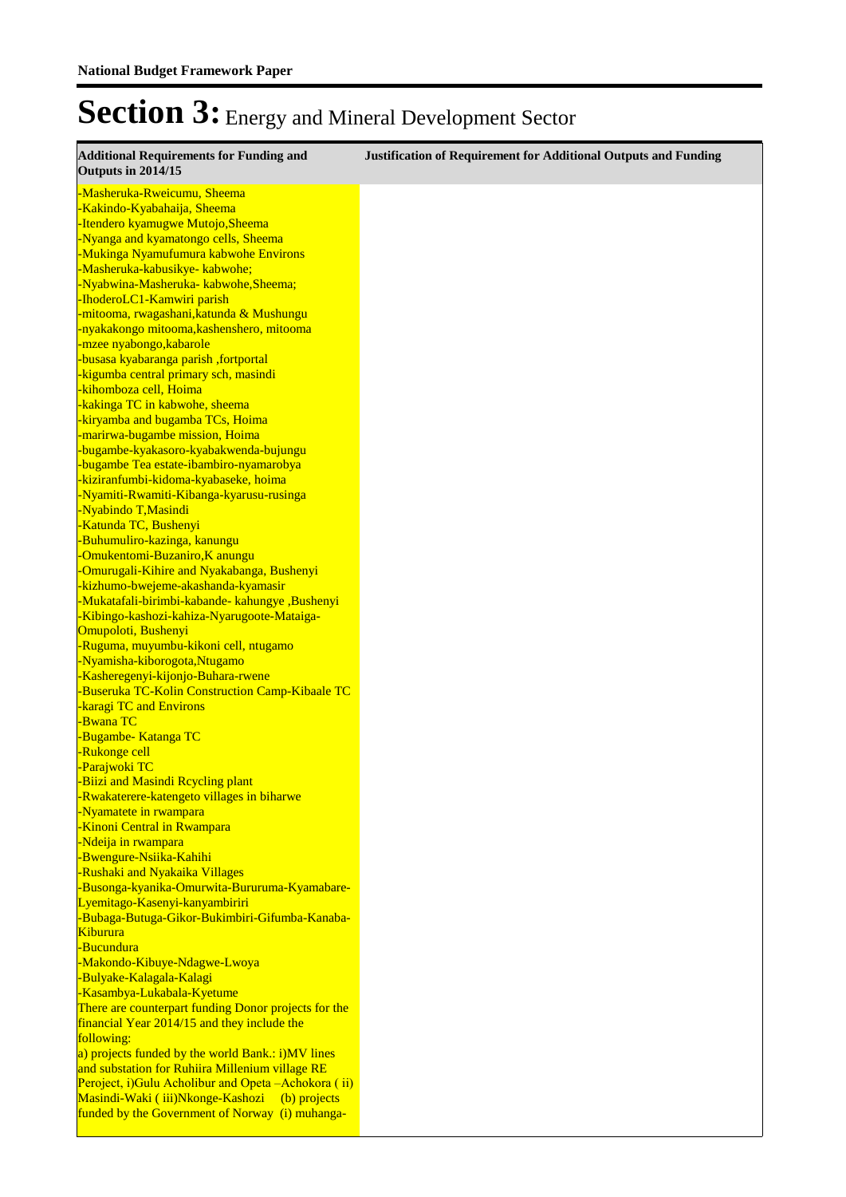# Section 3: Energy and Mineral Development Sector

| Additional Requirements for Funding and Outputs in 2014/15 | Justification of Requirement for Additional Outputs and Funding |
|---|---|
| -Masheruka-Rweicumu, Sheema<br>-Kakindo-Kyabahaija, Sheema<br>-Itendero kyamugwe Mutojo,Sheema<br>-Nyanga and kyamatongo cells, Sheema<br>-Mukinga Nyamufumura kabwohe Environs<br>-Masheruka-kabusikye- kabwohe;<br>-Nyabwina-Masheruka- kabwohe,Sheema;<br>-IhoderoLC1-Kamwiri parish<br>-mitooma, rwagashani,katunda & Mushungu<br>-nyakakongo mitooma,kashenshero, mitooma<br>-mzee nyabongo,kabarole<br>-busasa kyabaranga parish ,fortportal<br>-kigumba central primary sch, masindi<br>-kihomboza cell, Hoima<br>-kakinga TC in kabwohe, sheema<br>-kiryamba and bugamba TCs, Hoima<br>-marirwa-bugambe mission, Hoima<br>-bugambe-kyakasoro-kyabakwenda-bujungu<br>-bugambe Tea estate-ibambiro-nyamarobya<br>-kiziranfumbi-kidoma-kyabaseke, hoima<br>-Nyamiti-Rwamiti-Kibanga-kyarusu-rusinga<br>-Nyabindo T,Masindi<br>-Katunda TC, Bushenyi<br>-Buhumuliro-kazinga, kanungu<br>-Omukentomi-Buzaniro,K anungu<br>-Omurugali-Kihire and Nyakabanga, Bushenyi<br>-kizhumo-bwejeme-akashanda-kyamasir<br>-Mukatafali-birimbi-kabande- kahungye ,Bushenyi<br>-Kibingo-kashozi-kahiza-Nyarugoote-Mataiga-Omupoloti, Bushenyi<br>-Ruguma, muyumbu-kikoni cell, ntugamo<br>-Nyamisha-kiborogota,Ntugamo<br>-Kasheregenyi-kijonjo-Buhara-rwene<br>-Buseruka TC-Kolin Construction Camp-Kibaale TC<br>-karagi TC and Environs<br>-Bwana TC<br>-Bugambe- Katanga TC<br>-Rukonge cell<br>-Parajwoki TC<br>-Biizi and Masindi Rcycling plant<br>-Rwakaterere-katengeto villages in biharwe<br>-Nyamatete in rwampara<br>-Kinoni Central in Rwampara<br>-Ndeija in rwampara<br>-Bwengure-Nsiika-Kahihi<br>-Rushaki and Nyakaika Villages<br>-Busonga-kyanika-Omurwita-Bururuma-Kyamabare-Lyemitago-Kasenyi-kanyambiriri<br>-Bubaga-Butuga-Gikor-Bukimbiri-Gifumba-Kanaba-Kiburura<br>-Bucundura<br>-Makondo-Kibuye-Ndagwe-Lwoya<br>-Bulyake-Kalagala-Kalagi<br>-Kasambya-Lukabala-Kyetume<br>There are counterpart funding Donor projects for the financial Year 2014/15 and they include the following:<br>a) projects funded by the world Bank.: i)MV lines and substation for Ruhiira Millenium village RE Peroject, i)Gulu Acholibur and Opeta –Achokora ( ii) Masindi-Waki ( iii)Nkonge-Kashozi (b) projects funded by the Government of Norway (i) muhanga- | |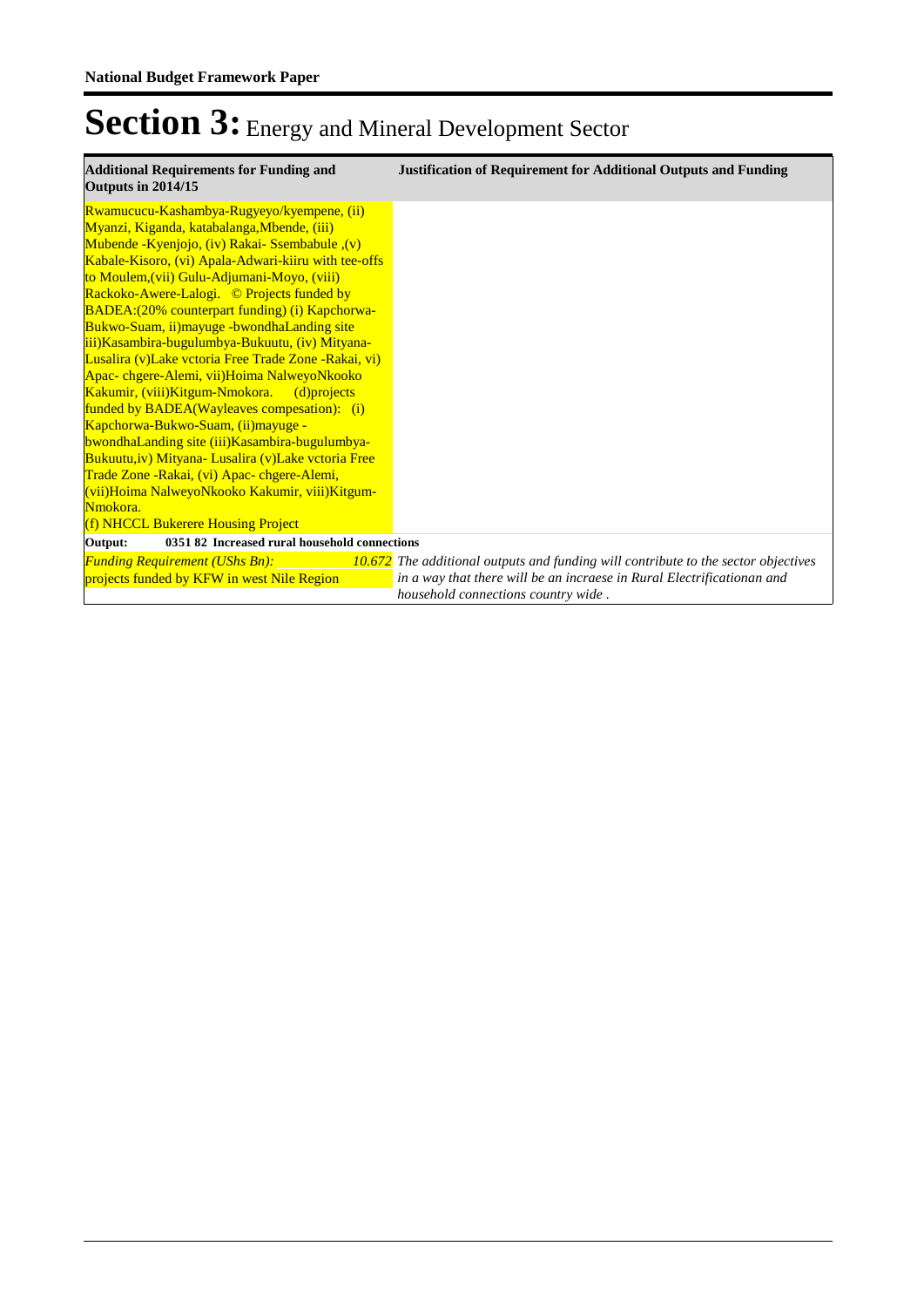# Section 3: Energy and Mineral Development Sector

| Additional Requirements for Funding and Outputs in 2014/15 | Justification of Requirement for Additional Outputs and Funding |
|---|---|
| Rwamucucu-Kashambya-Rugyeyo/kyempene, (ii) Myanzi, Kiganda, katabalanga,Mbende, (iii) Mubende -Kyenjojo, (iv) Rakai- Ssembabule ,(v) Kabale-Kisoro, (vi) Apala-Adwari-kiiru with tee-offs to Moulem,(vii) Gulu-Adjumani-Moyo, (viii) Rackoko-Awere-Lalogi. © Projects funded by BADEA:(20% counterpart funding) (i) Kapchorwa-Bukwo-Suam, ii)mayuge -bwondhaLanding site iii)Kasambira-bugulumbya-Bukuutu, (iv) Mityana-Lusalira (v)Lake vctoria Free Trade Zone -Rakai, vi) Apac- chgere-Alemi, vii)Hoima NalweyoNkooko Kakumir, (viii)Kitgum-Nmokora. (d)projects funded by BADEA(Wayleaves compesation): (i) Kapchorwa-Bukwo-Suam, (ii)mayuge -bwondhaLanding site (iii)Kasambira-bugulumbya-Bukuutu,iv) Mityana- Lusalira (v)Lake vctoria Free Trade Zone -Rakai, (vi) Apac- chgere-Alemi, (vii)Hoima NalweyoNkooko Kakumir, viii)Kitgum-Nmokora.<br>(f) NHCCL Bukerere Housing Project | |
| **Output: 0351 82 Increased rural household connections** | |
| *Funding Requirement (UShs Bn):* *10.672*<br>projects funded by KFW in west Nile Region | *The additional outputs and funding will contribute to the sector objectives in a way that there will be an incraese in Rural Electrificationan and household connections country wide .* |